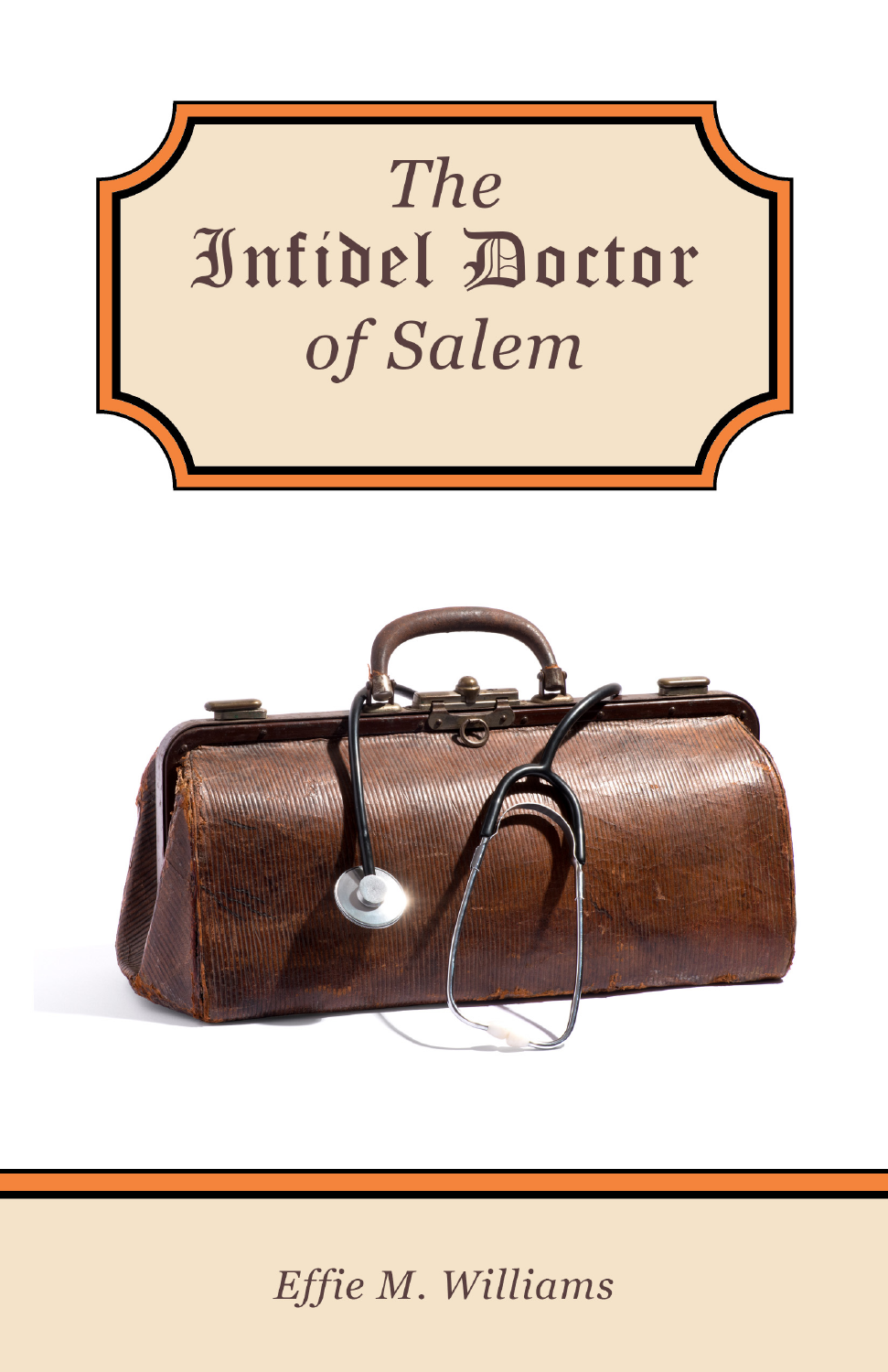# The Infidel Doctor of Salem

*Effie M. Williams*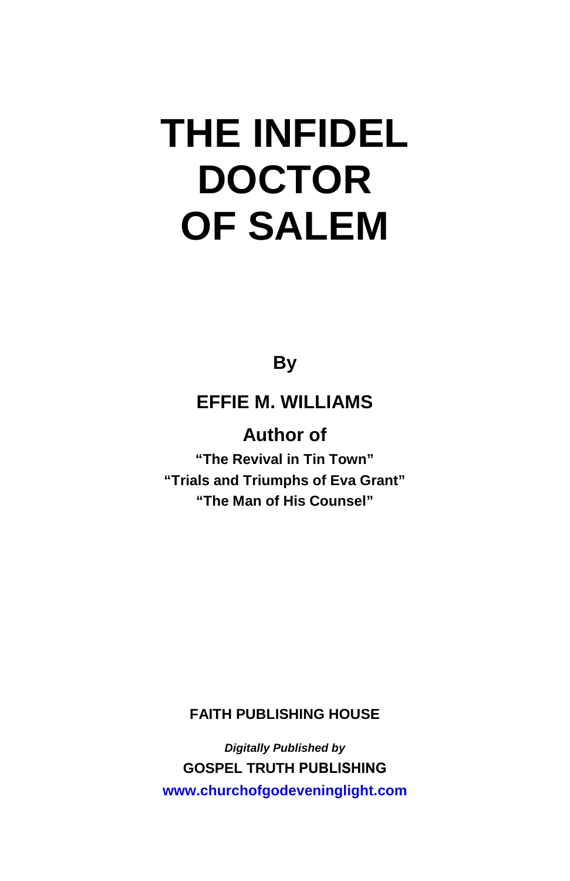# THE INFIDEL DOCTOR OF SALEM

**By**

**EFFIE M. WILLIAMS**

**Author of**

**“The Revival in Tin Town”**
**“Trials and Triumphs of Eva Grant”**
**“The Man of His Counsel”**

**FAITH PUBLISHING HOUSE**

***Digitally Published by***
**GOSPEL TRUTH PUBLISHING**
**www.churchofgodeveninglight.com**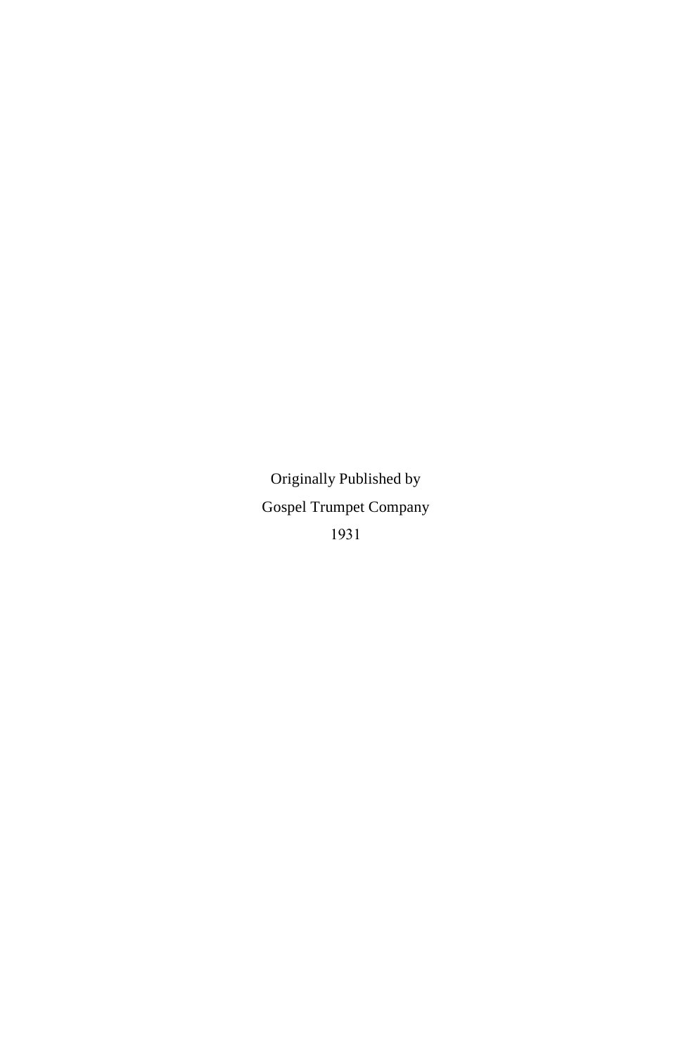Originally Published by

Gospel Trumpet Company

1931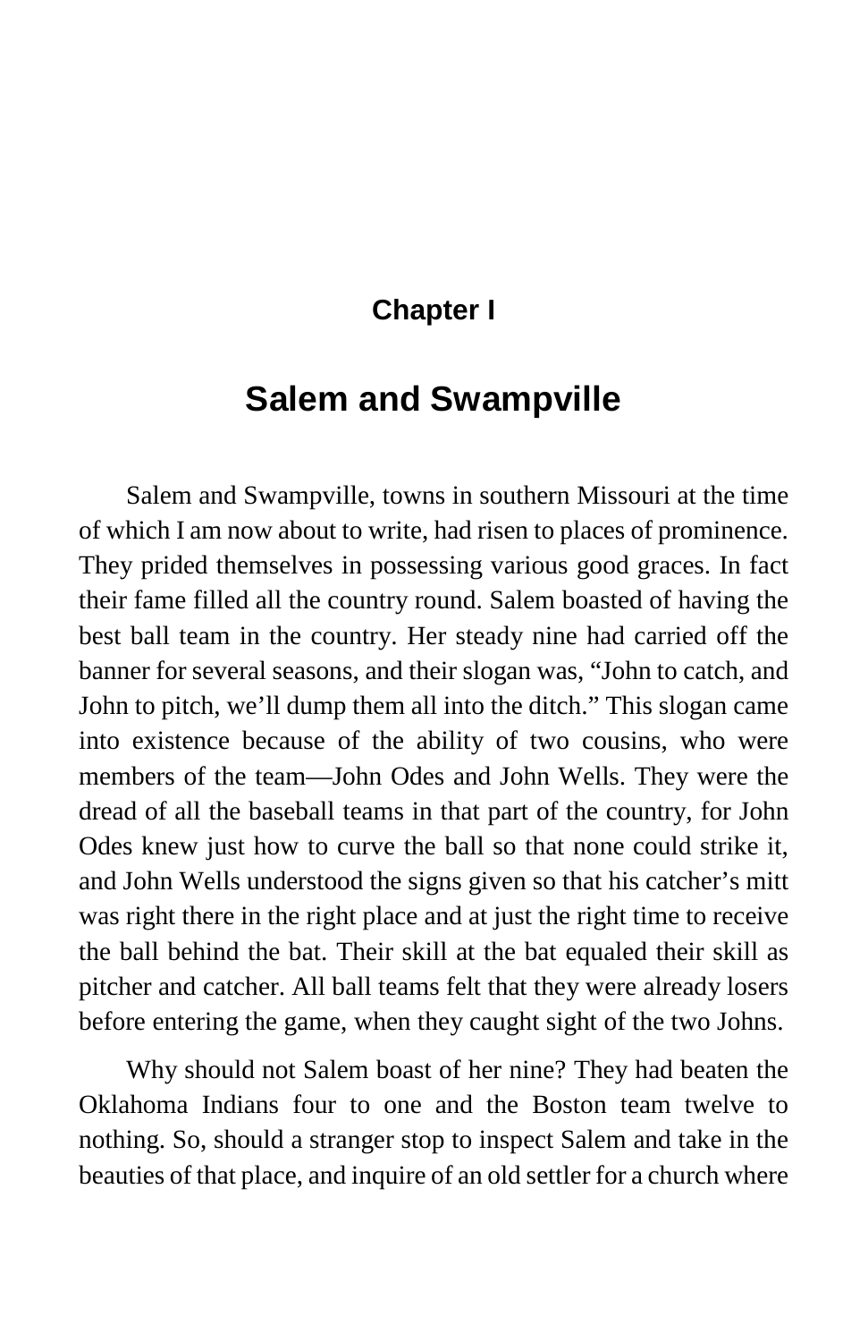## Chapter I

# Salem and Swampville

Salem and Swampville, towns in southern Missouri at the time of which I am now about to write, had risen to places of prominence. They prided themselves in possessing various good graces. In fact their fame filled all the country round. Salem boasted of having the best ball team in the country. Her steady nine had carried off the banner for several seasons, and their slogan was, "John to catch, and John to pitch, we'll dump them all into the ditch." This slogan came into existence because of the ability of two cousins, who were members of the team—John Odes and John Wells. They were the dread of all the baseball teams in that part of the country, for John Odes knew just how to curve the ball so that none could strike it, and John Wells understood the signs given so that his catcher's mitt was right there in the right place and at just the right time to receive the ball behind the bat. Their skill at the bat equaled their skill as pitcher and catcher. All ball teams felt that they were already losers before entering the game, when they caught sight of the two Johns.

Why should not Salem boast of her nine? They had beaten the Oklahoma Indians four to one and the Boston team twelve to nothing. So, should a stranger stop to inspect Salem and take in the beauties of that place, and inquire of an old settler for a church where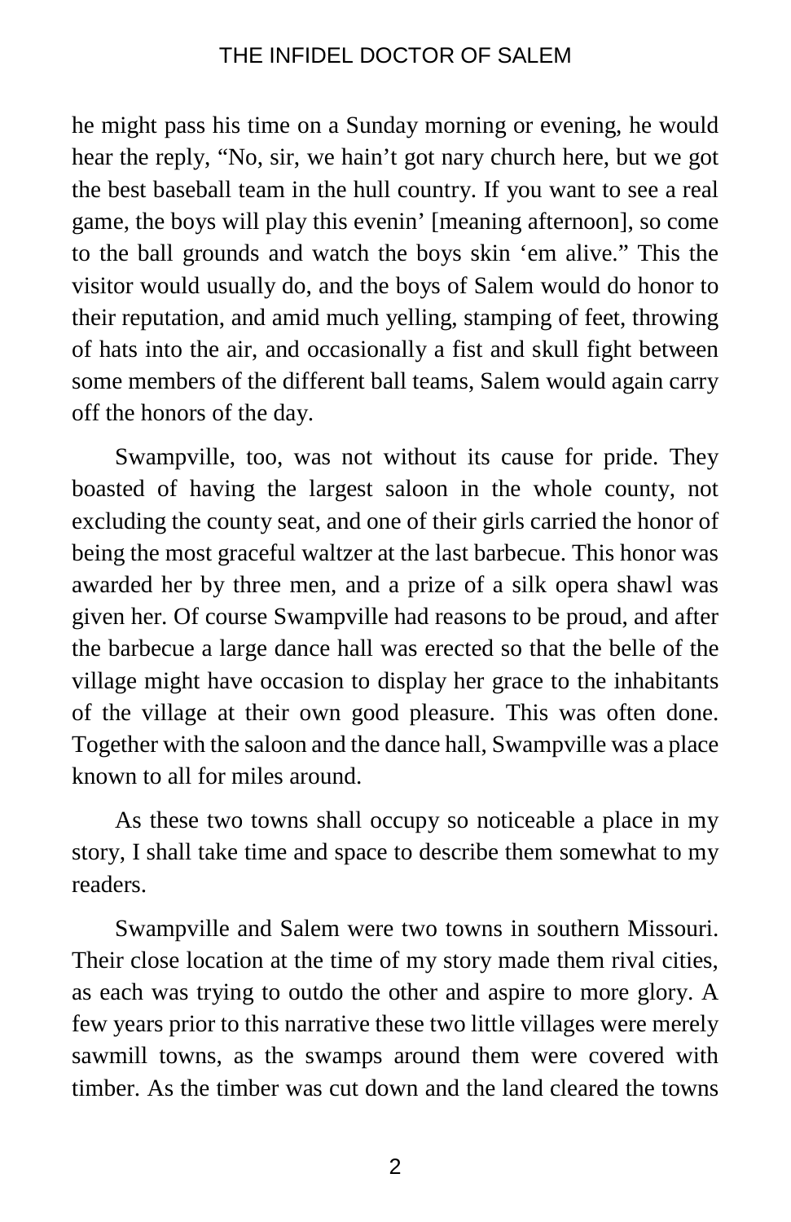he might pass his time on a Sunday morning or evening, he would hear the reply, "No, sir, we hain't got nary church here, but we got the best baseball team in the hull country. If you want to see a real game, the boys will play this evenin' [meaning afternoon], so come to the ball grounds and watch the boys skin 'em alive." This the visitor would usually do, and the boys of Salem would do honor to their reputation, and amid much yelling, stamping of feet, throwing of hats into the air, and occasionally a fist and skull fight between some members of the different ball teams, Salem would again carry off the honors of the day.

Swampville, too, was not without its cause for pride. They boasted of having the largest saloon in the whole county, not excluding the county seat, and one of their girls carried the honor of being the most graceful waltzer at the last barbecue. This honor was awarded her by three men, and a prize of a silk opera shawl was given her. Of course Swampville had reasons to be proud, and after the barbecue a large dance hall was erected so that the belle of the village might have occasion to display her grace to the inhabitants of the village at their own good pleasure. This was often done. Together with the saloon and the dance hall, Swampville was a place known to all for miles around.

As these two towns shall occupy so noticeable a place in my story, I shall take time and space to describe them somewhat to my readers.

Swampville and Salem were two towns in southern Missouri. Their close location at the time of my story made them rival cities, as each was trying to outdo the other and aspire to more glory. A few years prior to this narrative these two little villages were merely sawmill towns, as the swamps around them were covered with timber. As the timber was cut down and the land cleared the towns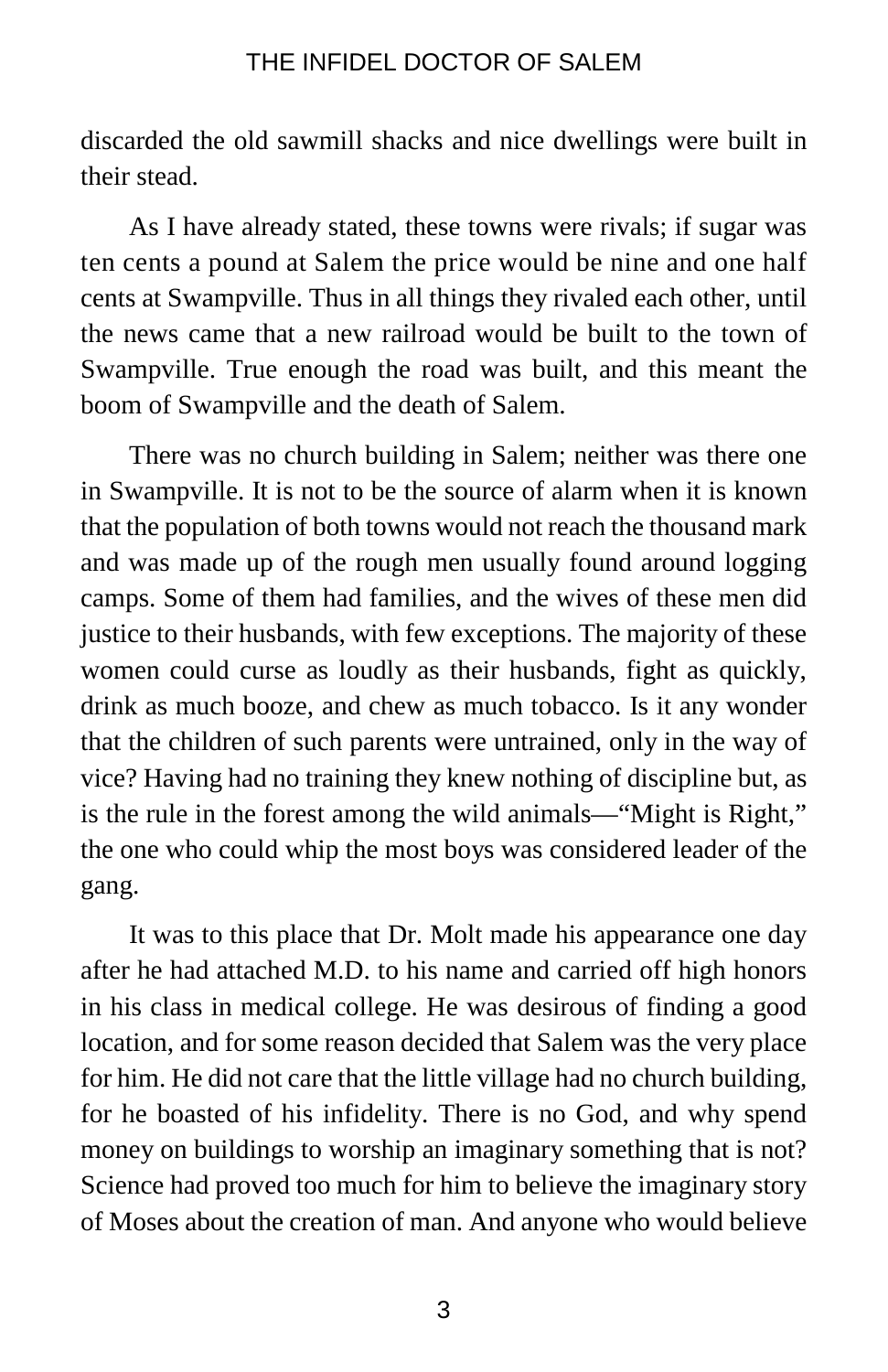discarded the old sawmill shacks and nice dwellings were built in their stead.

As I have already stated, these towns were rivals; if sugar was ten cents a pound at Salem the price would be nine and one half cents at Swampville. Thus in all things they rivaled each other, until the news came that a new railroad would be built to the town of Swampville. True enough the road was built, and this meant the boom of Swampville and the death of Salem.

There was no church building in Salem; neither was there one in Swampville. It is not to be the source of alarm when it is known that the population of both towns would not reach the thousand mark and was made up of the rough men usually found around logging camps. Some of them had families, and the wives of these men did justice to their husbands, with few exceptions. The majority of these women could curse as loudly as their husbands, fight as quickly, drink as much booze, and chew as much tobacco. Is it any wonder that the children of such parents were untrained, only in the way of vice? Having had no training they knew nothing of discipline but, as is the rule in the forest among the wild animals—"Might is Right," the one who could whip the most boys was considered leader of the gang.

It was to this place that Dr. Molt made his appearance one day after he had attached M.D. to his name and carried off high honors in his class in medical college. He was desirous of finding a good location, and for some reason decided that Salem was the very place for him. He did not care that the little village had no church building, for he boasted of his infidelity. There is no God, and why spend money on buildings to worship an imaginary something that is not? Science had proved too much for him to believe the imaginary story of Moses about the creation of man. And anyone who would believe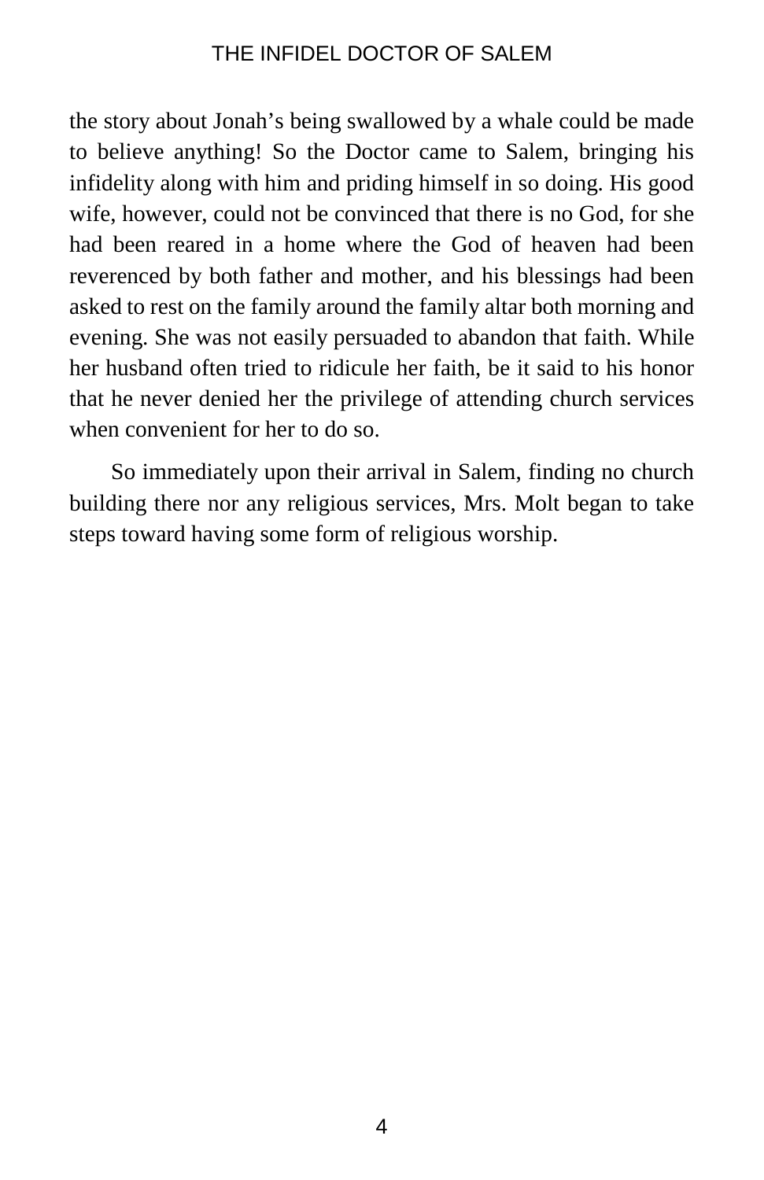the story about Jonah’s being swallowed by a whale could be made to believe anything! So the Doctor came to Salem, bringing his infidelity along with him and priding himself in so doing. His good wife, however, could not be convinced that there is no God, for she had been reared in a home where the God of heaven had been reverenced by both father and mother, and his blessings had been asked to rest on the family around the family altar both morning and evening. She was not easily persuaded to abandon that faith. While her husband often tried to ridicule her faith, be it said to his honor that he never denied her the privilege of attending church services when convenient for her to do so.

So immediately upon their arrival in Salem, finding no church building there nor any religious services, Mrs. Molt began to take steps toward having some form of religious worship.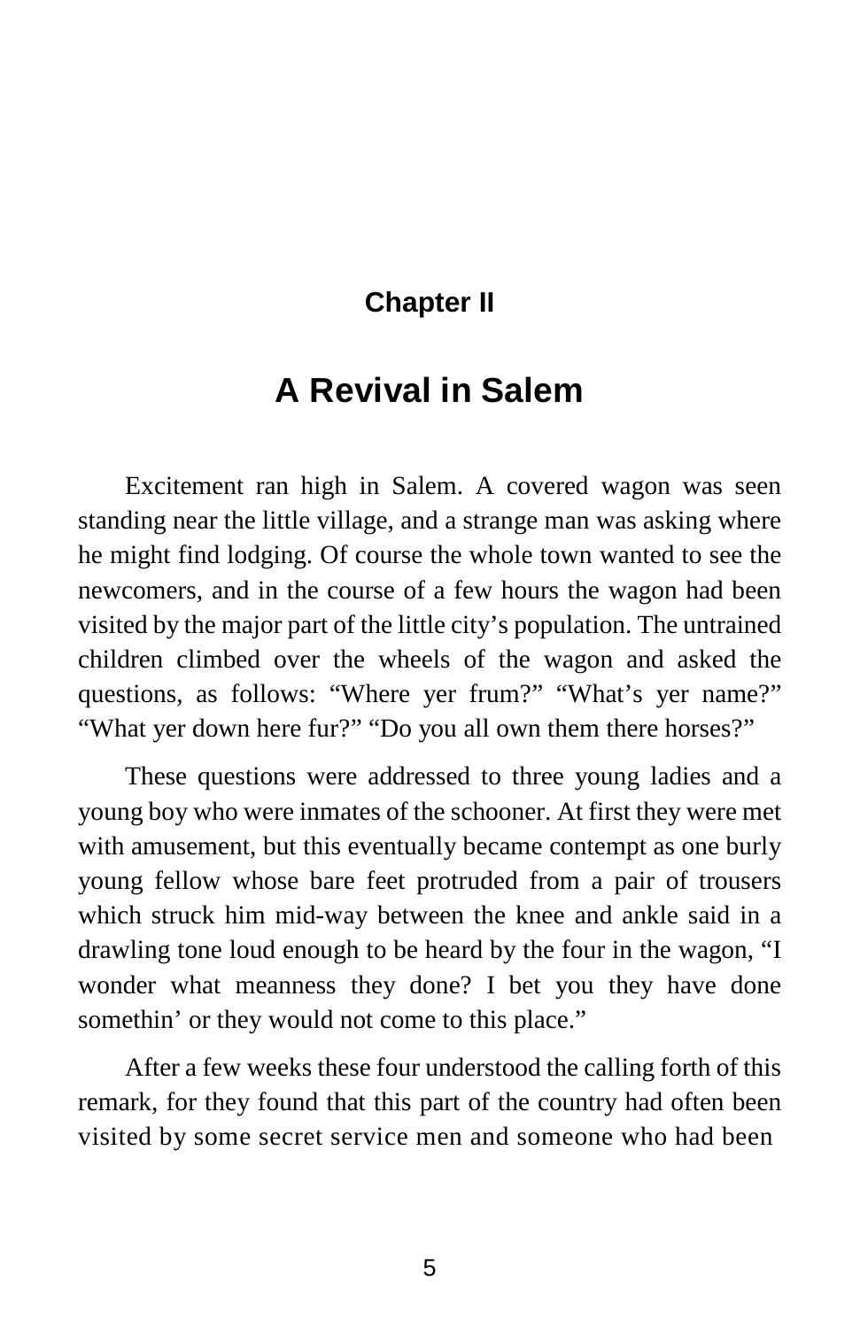## Chapter II

# A Revival in Salem

Excitement ran high in Salem. A covered wagon was seen standing near the little village, and a strange man was asking where he might find lodging. Of course the whole town wanted to see the newcomers, and in the course of a few hours the wagon had been visited by the major part of the little city's population. The untrained children climbed over the wheels of the wagon and asked the questions, as follows: "Where yer frum?" "What's yer name?" "What yer down here fur?" "Do you all own them there horses?"

These questions were addressed to three young ladies and a young boy who were inmates of the schooner. At first they were met with amusement, but this eventually became contempt as one burly young fellow whose bare feet protruded from a pair of trousers which struck him mid-way between the knee and ankle said in a drawling tone loud enough to be heard by the four in the wagon, "I wonder what meanness they done? I bet you they have done somethin' or they would not come to this place."

After a few weeks these four understood the calling forth of this remark, for they found that this part of the country had often been visited by some secret service men and someone who had been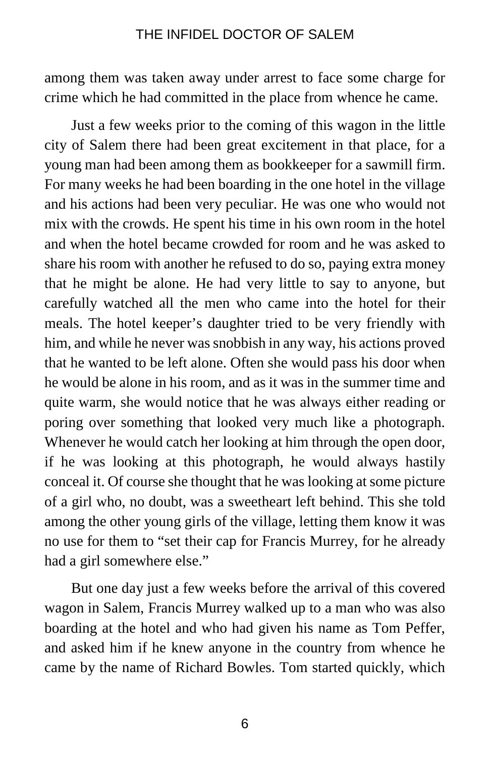among them was taken away under arrest to face some charge for crime which he had committed in the place from whence he came.

Just a few weeks prior to the coming of this wagon in the little city of Salem there had been great excitement in that place, for a young man had been among them as bookkeeper for a sawmill firm. For many weeks he had been boarding in the one hotel in the village and his actions had been very peculiar. He was one who would not mix with the crowds. He spent his time in his own room in the hotel and when the hotel became crowded for room and he was asked to share his room with another he refused to do so, paying extra money that he might be alone. He had very little to say to anyone, but carefully watched all the men who came into the hotel for their meals. The hotel keeper's daughter tried to be very friendly with him, and while he never was snobbish in any way, his actions proved that he wanted to be left alone. Often she would pass his door when he would be alone in his room, and as it was in the summer time and quite warm, she would notice that he was always either reading or poring over something that looked very much like a photograph. Whenever he would catch her looking at him through the open door, if he was looking at this photograph, he would always hastily conceal it. Of course she thought that he was looking at some picture of a girl who, no doubt, was a sweetheart left behind. This she told among the other young girls of the village, letting them know it was no use for them to "set their cap for Francis Murrey, for he already had a girl somewhere else."

But one day just a few weeks before the arrival of this covered wagon in Salem, Francis Murrey walked up to a man who was also boarding at the hotel and who had given his name as Tom Peffer, and asked him if he knew anyone in the country from whence he came by the name of Richard Bowles. Tom started quickly, which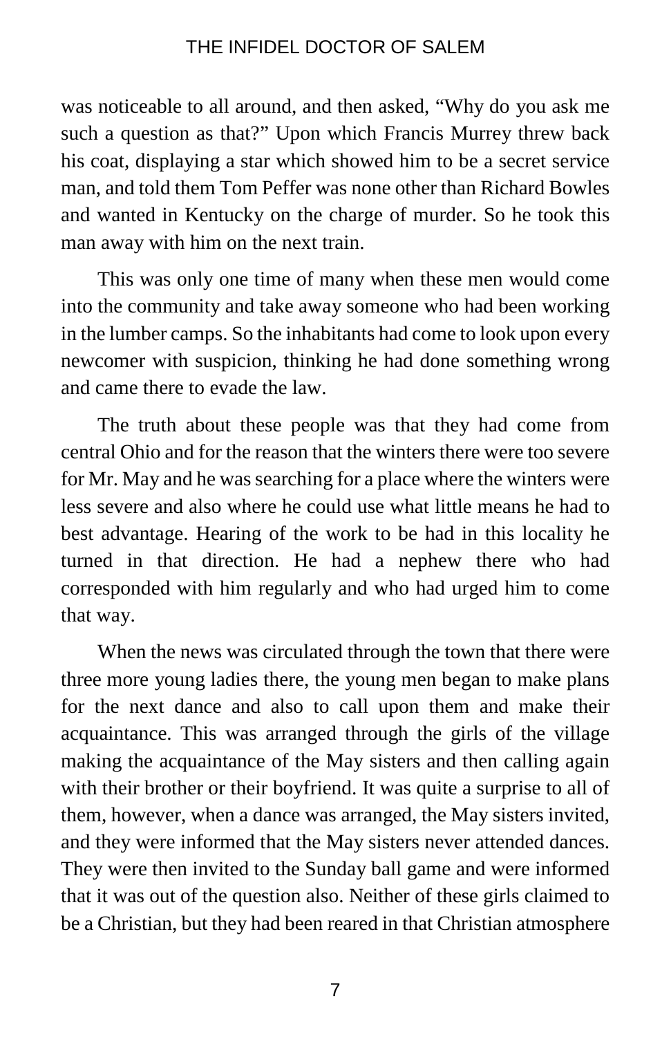was noticeable to all around, and then asked, “Why do you ask me such a question as that?” Upon which Francis Murrey threw back his coat, displaying a star which showed him to be a secret service man, and told them Tom Peffer was none other than Richard Bowles and wanted in Kentucky on the charge of murder. So he took this man away with him on the next train.

This was only one time of many when these men would come into the community and take away someone who had been working in the lumber camps. So the inhabitants had come to look upon every newcomer with suspicion, thinking he had done something wrong and came there to evade the law.

The truth about these people was that they had come from central Ohio and for the reason that the winters there were too severe for Mr. May and he was searching for a place where the winters were less severe and also where he could use what little means he had to best advantage. Hearing of the work to be had in this locality he turned in that direction. He had a nephew there who had corresponded with him regularly and who had urged him to come that way.

When the news was circulated through the town that there were three more young ladies there, the young men began to make plans for the next dance and also to call upon them and make their acquaintance. This was arranged through the girls of the village making the acquaintance of the May sisters and then calling again with their brother or their boyfriend. It was quite a surprise to all of them, however, when a dance was arranged, the May sisters invited, and they were informed that the May sisters never attended dances. They were then invited to the Sunday ball game and were informed that it was out of the question also. Neither of these girls claimed to be a Christian, but they had been reared in that Christian atmosphere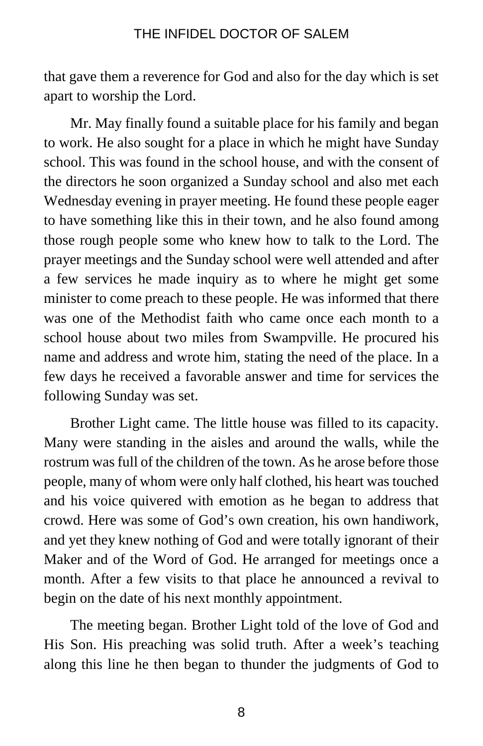that gave them a reverence for God and also for the day which is set apart to worship the Lord.

Mr. May finally found a suitable place for his family and began to work. He also sought for a place in which he might have Sunday school. This was found in the school house, and with the consent of the directors he soon organized a Sunday school and also met each Wednesday evening in prayer meeting. He found these people eager to have something like this in their town, and he also found among those rough people some who knew how to talk to the Lord. The prayer meetings and the Sunday school were well attended and after a few services he made inquiry as to where he might get some minister to come preach to these people. He was informed that there was one of the Methodist faith who came once each month to a school house about two miles from Swampville. He procured his name and address and wrote him, stating the need of the place. In a few days he received a favorable answer and time for services the following Sunday was set.

Brother Light came. The little house was filled to its capacity. Many were standing in the aisles and around the walls, while the rostrum was full of the children of the town. As he arose before those people, many of whom were only half clothed, his heart was touched and his voice quivered with emotion as he began to address that crowd. Here was some of God's own creation, his own handiwork, and yet they knew nothing of God and were totally ignorant of their Maker and of the Word of God. He arranged for meetings once a month. After a few visits to that place he announced a revival to begin on the date of his next monthly appointment.

The meeting began. Brother Light told of the love of God and His Son. His preaching was solid truth. After a week's teaching along this line he then began to thunder the judgments of God to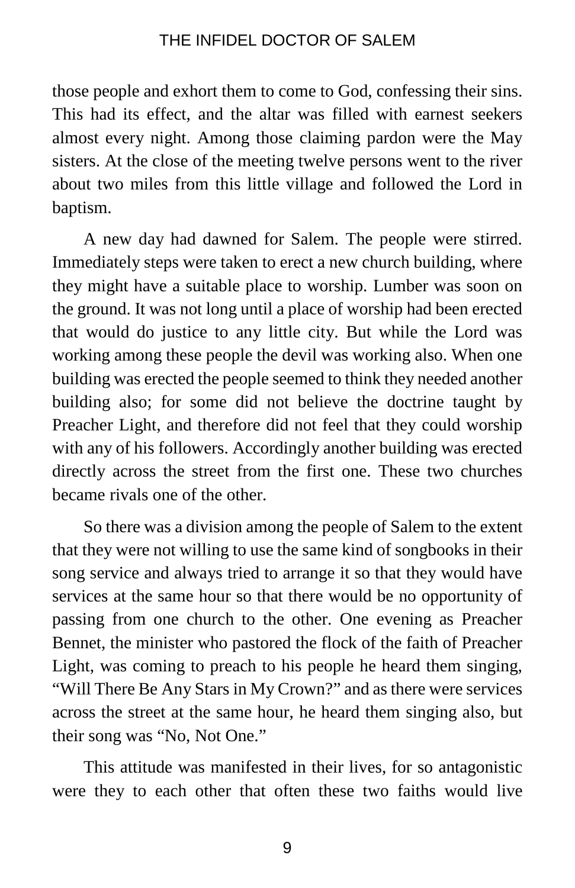those people and exhort them to come to God, confessing their sins. This had its effect, and the altar was filled with earnest seekers almost every night. Among those claiming pardon were the May sisters. At the close of the meeting twelve persons went to the river about two miles from this little village and followed the Lord in baptism.

A new day had dawned for Salem. The people were stirred. Immediately steps were taken to erect a new church building, where they might have a suitable place to worship. Lumber was soon on the ground. It was not long until a place of worship had been erected that would do justice to any little city. But while the Lord was working among these people the devil was working also. When one building was erected the people seemed to think they needed another building also; for some did not believe the doctrine taught by Preacher Light, and therefore did not feel that they could worship with any of his followers. Accordingly another building was erected directly across the street from the first one. These two churches became rivals one of the other.

So there was a division among the people of Salem to the extent that they were not willing to use the same kind of songbooks in their song service and always tried to arrange it so that they would have services at the same hour so that there would be no opportunity of passing from one church to the other. One evening as Preacher Bennet, the minister who pastored the flock of the faith of Preacher Light, was coming to preach to his people he heard them singing, "Will There Be Any Stars in My Crown?" and as there were services across the street at the same hour, he heard them singing also, but their song was "No, Not One."

This attitude was manifested in their lives, for so antagonistic were they to each other that often these two faiths would live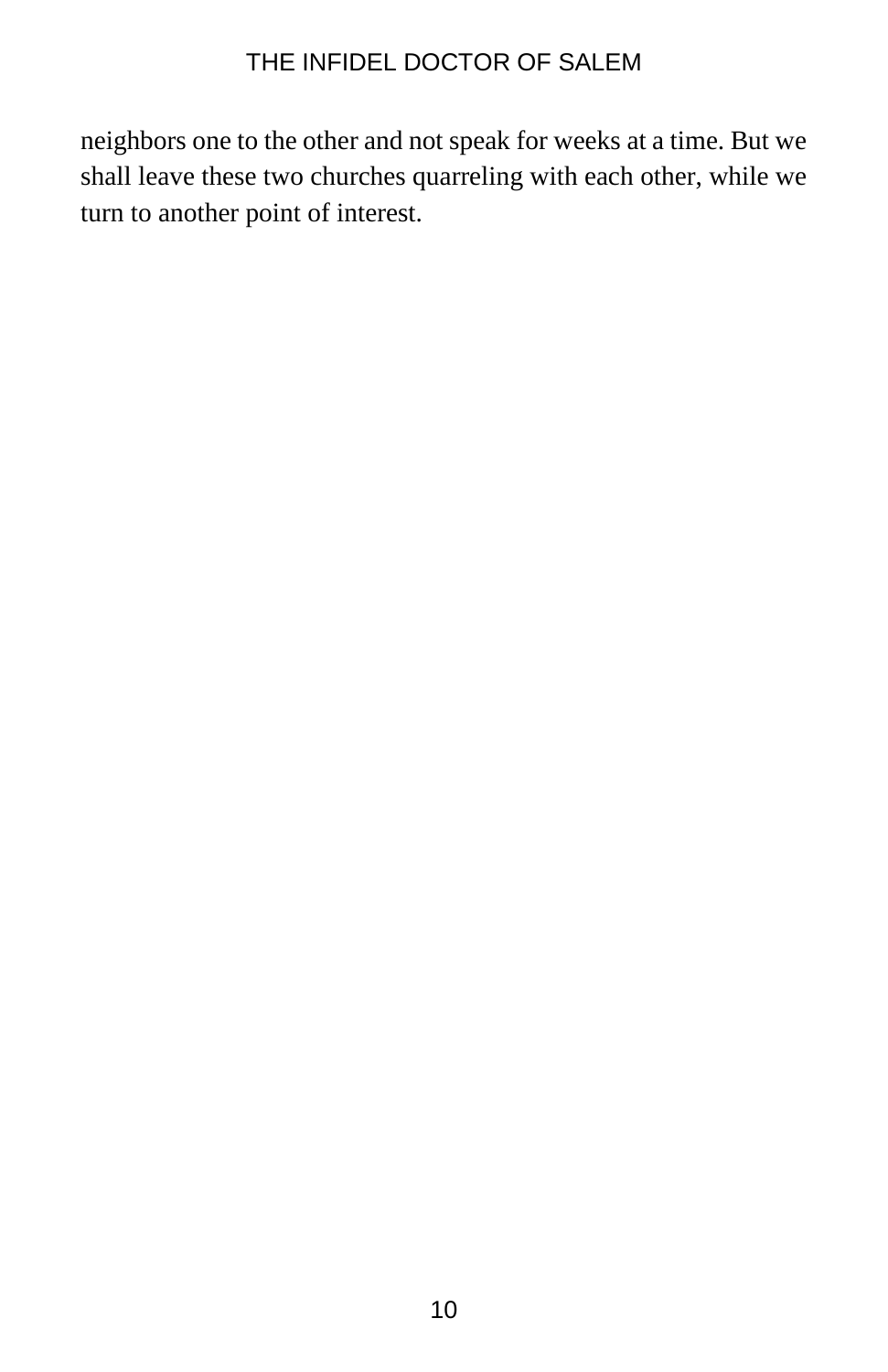neighbors one to the other and not speak for weeks at a time. But we shall leave these two churches quarreling with each other, while we turn to another point of interest.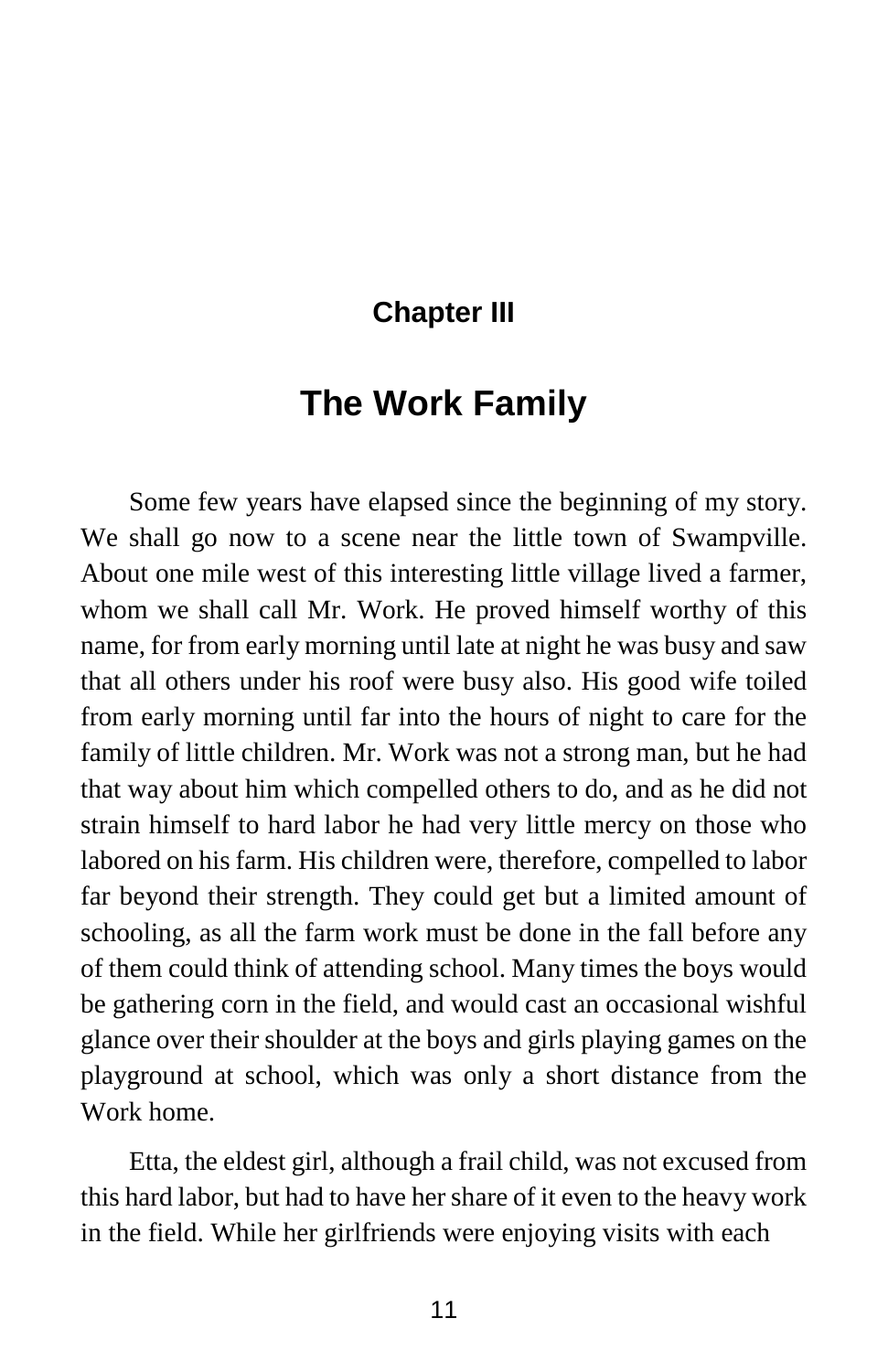## Chapter III

# The Work Family

Some few years have elapsed since the beginning of my story. We shall go now to a scene near the little town of Swampville. About one mile west of this interesting little village lived a farmer, whom we shall call Mr. Work. He proved himself worthy of this name, for from early morning until late at night he was busy and saw that all others under his roof were busy also. His good wife toiled from early morning until far into the hours of night to care for the family of little children. Mr. Work was not a strong man, but he had that way about him which compelled others to do, and as he did not strain himself to hard labor he had very little mercy on those who labored on his farm. His children were, therefore, compelled to labor far beyond their strength. They could get but a limited amount of schooling, as all the farm work must be done in the fall before any of them could think of attending school. Many times the boys would be gathering corn in the field, and would cast an occasional wishful glance over their shoulder at the boys and girls playing games on the playground at school, which was only a short distance from the Work home.

Etta, the eldest girl, although a frail child, was not excused from this hard labor, but had to have her share of it even to the heavy work in the field. While her girlfriends were enjoying visits with each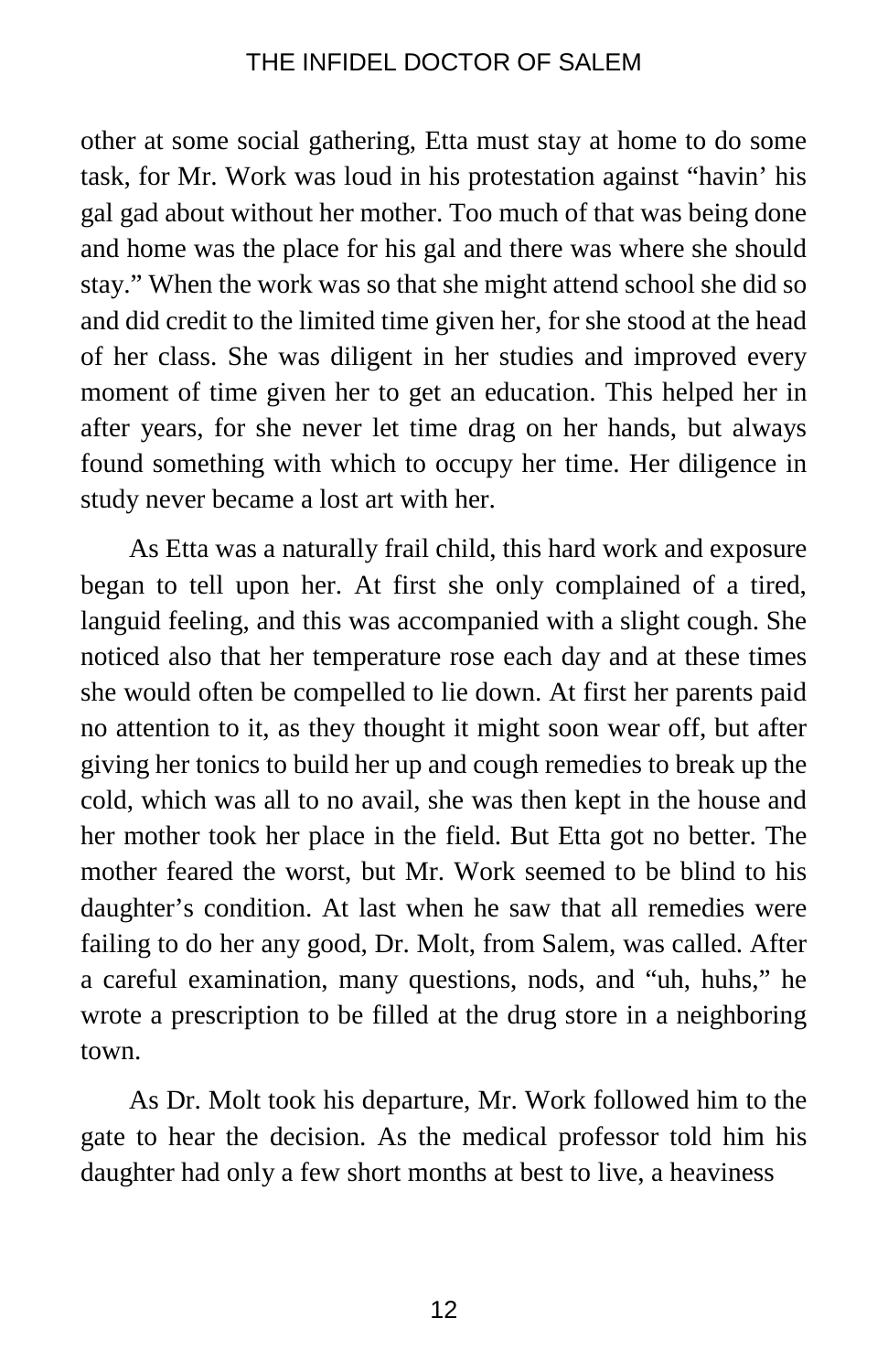other at some social gathering, Etta must stay at home to do some task, for Mr. Work was loud in his protestation against "havin' his gal gad about without her mother. Too much of that was being done and home was the place for his gal and there was where she should stay." When the work was so that she might attend school she did so and did credit to the limited time given her, for she stood at the head of her class. She was diligent in her studies and improved every moment of time given her to get an education. This helped her in after years, for she never let time drag on her hands, but always found something with which to occupy her time. Her diligence in study never became a lost art with her.

As Etta was a naturally frail child, this hard work and exposure began to tell upon her. At first she only complained of a tired, languid feeling, and this was accompanied with a slight cough. She noticed also that her temperature rose each day and at these times she would often be compelled to lie down. At first her parents paid no attention to it, as they thought it might soon wear off, but after giving her tonics to build her up and cough remedies to break up the cold, which was all to no avail, she was then kept in the house and her mother took her place in the field. But Etta got no better. The mother feared the worst, but Mr. Work seemed to be blind to his daughter's condition. At last when he saw that all remedies were failing to do her any good, Dr. Molt, from Salem, was called. After a careful examination, many questions, nods, and "uh, huhs," he wrote a prescription to be filled at the drug store in a neighboring town.

As Dr. Molt took his departure, Mr. Work followed him to the gate to hear the decision. As the medical professor told him his daughter had only a few short months at best to live, a heaviness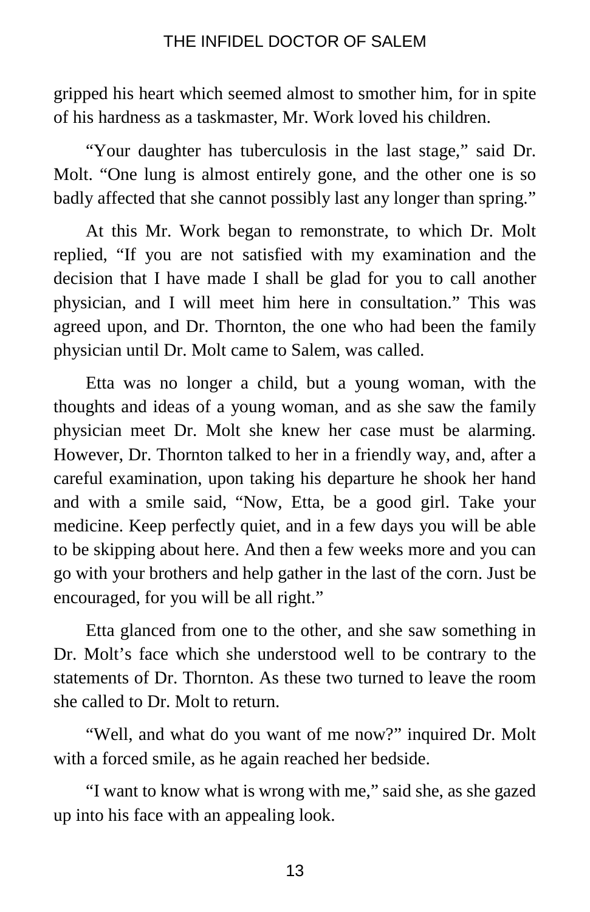gripped his heart which seemed almost to smother him, for in spite of his hardness as a taskmaster, Mr. Work loved his children.

“Your daughter has tuberculosis in the last stage,” said Dr. Molt. “One lung is almost entirely gone, and the other one is so badly affected that she cannot possibly last any longer than spring.”

At this Mr. Work began to remonstrate, to which Dr. Molt replied, “If you are not satisfied with my examination and the decision that I have made I shall be glad for you to call another physician, and I will meet him here in consultation.” This was agreed upon, and Dr. Thornton, the one who had been the family physician until Dr. Molt came to Salem, was called.

Etta was no longer a child, but a young woman, with the thoughts and ideas of a young woman, and as she saw the family physician meet Dr. Molt she knew her case must be alarming. However, Dr. Thornton talked to her in a friendly way, and, after a careful examination, upon taking his departure he shook her hand and with a smile said, “Now, Etta, be a good girl. Take your medicine. Keep perfectly quiet, and in a few days you will be able to be skipping about here. And then a few weeks more and you can go with your brothers and help gather in the last of the corn. Just be encouraged, for you will be all right.”

Etta glanced from one to the other, and she saw something in Dr. Molt’s face which she understood well to be contrary to the statements of Dr. Thornton. As these two turned to leave the room she called to Dr. Molt to return.

“Well, and what do you want of me now?” inquired Dr. Molt with a forced smile, as he again reached her bedside.

“I want to know what is wrong with me,” said she, as she gazed up into his face with an appealing look.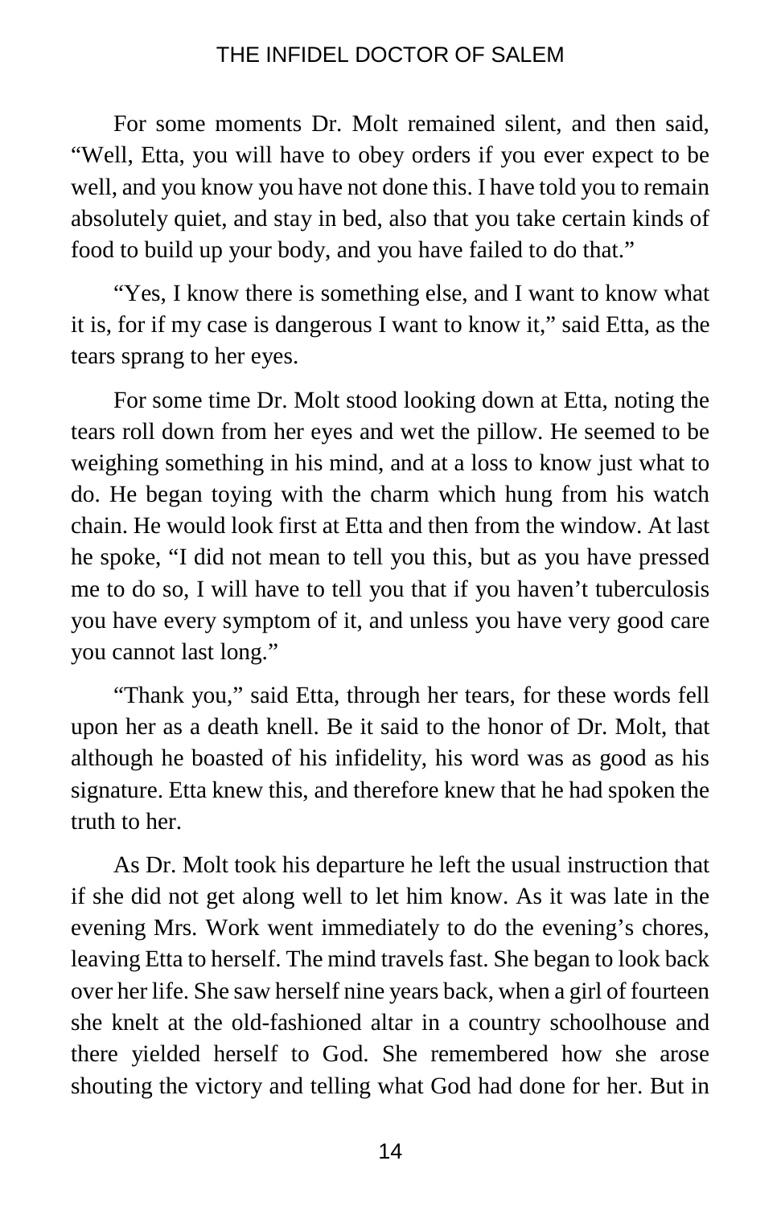For some moments Dr. Molt remained silent, and then said, "Well, Etta, you will have to obey orders if you ever expect to be well, and you know you have not done this. I have told you to remain absolutely quiet, and stay in bed, also that you take certain kinds of food to build up your body, and you have failed to do that."

"Yes, I know there is something else, and I want to know what it is, for if my case is dangerous I want to know it," said Etta, as the tears sprang to her eyes.

For some time Dr. Molt stood looking down at Etta, noting the tears roll down from her eyes and wet the pillow. He seemed to be weighing something in his mind, and at a loss to know just what to do. He began toying with the charm which hung from his watch chain. He would look first at Etta and then from the window. At last he spoke, "I did not mean to tell you this, but as you have pressed me to do so, I will have to tell you that if you haven't tuberculosis you have every symptom of it, and unless you have very good care you cannot last long."

"Thank you," said Etta, through her tears, for these words fell upon her as a death knell. Be it said to the honor of Dr. Molt, that although he boasted of his infidelity, his word was as good as his signature. Etta knew this, and therefore knew that he had spoken the truth to her.

As Dr. Molt took his departure he left the usual instruction that if she did not get along well to let him know. As it was late in the evening Mrs. Work went immediately to do the evening's chores, leaving Etta to herself. The mind travels fast. She began to look back over her life. She saw herself nine years back, when a girl of fourteen she knelt at the old-fashioned altar in a country schoolhouse and there yielded herself to God. She remembered how she arose shouting the victory and telling what God had done for her. But in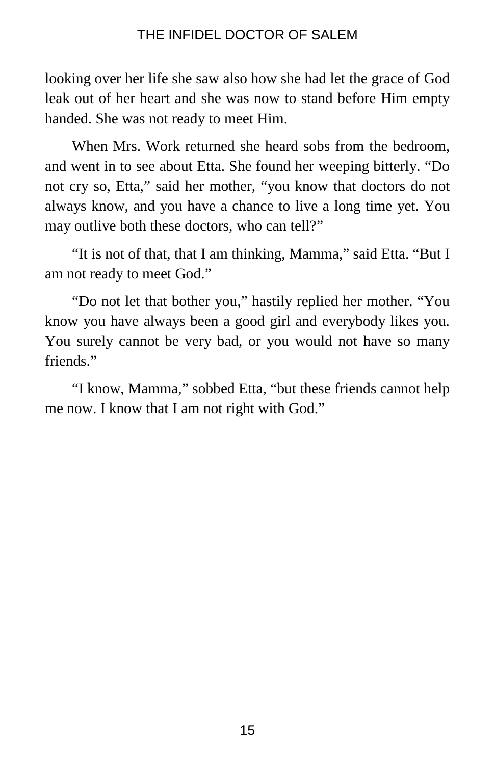looking over her life she saw also how she had let the grace of God leak out of her heart and she was now to stand before Him empty handed. She was not ready to meet Him.

When Mrs. Work returned she heard sobs from the bedroom, and went in to see about Etta. She found her weeping bitterly. “Do not cry so, Etta,” said her mother, “you know that doctors do not always know, and you have a chance to live a long time yet. You may outlive both these doctors, who can tell?”

“It is not of that, that I am thinking, Mamma,” said Etta. “But I am not ready to meet God.”

“Do not let that bother you,” hastily replied her mother. “You know you have always been a good girl and everybody likes you. You surely cannot be very bad, or you would not have so many friends.”

“I know, Mamma,” sobbed Etta, “but these friends cannot help me now. I know that I am not right with God.”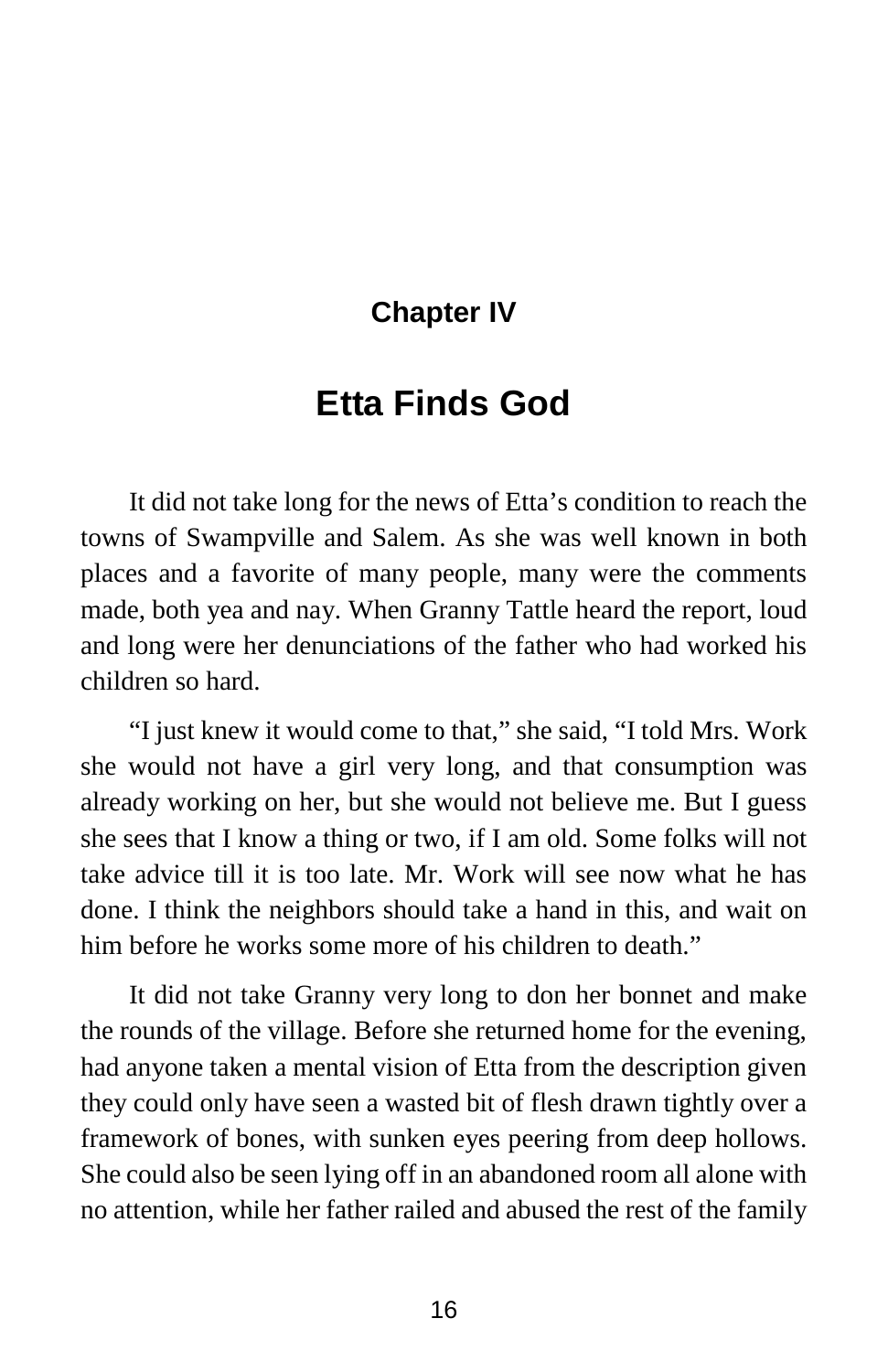## Chapter IV

# Etta Finds God

It did not take long for the news of Etta's condition to reach the towns of Swampville and Salem. As she was well known in both places and a favorite of many people, many were the comments made, both yea and nay. When Granny Tattle heard the report, loud and long were her denunciations of the father who had worked his children so hard.

"I just knew it would come to that," she said, "I told Mrs. Work she would not have a girl very long, and that consumption was already working on her, but she would not believe me. But I guess she sees that I know a thing or two, if I am old. Some folks will not take advice till it is too late. Mr. Work will see now what he has done. I think the neighbors should take a hand in this, and wait on him before he works some more of his children to death."

It did not take Granny very long to don her bonnet and make the rounds of the village. Before she returned home for the evening, had anyone taken a mental vision of Etta from the description given they could only have seen a wasted bit of flesh drawn tightly over a framework of bones, with sunken eyes peering from deep hollows. She could also be seen lying off in an abandoned room all alone with no attention, while her father railed and abused the rest of the family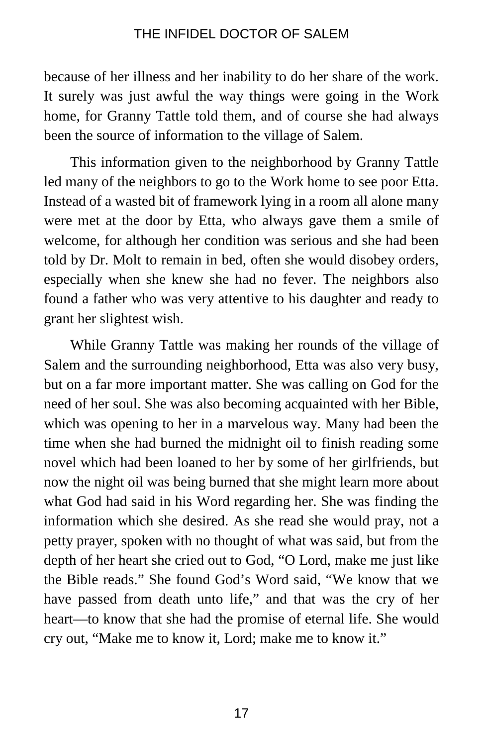because of her illness and her inability to do her share of the work. It surely was just awful the way things were going in the Work home, for Granny Tattle told them, and of course she had always been the source of information to the village of Salem.

This information given to the neighborhood by Granny Tattle led many of the neighbors to go to the Work home to see poor Etta. Instead of a wasted bit of framework lying in a room all alone many were met at the door by Etta, who always gave them a smile of welcome, for although her condition was serious and she had been told by Dr. Molt to remain in bed, often she would disobey orders, especially when she knew she had no fever. The neighbors also found a father who was very attentive to his daughter and ready to grant her slightest wish.

While Granny Tattle was making her rounds of the village of Salem and the surrounding neighborhood, Etta was also very busy, but on a far more important matter. She was calling on God for the need of her soul. She was also becoming acquainted with her Bible, which was opening to her in a marvelous way. Many had been the time when she had burned the midnight oil to finish reading some novel which had been loaned to her by some of her girlfriends, but now the night oil was being burned that she might learn more about what God had said in his Word regarding her. She was finding the information which she desired. As she read she would pray, not a petty prayer, spoken with no thought of what was said, but from the depth of her heart she cried out to God, "O Lord, make me just like the Bible reads." She found God's Word said, "We know that we have passed from death unto life," and that was the cry of her heart—to know that she had the promise of eternal life. She would cry out, "Make me to know it, Lord; make me to know it."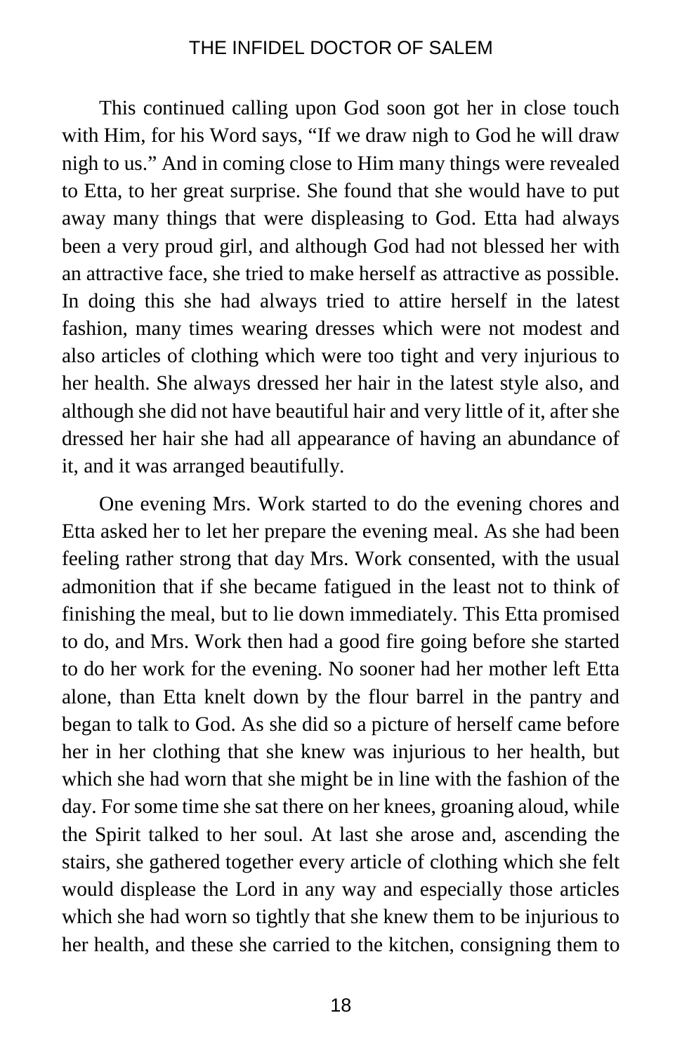This continued calling upon God soon got her in close touch with Him, for his Word says, "If we draw nigh to God he will draw nigh to us." And in coming close to Him many things were revealed to Etta, to her great surprise. She found that she would have to put away many things that were displeasing to God. Etta had always been a very proud girl, and although God had not blessed her with an attractive face, she tried to make herself as attractive as possible. In doing this she had always tried to attire herself in the latest fashion, many times wearing dresses which were not modest and also articles of clothing which were too tight and very injurious to her health. She always dressed her hair in the latest style also, and although she did not have beautiful hair and very little of it, after she dressed her hair she had all appearance of having an abundance of it, and it was arranged beautifully.

One evening Mrs. Work started to do the evening chores and Etta asked her to let her prepare the evening meal. As she had been feeling rather strong that day Mrs. Work consented, with the usual admonition that if she became fatigued in the least not to think of finishing the meal, but to lie down immediately. This Etta promised to do, and Mrs. Work then had a good fire going before she started to do her work for the evening. No sooner had her mother left Etta alone, than Etta knelt down by the flour barrel in the pantry and began to talk to God. As she did so a picture of herself came before her in her clothing that she knew was injurious to her health, but which she had worn that she might be in line with the fashion of the day. For some time she sat there on her knees, groaning aloud, while the Spirit talked to her soul. At last she arose and, ascending the stairs, she gathered together every article of clothing which she felt would displease the Lord in any way and especially those articles which she had worn so tightly that she knew them to be injurious to her health, and these she carried to the kitchen, consigning them to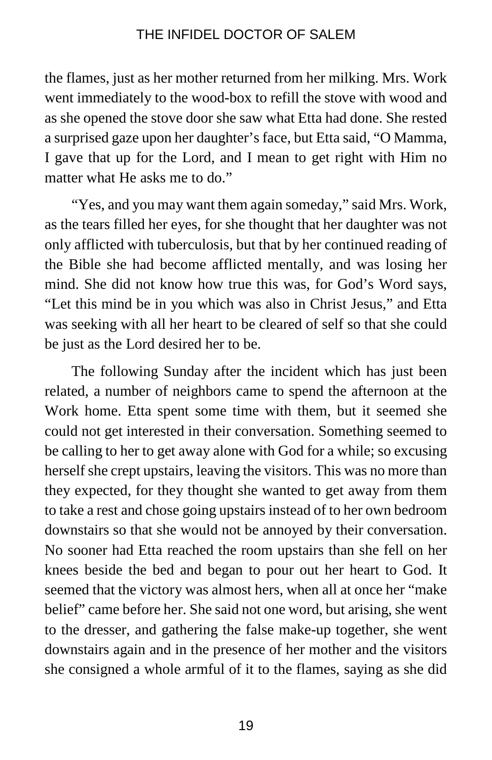the flames, just as her mother returned from her milking. Mrs. Work went immediately to the wood-box to refill the stove with wood and as she opened the stove door she saw what Etta had done. She rested a surprised gaze upon her daughter's face, but Etta said, "O Mamma, I gave that up for the Lord, and I mean to get right with Him no matter what He asks me to do."

"Yes, and you may want them again someday," said Mrs. Work, as the tears filled her eyes, for she thought that her daughter was not only afflicted with tuberculosis, but that by her continued reading of the Bible she had become afflicted mentally, and was losing her mind. She did not know how true this was, for God's Word says, "Let this mind be in you which was also in Christ Jesus," and Etta was seeking with all her heart to be cleared of self so that she could be just as the Lord desired her to be.

The following Sunday after the incident which has just been related, a number of neighbors came to spend the afternoon at the Work home. Etta spent some time with them, but it seemed she could not get interested in their conversation. Something seemed to be calling to her to get away alone with God for a while; so excusing herself she crept upstairs, leaving the visitors. This was no more than they expected, for they thought she wanted to get away from them to take a rest and chose going upstairs instead of to her own bedroom downstairs so that she would not be annoyed by their conversation. No sooner had Etta reached the room upstairs than she fell on her knees beside the bed and began to pour out her heart to God. It seemed that the victory was almost hers, when all at once her "make belief" came before her. She said not one word, but arising, she went to the dresser, and gathering the false make-up together, she went downstairs again and in the presence of her mother and the visitors she consigned a whole armful of it to the flames, saying as she did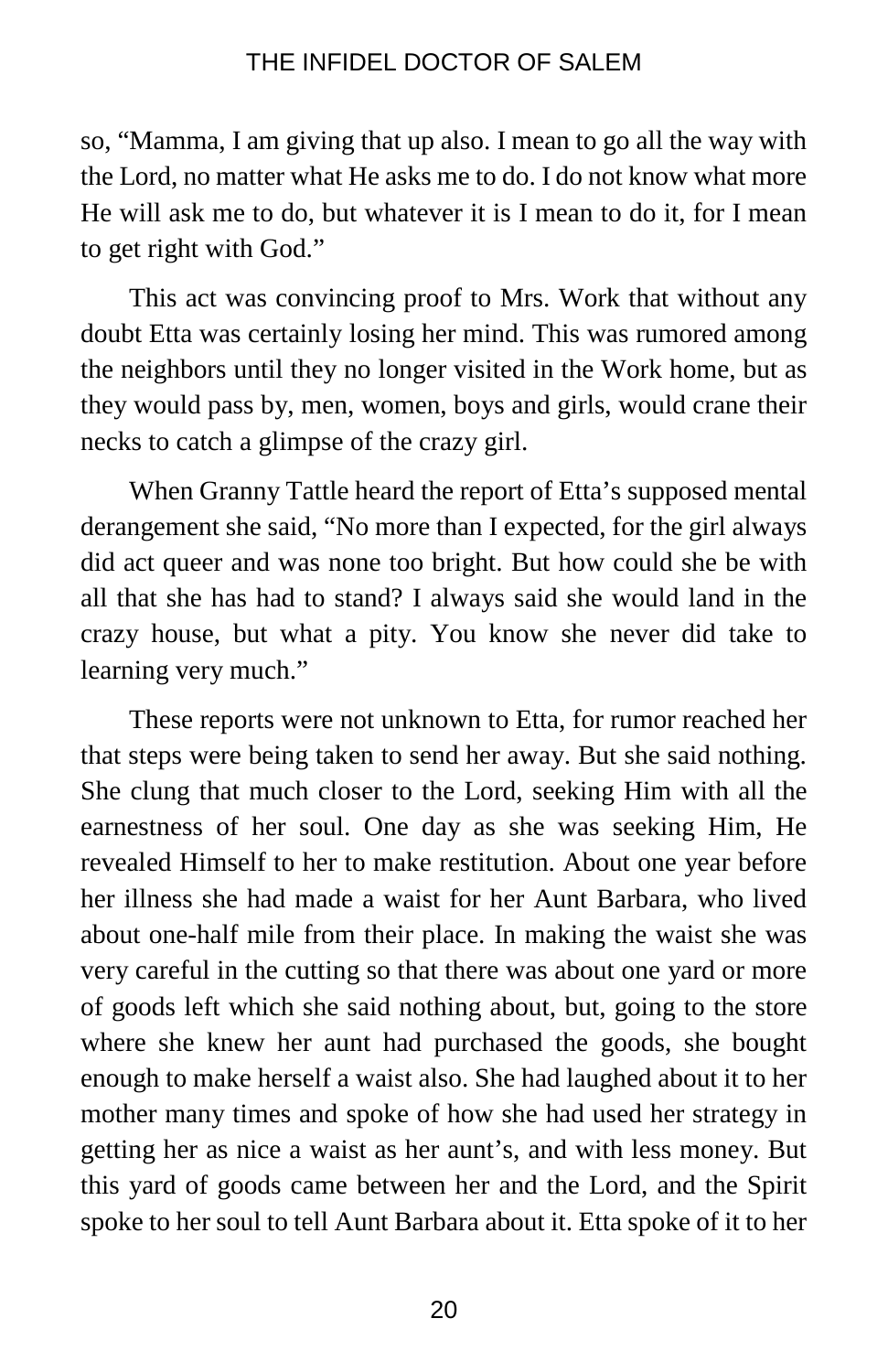so, "Mamma, I am giving that up also. I mean to go all the way with the Lord, no matter what He asks me to do. I do not know what more He will ask me to do, but whatever it is I mean to do it, for I mean to get right with God."

This act was convincing proof to Mrs. Work that without any doubt Etta was certainly losing her mind. This was rumored among the neighbors until they no longer visited in the Work home, but as they would pass by, men, women, boys and girls, would crane their necks to catch a glimpse of the crazy girl.

When Granny Tattle heard the report of Etta's supposed mental derangement she said, "No more than I expected, for the girl always did act queer and was none too bright. But how could she be with all that she has had to stand? I always said she would land in the crazy house, but what a pity. You know she never did take to learning very much."

These reports were not unknown to Etta, for rumor reached her that steps were being taken to send her away. But she said nothing. She clung that much closer to the Lord, seeking Him with all the earnestness of her soul. One day as she was seeking Him, He revealed Himself to her to make restitution. About one year before her illness she had made a waist for her Aunt Barbara, who lived about one-half mile from their place. In making the waist she was very careful in the cutting so that there was about one yard or more of goods left which she said nothing about, but, going to the store where she knew her aunt had purchased the goods, she bought enough to make herself a waist also. She had laughed about it to her mother many times and spoke of how she had used her strategy in getting her as nice a waist as her aunt's, and with less money. But this yard of goods came between her and the Lord, and the Spirit spoke to her soul to tell Aunt Barbara about it. Etta spoke of it to her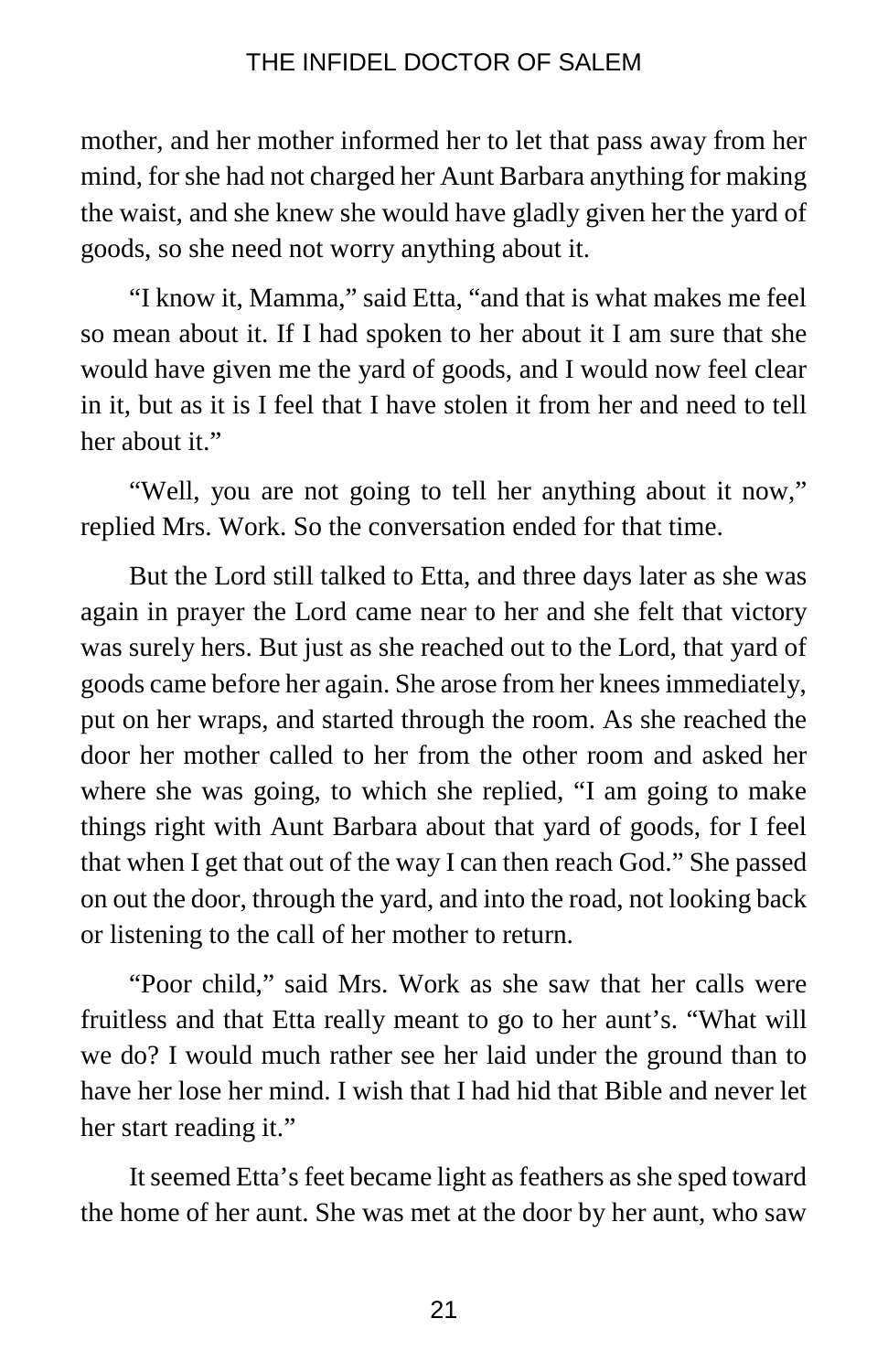mother, and her mother informed her to let that pass away from her mind, for she had not charged her Aunt Barbara anything for making the waist, and she knew she would have gladly given her the yard of goods, so she need not worry anything about it.

"I know it, Mamma," said Etta, "and that is what makes me feel so mean about it. If I had spoken to her about it I am sure that she would have given me the yard of goods, and I would now feel clear in it, but as it is I feel that I have stolen it from her and need to tell her about it."

"Well, you are not going to tell her anything about it now," replied Mrs. Work. So the conversation ended for that time.

But the Lord still talked to Etta, and three days later as she was again in prayer the Lord came near to her and she felt that victory was surely hers. But just as she reached out to the Lord, that yard of goods came before her again. She arose from her knees immediately, put on her wraps, and started through the room. As she reached the door her mother called to her from the other room and asked her where she was going, to which she replied, "I am going to make things right with Aunt Barbara about that yard of goods, for I feel that when I get that out of the way I can then reach God." She passed on out the door, through the yard, and into the road, not looking back or listening to the call of her mother to return.

"Poor child," said Mrs. Work as she saw that her calls were fruitless and that Etta really meant to go to her aunt's. "What will we do? I would much rather see her laid under the ground than to have her lose her mind. I wish that I had hid that Bible and never let her start reading it."

It seemed Etta's feet became light as feathers as she sped toward the home of her aunt. She was met at the door by her aunt, who saw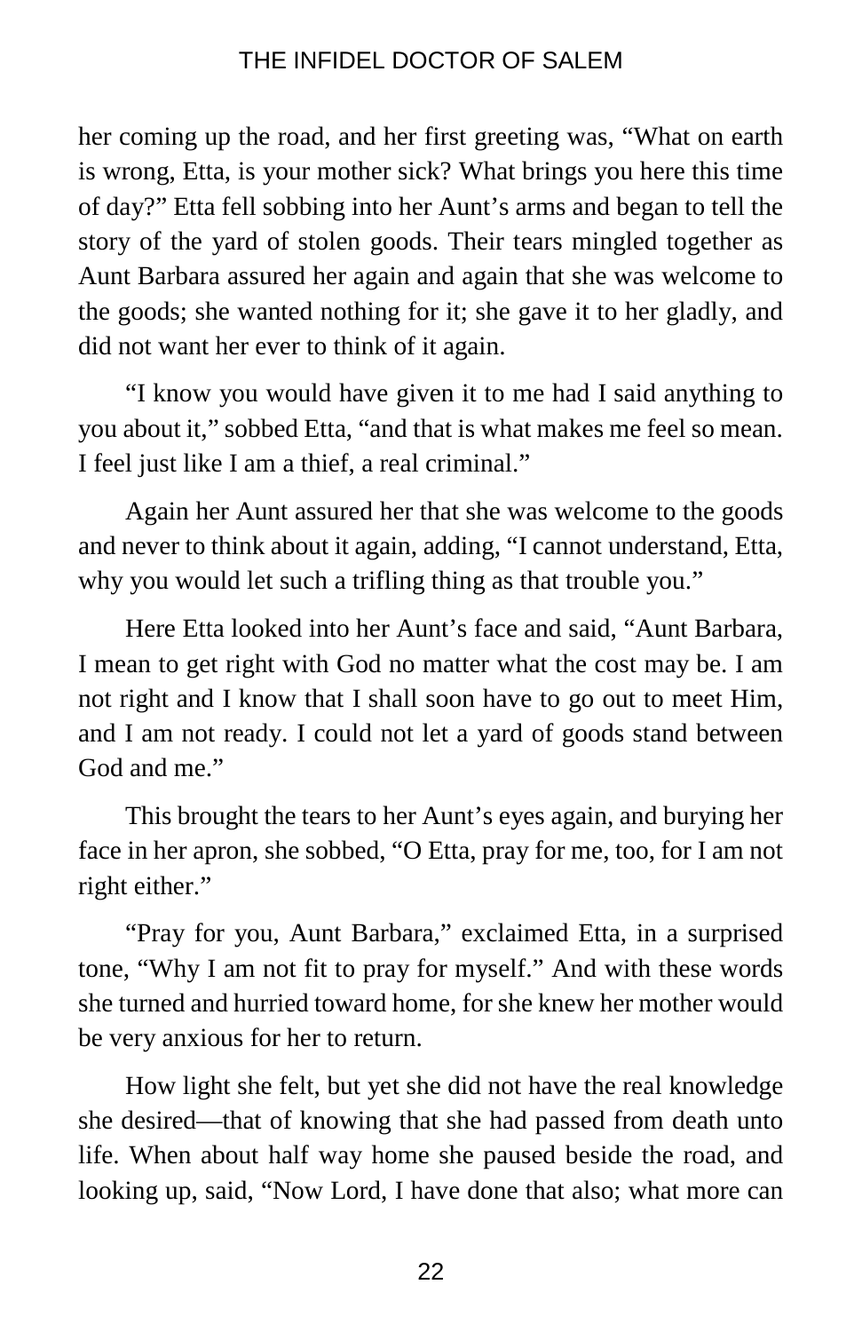her coming up the road, and her first greeting was, "What on earth is wrong, Etta, is your mother sick? What brings you here this time of day?" Etta fell sobbing into her Aunt's arms and began to tell the story of the yard of stolen goods. Their tears mingled together as Aunt Barbara assured her again and again that she was welcome to the goods; she wanted nothing for it; she gave it to her gladly, and did not want her ever to think of it again.

"I know you would have given it to me had I said anything to you about it," sobbed Etta, "and that is what makes me feel so mean. I feel just like I am a thief, a real criminal."

Again her Aunt assured her that she was welcome to the goods and never to think about it again, adding, "I cannot understand, Etta, why you would let such a trifling thing as that trouble you."

Here Etta looked into her Aunt's face and said, "Aunt Barbara, I mean to get right with God no matter what the cost may be. I am not right and I know that I shall soon have to go out to meet Him, and I am not ready. I could not let a yard of goods stand between God and me."

This brought the tears to her Aunt's eyes again, and burying her face in her apron, she sobbed, "O Etta, pray for me, too, for I am not right either."

"Pray for you, Aunt Barbara," exclaimed Etta, in a surprised tone, "Why I am not fit to pray for myself." And with these words she turned and hurried toward home, for she knew her mother would be very anxious for her to return.

How light she felt, but yet she did not have the real knowledge she desired—that of knowing that she had passed from death unto life. When about half way home she paused beside the road, and looking up, said, "Now Lord, I have done that also; what more can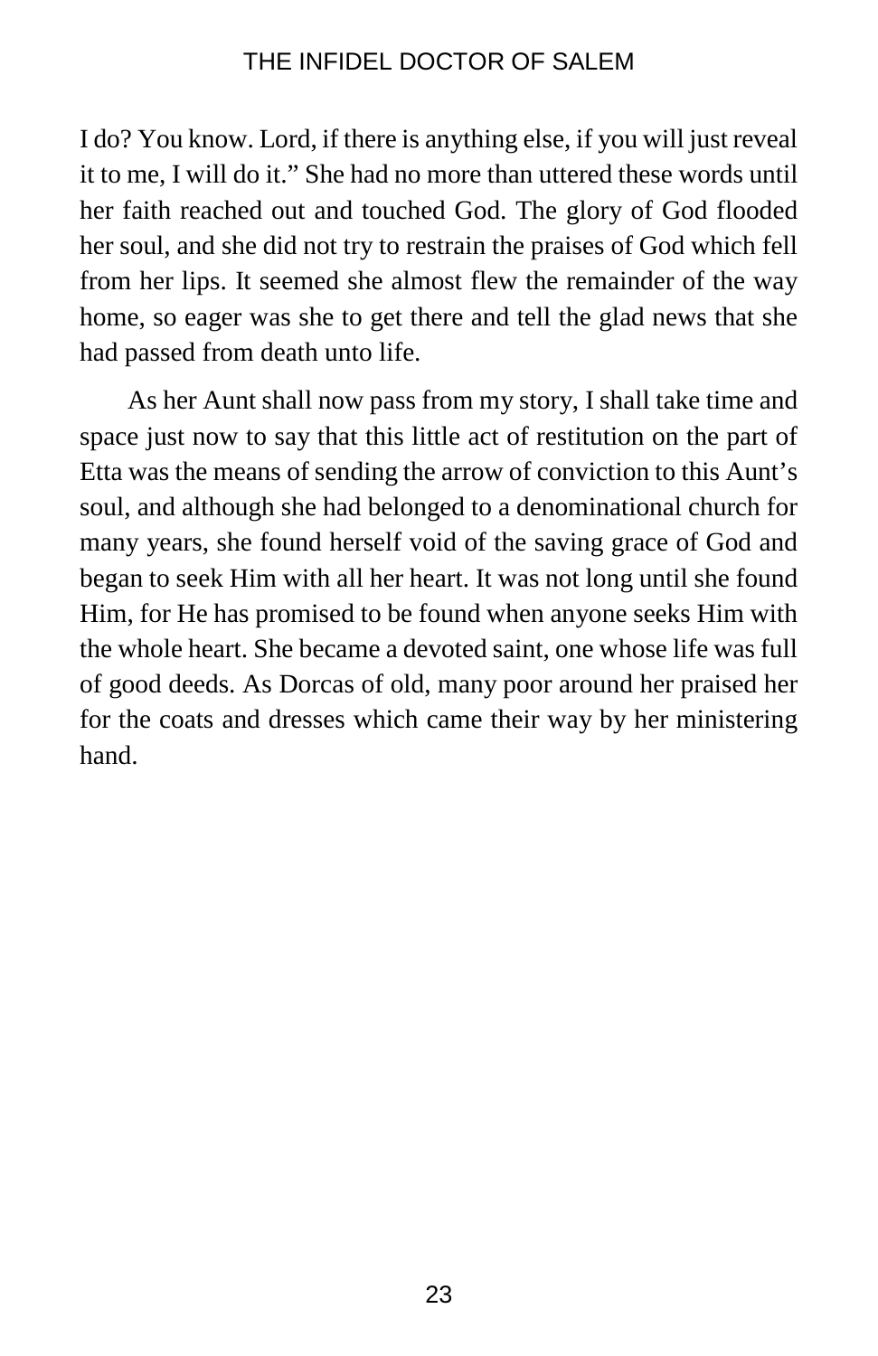I do? You know. Lord, if there is anything else, if you will just reveal it to me, I will do it." She had no more than uttered these words until her faith reached out and touched God. The glory of God flooded her soul, and she did not try to restrain the praises of God which fell from her lips. It seemed she almost flew the remainder of the way home, so eager was she to get there and tell the glad news that she had passed from death unto life.

As her Aunt shall now pass from my story, I shall take time and space just now to say that this little act of restitution on the part of Etta was the means of sending the arrow of conviction to this Aunt's soul, and although she had belonged to a denominational church for many years, she found herself void of the saving grace of God and began to seek Him with all her heart. It was not long until she found Him, for He has promised to be found when anyone seeks Him with the whole heart. She became a devoted saint, one whose life was full of good deeds. As Dorcas of old, many poor around her praised her for the coats and dresses which came their way by her ministering hand.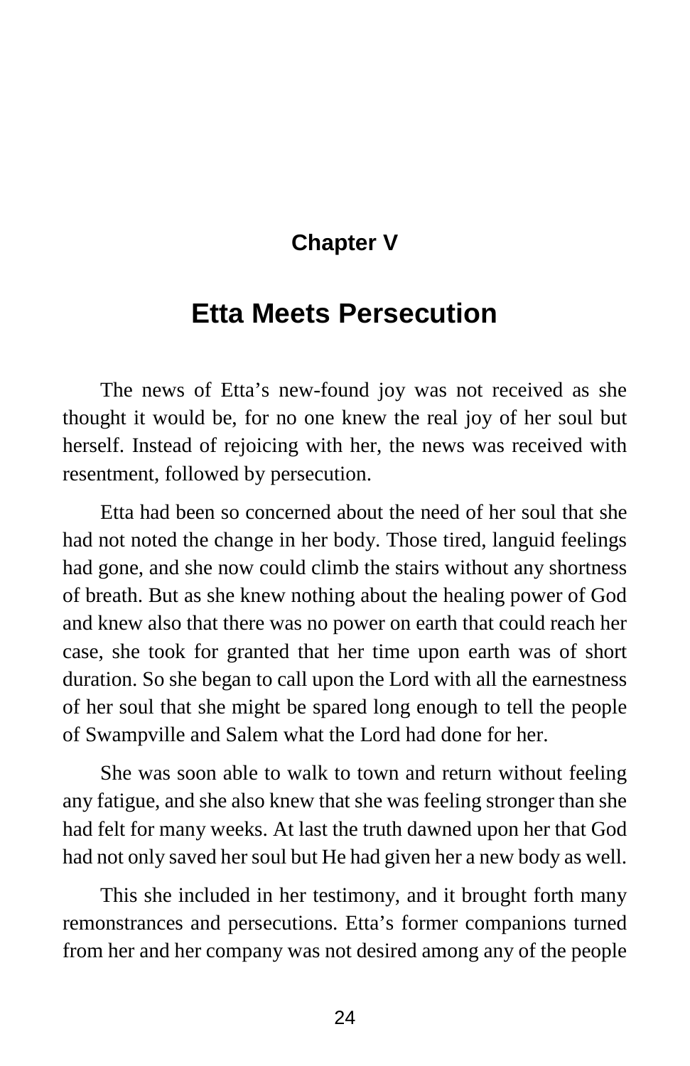## Chapter V

# Etta Meets Persecution

The news of Etta's new-found joy was not received as she thought it would be, for no one knew the real joy of her soul but herself. Instead of rejoicing with her, the news was received with resentment, followed by persecution.

Etta had been so concerned about the need of her soul that she had not noted the change in her body. Those tired, languid feelings had gone, and she now could climb the stairs without any shortness of breath. But as she knew nothing about the healing power of God and knew also that there was no power on earth that could reach her case, she took for granted that her time upon earth was of short duration. So she began to call upon the Lord with all the earnestness of her soul that she might be spared long enough to tell the people of Swampville and Salem what the Lord had done for her.

She was soon able to walk to town and return without feeling any fatigue, and she also knew that she was feeling stronger than she had felt for many weeks. At last the truth dawned upon her that God had not only saved her soul but He had given her a new body as well.

This she included in her testimony, and it brought forth many remonstrances and persecutions. Etta's former companions turned from her and her company was not desired among any of the people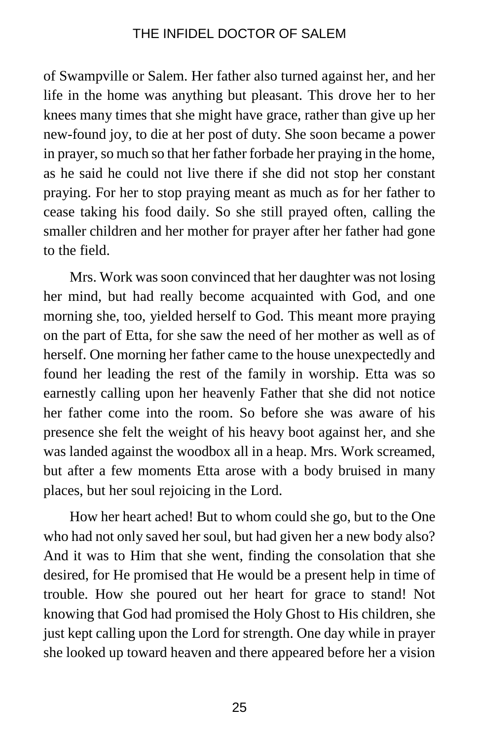of Swampville or Salem. Her father also turned against her, and her life in the home was anything but pleasant. This drove her to her knees many times that she might have grace, rather than give up her new-found joy, to die at her post of duty. She soon became a power in prayer, so much so that her father forbade her praying in the home, as he said he could not live there if she did not stop her constant praying. For her to stop praying meant as much as for her father to cease taking his food daily. So she still prayed often, calling the smaller children and her mother for prayer after her father had gone to the field.

Mrs. Work was soon convinced that her daughter was not losing her mind, but had really become acquainted with God, and one morning she, too, yielded herself to God. This meant more praying on the part of Etta, for she saw the need of her mother as well as of herself. One morning her father came to the house unexpectedly and found her leading the rest of the family in worship. Etta was so earnestly calling upon her heavenly Father that she did not notice her father come into the room. So before she was aware of his presence she felt the weight of his heavy boot against her, and she was landed against the woodbox all in a heap. Mrs. Work screamed, but after a few moments Etta arose with a body bruised in many places, but her soul rejoicing in the Lord.

How her heart ached! But to whom could she go, but to the One who had not only saved her soul, but had given her a new body also? And it was to Him that she went, finding the consolation that she desired, for He promised that He would be a present help in time of trouble. How she poured out her heart for grace to stand! Not knowing that God had promised the Holy Ghost to His children, she just kept calling upon the Lord for strength. One day while in prayer she looked up toward heaven and there appeared before her a vision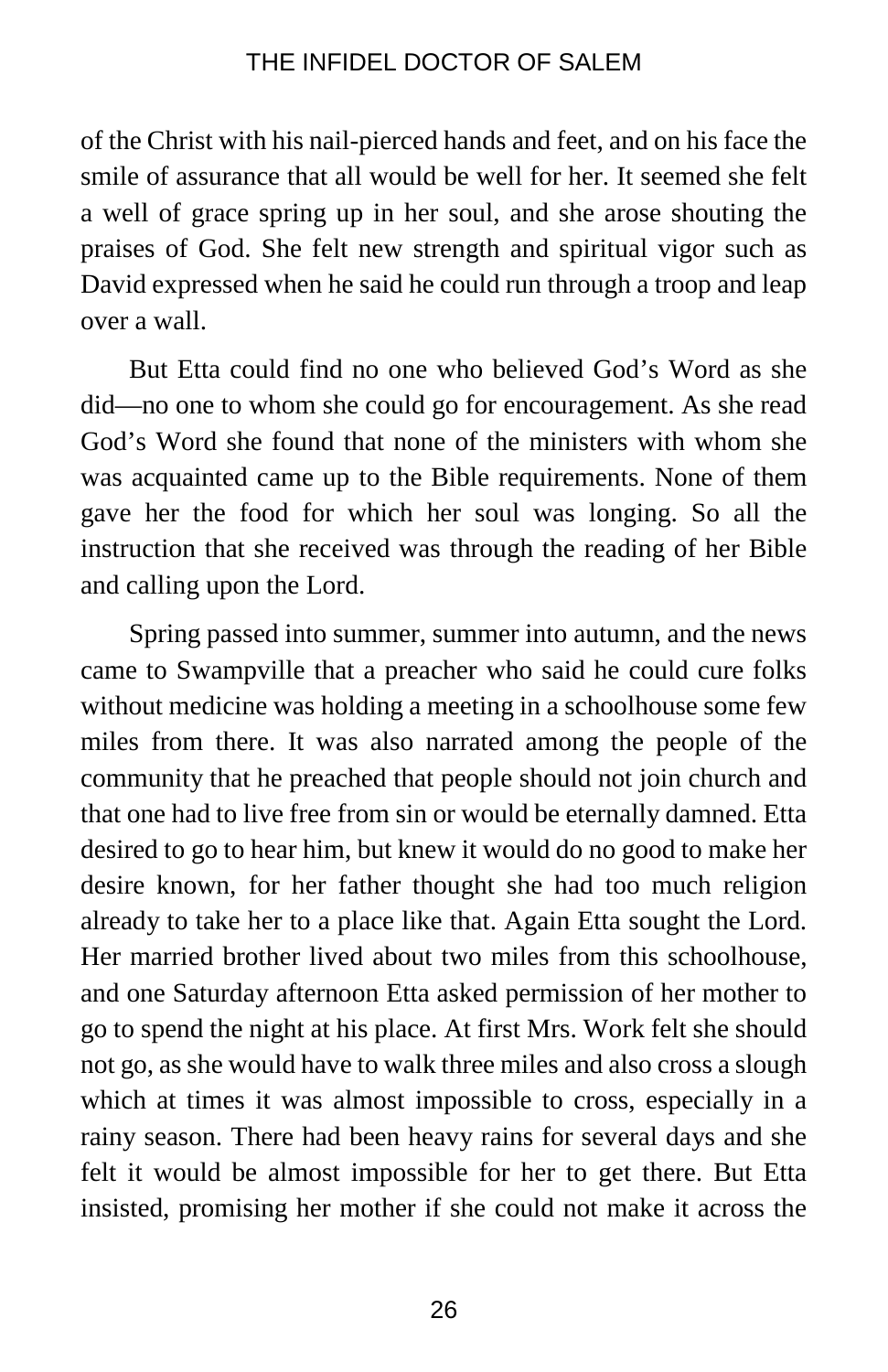of the Christ with his nail-pierced hands and feet, and on his face the smile of assurance that all would be well for her. It seemed she felt a well of grace spring up in her soul, and she arose shouting the praises of God. She felt new strength and spiritual vigor such as David expressed when he said he could run through a troop and leap over a wall.

But Etta could find no one who believed God's Word as she did—no one to whom she could go for encouragement. As she read God's Word she found that none of the ministers with whom she was acquainted came up to the Bible requirements. None of them gave her the food for which her soul was longing. So all the instruction that she received was through the reading of her Bible and calling upon the Lord.

Spring passed into summer, summer into autumn, and the news came to Swampville that a preacher who said he could cure folks without medicine was holding a meeting in a schoolhouse some few miles from there. It was also narrated among the people of the community that he preached that people should not join church and that one had to live free from sin or would be eternally damned. Etta desired to go to hear him, but knew it would do no good to make her desire known, for her father thought she had too much religion already to take her to a place like that. Again Etta sought the Lord. Her married brother lived about two miles from this schoolhouse, and one Saturday afternoon Etta asked permission of her mother to go to spend the night at his place. At first Mrs. Work felt she should not go, as she would have to walk three miles and also cross a slough which at times it was almost impossible to cross, especially in a rainy season. There had been heavy rains for several days and she felt it would be almost impossible for her to get there. But Etta insisted, promising her mother if she could not make it across the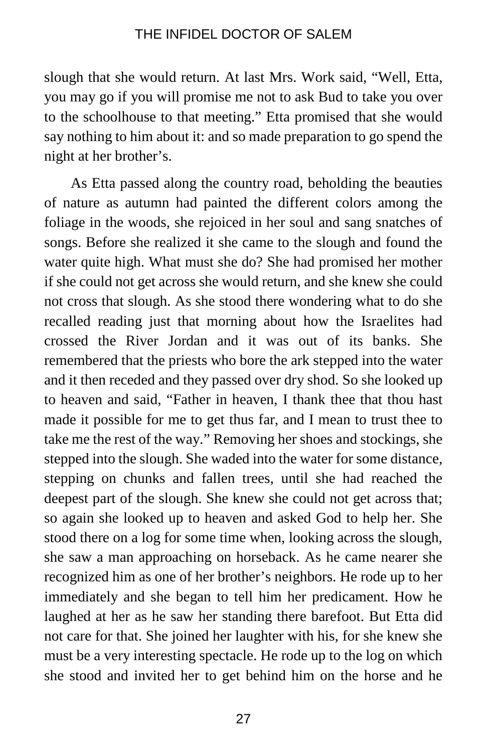slough that she would return. At last Mrs. Work said, “Well, Etta, you may go if you will promise me not to ask Bud to take you over to the schoolhouse to that meeting.” Etta promised that she would say nothing to him about it: and so made preparation to go spend the night at her brother’s.

As Etta passed along the country road, beholding the beauties of nature as autumn had painted the different colors among the foliage in the woods, she rejoiced in her soul and sang snatches of songs. Before she realized it she came to the slough and found the water quite high. What must she do? She had promised her mother if she could not get across she would return, and she knew she could not cross that slough. As she stood there wondering what to do she recalled reading just that morning about how the Israelites had crossed the River Jordan and it was out of its banks. She remembered that the priests who bore the ark stepped into the water and it then receded and they passed over dry shod. So she looked up to heaven and said, “Father in heaven, I thank thee that thou hast made it possible for me to get thus far, and I mean to trust thee to take me the rest of the way.” Removing her shoes and stockings, she stepped into the slough. She waded into the water for some distance, stepping on chunks and fallen trees, until she had reached the deepest part of the slough. She knew she could not get across that; so again she looked up to heaven and asked God to help her. She stood there on a log for some time when, looking across the slough, she saw a man approaching on horseback. As he came nearer she recognized him as one of her brother’s neighbors. He rode up to her immediately and she began to tell him her predicament. How he laughed at her as he saw her standing there barefoot. But Etta did not care for that. She joined her laughter with his, for she knew she must be a very interesting spectacle. He rode up to the log on which she stood and invited her to get behind him on the horse and he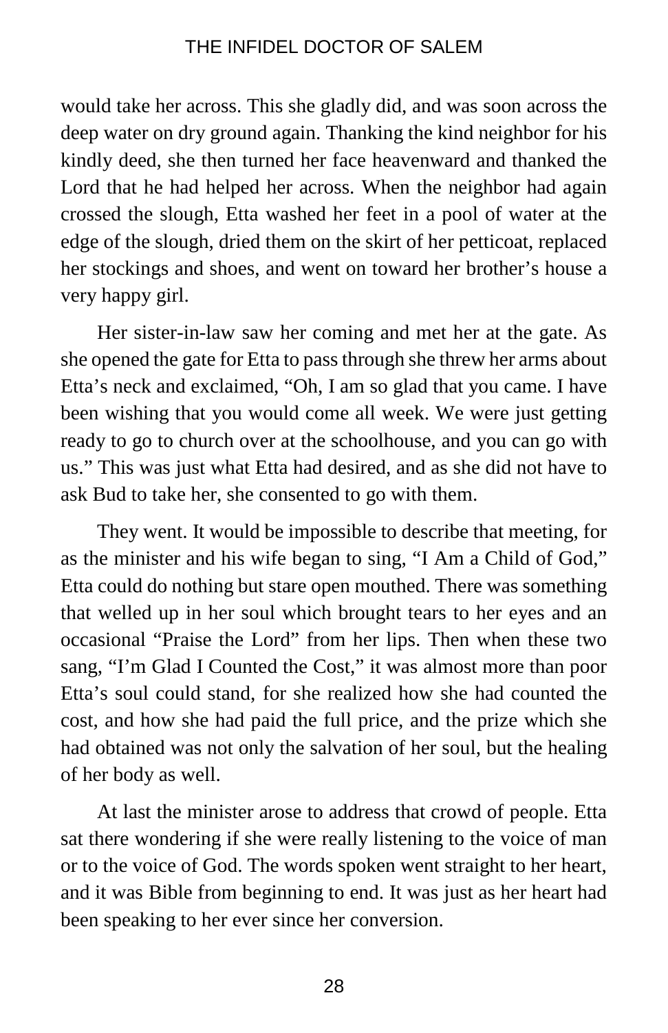would take her across. This she gladly did, and was soon across the deep water on dry ground again. Thanking the kind neighbor for his kindly deed, she then turned her face heavenward and thanked the Lord that he had helped her across. When the neighbor had again crossed the slough, Etta washed her feet in a pool of water at the edge of the slough, dried them on the skirt of her petticoat, replaced her stockings and shoes, and went on toward her brother's house a very happy girl.

Her sister-in-law saw her coming and met her at the gate. As she opened the gate for Etta to pass through she threw her arms about Etta's neck and exclaimed, "Oh, I am so glad that you came. I have been wishing that you would come all week. We were just getting ready to go to church over at the schoolhouse, and you can go with us." This was just what Etta had desired, and as she did not have to ask Bud to take her, she consented to go with them.

They went. It would be impossible to describe that meeting, for as the minister and his wife began to sing, "I Am a Child of God," Etta could do nothing but stare open mouthed. There was something that welled up in her soul which brought tears to her eyes and an occasional "Praise the Lord" from her lips. Then when these two sang, "I'm Glad I Counted the Cost," it was almost more than poor Etta's soul could stand, for she realized how she had counted the cost, and how she had paid the full price, and the prize which she had obtained was not only the salvation of her soul, but the healing of her body as well.

At last the minister arose to address that crowd of people. Etta sat there wondering if she were really listening to the voice of man or to the voice of God. The words spoken went straight to her heart, and it was Bible from beginning to end. It was just as her heart had been speaking to her ever since her conversion.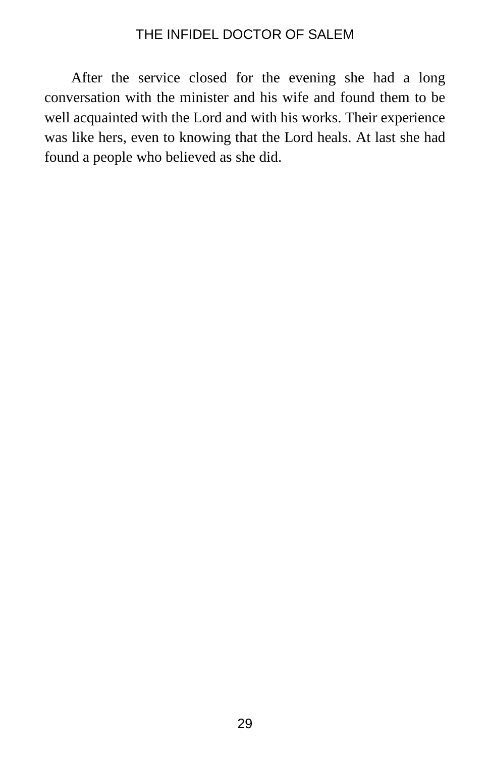After the service closed for the evening she had a long conversation with the minister and his wife and found them to be well acquainted with the Lord and with his works. Their experience was like hers, even to knowing that the Lord heals. At last she had found a people who believed as she did.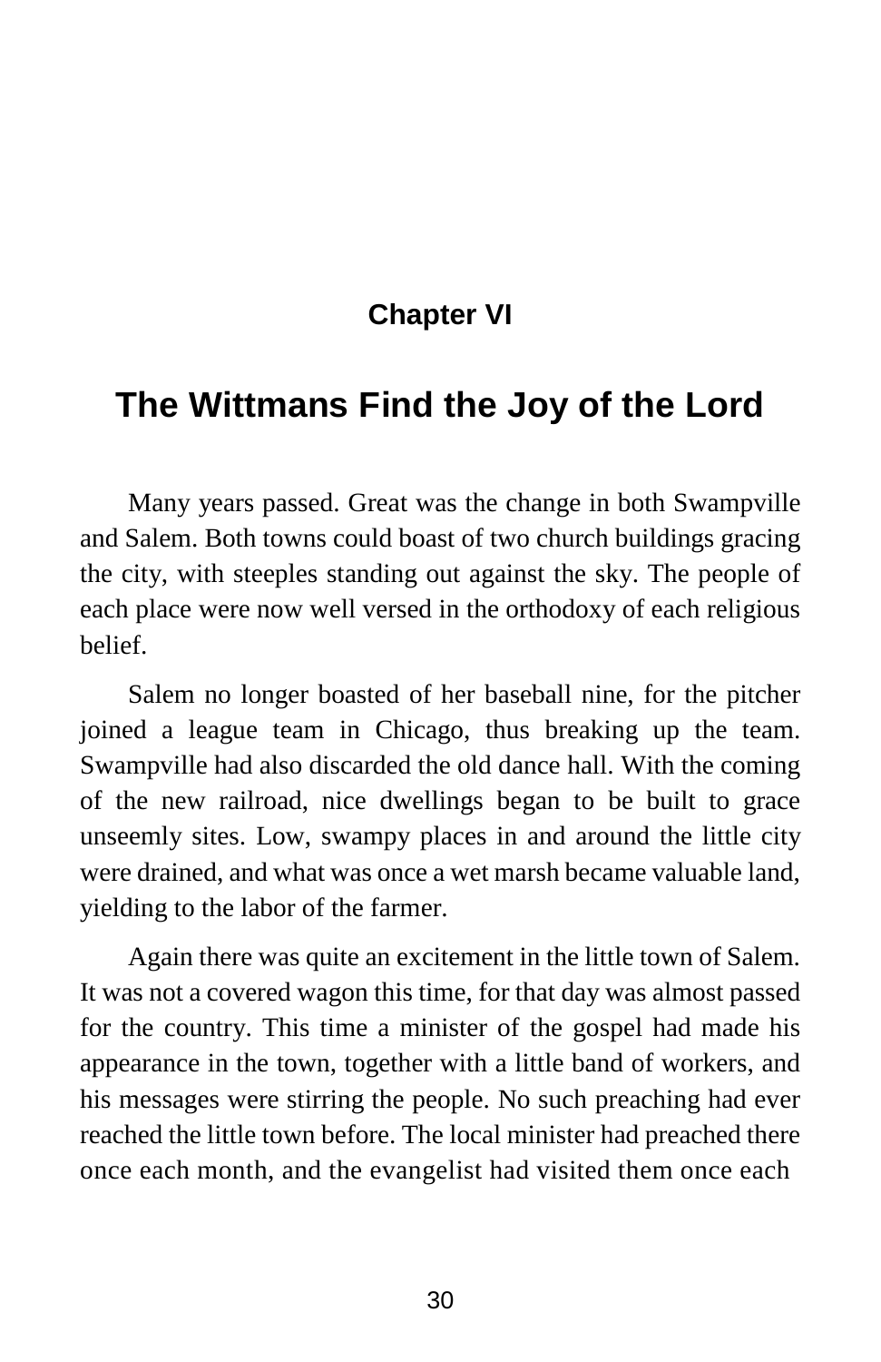## Chapter VI

# The Wittmans Find the Joy of the Lord

Many years passed. Great was the change in both Swampville and Salem. Both towns could boast of two church buildings gracing the city, with steeples standing out against the sky. The people of each place were now well versed in the orthodoxy of each religious belief.

Salem no longer boasted of her baseball nine, for the pitcher joined a league team in Chicago, thus breaking up the team. Swampville had also discarded the old dance hall. With the coming of the new railroad, nice dwellings began to be built to grace unseemly sites. Low, swampy places in and around the little city were drained, and what was once a wet marsh became valuable land, yielding to the labor of the farmer.

Again there was quite an excitement in the little town of Salem. It was not a covered wagon this time, for that day was almost passed for the country. This time a minister of the gospel had made his appearance in the town, together with a little band of workers, and his messages were stirring the people. No such preaching had ever reached the little town before. The local minister had preached there once each month, and the evangelist had visited them once each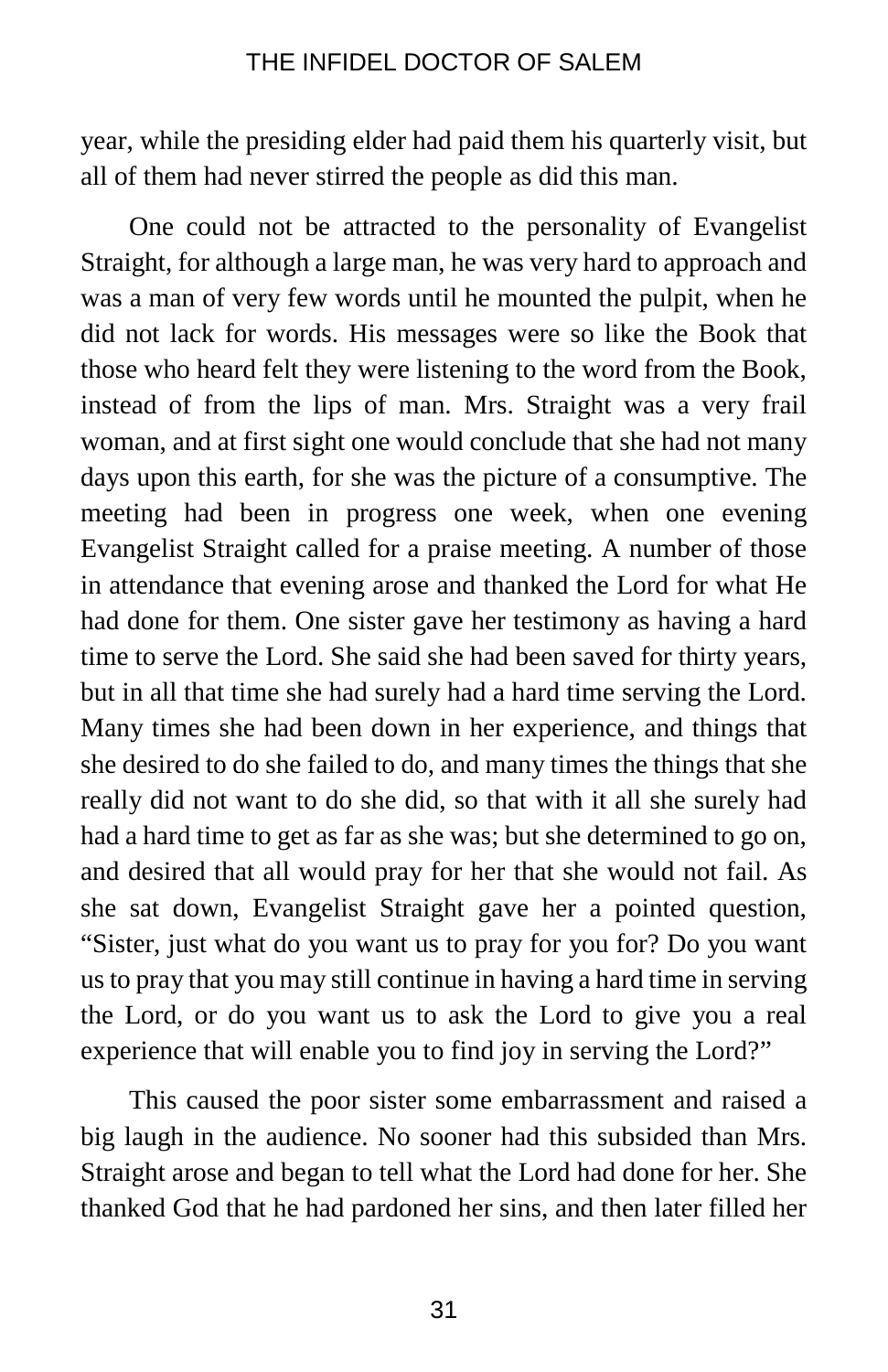year, while the presiding elder had paid them his quarterly visit, but all of them had never stirred the people as did this man.

One could not be attracted to the personality of Evangelist Straight, for although a large man, he was very hard to approach and was a man of very few words until he mounted the pulpit, when he did not lack for words. His messages were so like the Book that those who heard felt they were listening to the word from the Book, instead of from the lips of man. Mrs. Straight was a very frail woman, and at first sight one would conclude that she had not many days upon this earth, for she was the picture of a consumptive. The meeting had been in progress one week, when one evening Evangelist Straight called for a praise meeting. A number of those in attendance that evening arose and thanked the Lord for what He had done for them. One sister gave her testimony as having a hard time to serve the Lord. She said she had been saved for thirty years, but in all that time she had surely had a hard time serving the Lord. Many times she had been down in her experience, and things that she desired to do she failed to do, and many times the things that she really did not want to do she did, so that with it all she surely had had a hard time to get as far as she was; but she determined to go on, and desired that all would pray for her that she would not fail. As she sat down, Evangelist Straight gave her a pointed question, "Sister, just what do you want us to pray for you for? Do you want us to pray that you may still continue in having a hard time in serving the Lord, or do you want us to ask the Lord to give you a real experience that will enable you to find joy in serving the Lord?"

This caused the poor sister some embarrassment and raised a big laugh in the audience. No sooner had this subsided than Mrs. Straight arose and began to tell what the Lord had done for her. She thanked God that he had pardoned her sins, and then later filled her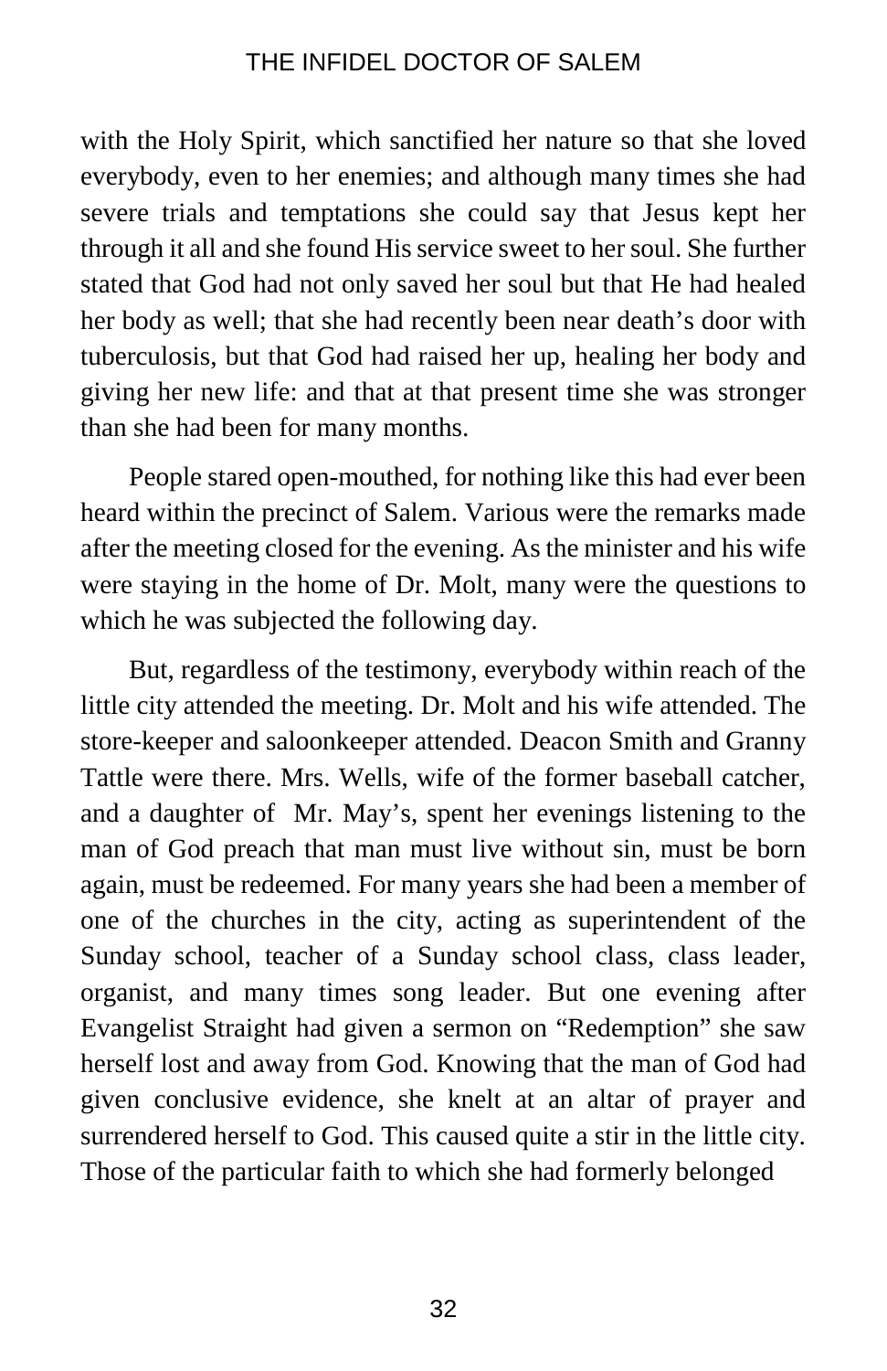with the Holy Spirit, which sanctified her nature so that she loved everybody, even to her enemies; and although many times she had severe trials and temptations she could say that Jesus kept her through it all and she found His service sweet to her soul. She further stated that God had not only saved her soul but that He had healed her body as well; that she had recently been near death's door with tuberculosis, but that God had raised her up, healing her body and giving her new life: and that at that present time she was stronger than she had been for many months.

People stared open-mouthed, for nothing like this had ever been heard within the precinct of Salem. Various were the remarks made after the meeting closed for the evening. As the minister and his wife were staying in the home of Dr. Molt, many were the questions to which he was subjected the following day.

But, regardless of the testimony, everybody within reach of the little city attended the meeting. Dr. Molt and his wife attended. The store-keeper and saloonkeeper attended. Deacon Smith and Granny Tattle were there. Mrs. Wells, wife of the former baseball catcher, and a daughter of Mr. May's, spent her evenings listening to the man of God preach that man must live without sin, must be born again, must be redeemed. For many years she had been a member of one of the churches in the city, acting as superintendent of the Sunday school, teacher of a Sunday school class, class leader, organist, and many times song leader. But one evening after Evangelist Straight had given a sermon on "Redemption" she saw herself lost and away from God. Knowing that the man of God had given conclusive evidence, she knelt at an altar of prayer and surrendered herself to God. This caused quite a stir in the little city. Those of the particular faith to which she had formerly belonged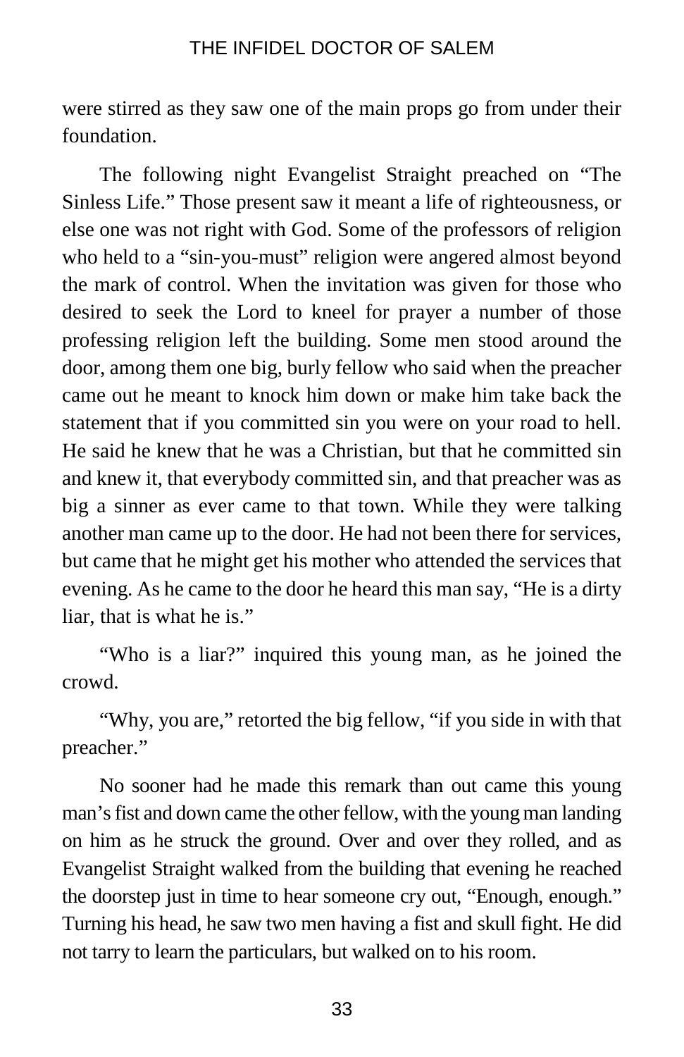were stirred as they saw one of the main props go from under their foundation.

The following night Evangelist Straight preached on “The Sinless Life.” Those present saw it meant a life of righteousness, or else one was not right with God. Some of the professors of religion who held to a “sin-you-must” religion were angered almost beyond the mark of control. When the invitation was given for those who desired to seek the Lord to kneel for prayer a number of those professing religion left the building. Some men stood around the door, among them one big, burly fellow who said when the preacher came out he meant to knock him down or make him take back the statement that if you committed sin you were on your road to hell. He said he knew that he was a Christian, but that he committed sin and knew it, that everybody committed sin, and that preacher was as big a sinner as ever came to that town. While they were talking another man came up to the door. He had not been there for services, but came that he might get his mother who attended the services that evening. As he came to the door he heard this man say, “He is a dirty liar, that is what he is.”

“Who is a liar?” inquired this young man, as he joined the crowd.

“Why, you are,” retorted the big fellow, “if you side in with that preacher.”

No sooner had he made this remark than out came this young man’s fist and down came the other fellow, with the young man landing on him as he struck the ground. Over and over they rolled, and as Evangelist Straight walked from the building that evening he reached the doorstep just in time to hear someone cry out, “Enough, enough.” Turning his head, he saw two men having a fist and skull fight. He did not tarry to learn the particulars, but walked on to his room.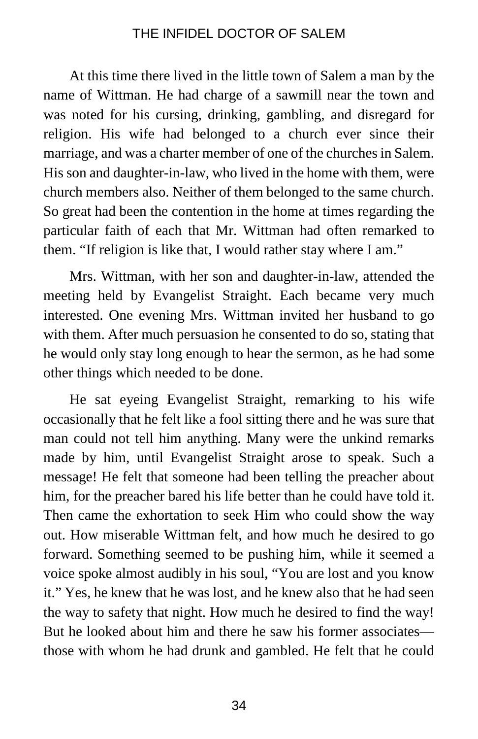At this time there lived in the little town of Salem a man by the name of Wittman. He had charge of a sawmill near the town and was noted for his cursing, drinking, gambling, and disregard for religion. His wife had belonged to a church ever since their marriage, and was a charter member of one of the churches in Salem. His son and daughter-in-law, who lived in the home with them, were church members also. Neither of them belonged to the same church. So great had been the contention in the home at times regarding the particular faith of each that Mr. Wittman had often remarked to them. "If religion is like that, I would rather stay where I am."

Mrs. Wittman, with her son and daughter-in-law, attended the meeting held by Evangelist Straight. Each became very much interested. One evening Mrs. Wittman invited her husband to go with them. After much persuasion he consented to do so, stating that he would only stay long enough to hear the sermon, as he had some other things which needed to be done.

He sat eyeing Evangelist Straight, remarking to his wife occasionally that he felt like a fool sitting there and he was sure that man could not tell him anything. Many were the unkind remarks made by him, until Evangelist Straight arose to speak. Such a message! He felt that someone had been telling the preacher about him, for the preacher bared his life better than he could have told it. Then came the exhortation to seek Him who could show the way out. How miserable Wittman felt, and how much he desired to go forward. Something seemed to be pushing him, while it seemed a voice spoke almost audibly in his soul, "You are lost and you know it." Yes, he knew that he was lost, and he knew also that he had seen the way to safety that night. How much he desired to find the way! But he looked about him and there he saw his former associates—those with whom he had drunk and gambled. He felt that he could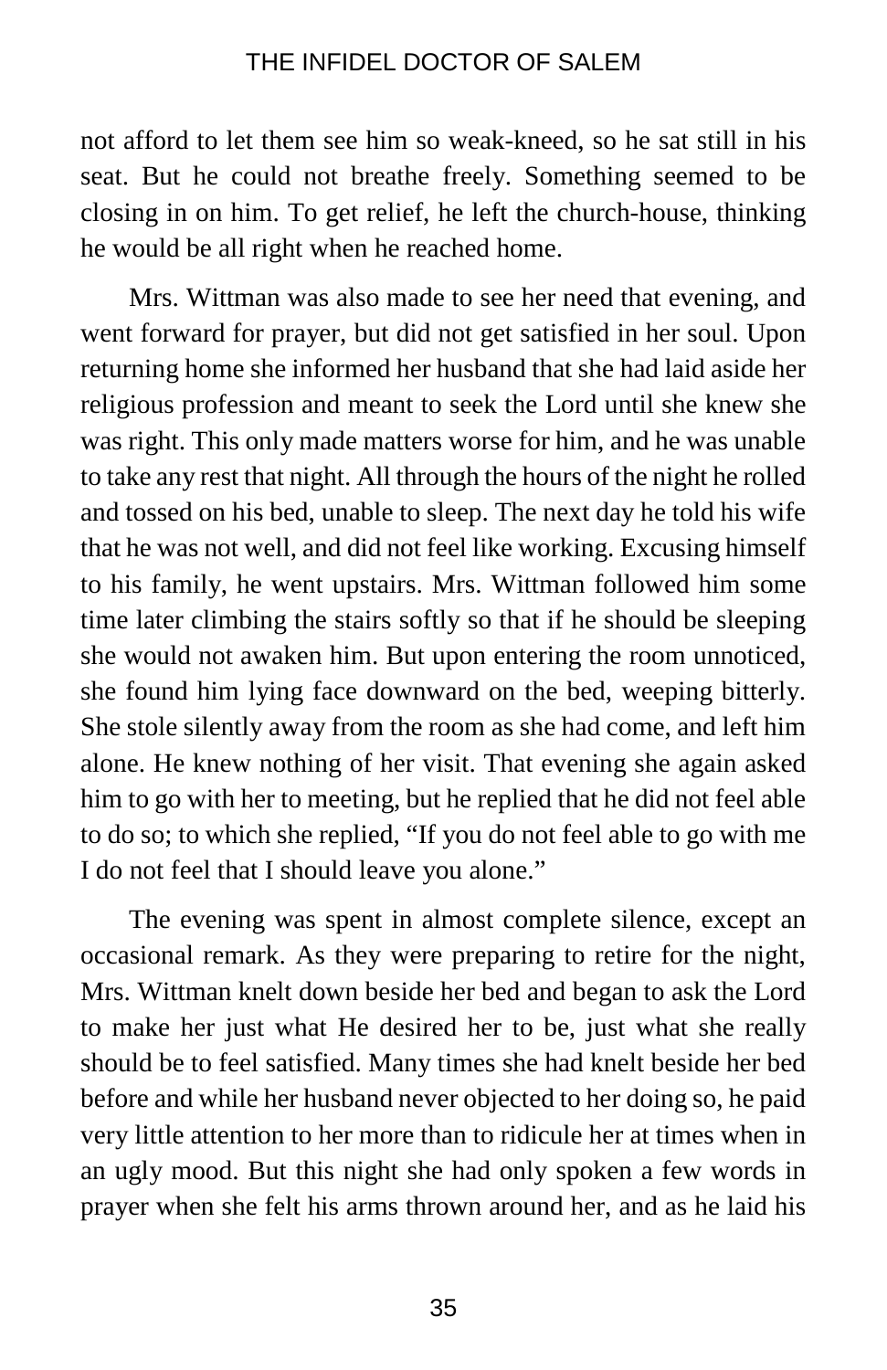not afford to let them see him so weak-kneed, so he sat still in his seat. But he could not breathe freely. Something seemed to be closing in on him. To get relief, he left the church-house, thinking he would be all right when he reached home.

Mrs. Wittman was also made to see her need that evening, and went forward for prayer, but did not get satisfied in her soul. Upon returning home she informed her husband that she had laid aside her religious profession and meant to seek the Lord until she knew she was right. This only made matters worse for him, and he was unable to take any rest that night. All through the hours of the night he rolled and tossed on his bed, unable to sleep. The next day he told his wife that he was not well, and did not feel like working. Excusing himself to his family, he went upstairs. Mrs. Wittman followed him some time later climbing the stairs softly so that if he should be sleeping she would not awaken him. But upon entering the room unnoticed, she found him lying face downward on the bed, weeping bitterly. She stole silently away from the room as she had come, and left him alone. He knew nothing of her visit. That evening she again asked him to go with her to meeting, but he replied that he did not feel able to do so; to which she replied, "If you do not feel able to go with me I do not feel that I should leave you alone."

The evening was spent in almost complete silence, except an occasional remark. As they were preparing to retire for the night, Mrs. Wittman knelt down beside her bed and began to ask the Lord to make her just what He desired her to be, just what she really should be to feel satisfied. Many times she had knelt beside her bed before and while her husband never objected to her doing so, he paid very little attention to her more than to ridicule her at times when in an ugly mood. But this night she had only spoken a few words in prayer when she felt his arms thrown around her, and as he laid his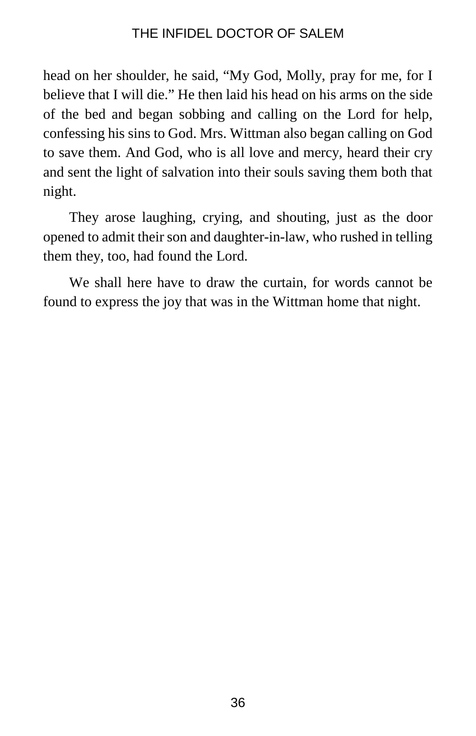head on her shoulder, he said, “My God, Molly, pray for me, for I believe that I will die.” He then laid his head on his arms on the side of the bed and began sobbing and calling on the Lord for help, confessing his sins to God. Mrs. Wittman also began calling on God to save them. And God, who is all love and mercy, heard their cry and sent the light of salvation into their souls saving them both that night.

They arose laughing, crying, and shouting, just as the door opened to admit their son and daughter-in-law, who rushed in telling them they, too, had found the Lord.

We shall here have to draw the curtain, for words cannot be found to express the joy that was in the Wittman home that night.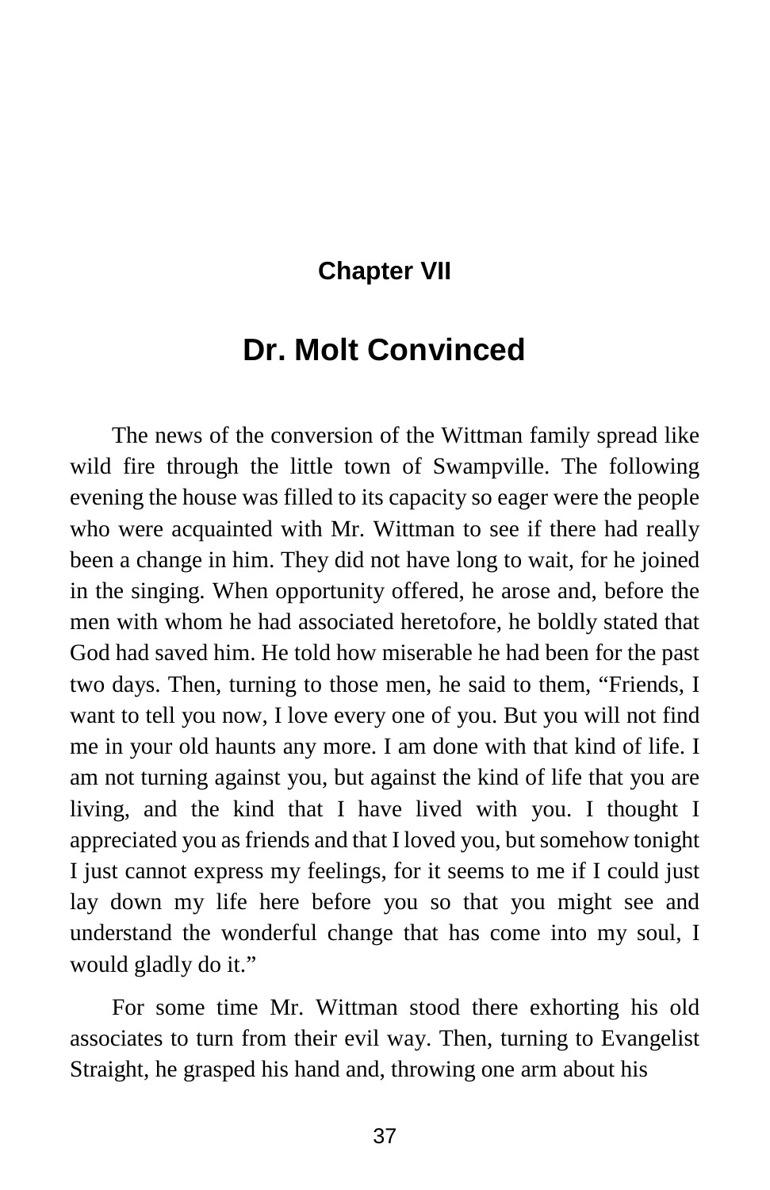## Chapter VII

# Dr. Molt Convinced

The news of the conversion of the Wittman family spread like wild fire through the little town of Swampville. The following evening the house was filled to its capacity so eager were the people who were acquainted with Mr. Wittman to see if there had really been a change in him. They did not have long to wait, for he joined in the singing. When opportunity offered, he arose and, before the men with whom he had associated heretofore, he boldly stated that God had saved him. He told how miserable he had been for the past two days. Then, turning to those men, he said to them, "Friends, I want to tell you now, I love every one of you. But you will not find me in your old haunts any more. I am done with that kind of life. I am not turning against you, but against the kind of life that you are living, and the kind that I have lived with you. I thought I appreciated you as friends and that I loved you, but somehow tonight I just cannot express my feelings, for it seems to me if I could just lay down my life here before you so that you might see and understand the wonderful change that has come into my soul, I would gladly do it."

For some time Mr. Wittman stood there exhorting his old associates to turn from their evil way. Then, turning to Evangelist Straight, he grasped his hand and, throwing one arm about his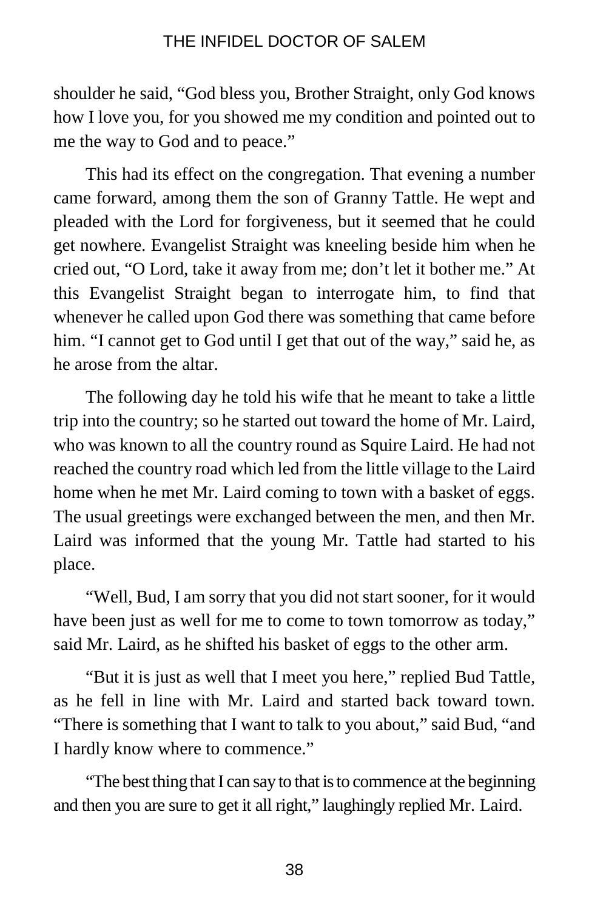shoulder he said, “God bless you, Brother Straight, only God knows how I love you, for you showed me my condition and pointed out to me the way to God and to peace.”

This had its effect on the congregation. That evening a number came forward, among them the son of Granny Tattle. He wept and pleaded with the Lord for forgiveness, but it seemed that he could get nowhere. Evangelist Straight was kneeling beside him when he cried out, “O Lord, take it away from me; don’t let it bother me.” At this Evangelist Straight began to interrogate him, to find that whenever he called upon God there was something that came before him. “I cannot get to God until I get that out of the way,” said he, as he arose from the altar.

The following day he told his wife that he meant to take a little trip into the country; so he started out toward the home of Mr. Laird, who was known to all the country round as Squire Laird. He had not reached the country road which led from the little village to the Laird home when he met Mr. Laird coming to town with a basket of eggs. The usual greetings were exchanged between the men, and then Mr. Laird was informed that the young Mr. Tattle had started to his place.

“Well, Bud, I am sorry that you did not start sooner, for it would have been just as well for me to come to town tomorrow as today,” said Mr. Laird, as he shifted his basket of eggs to the other arm.

“But it is just as well that I meet you here,” replied Bud Tattle, as he fell in line with Mr. Laird and started back toward town. “There is something that I want to talk to you about,” said Bud, “and I hardly know where to commence.”

“The best thing that I can say to that is to commence at the beginning and then you are sure to get it all right,” laughingly replied Mr. Laird.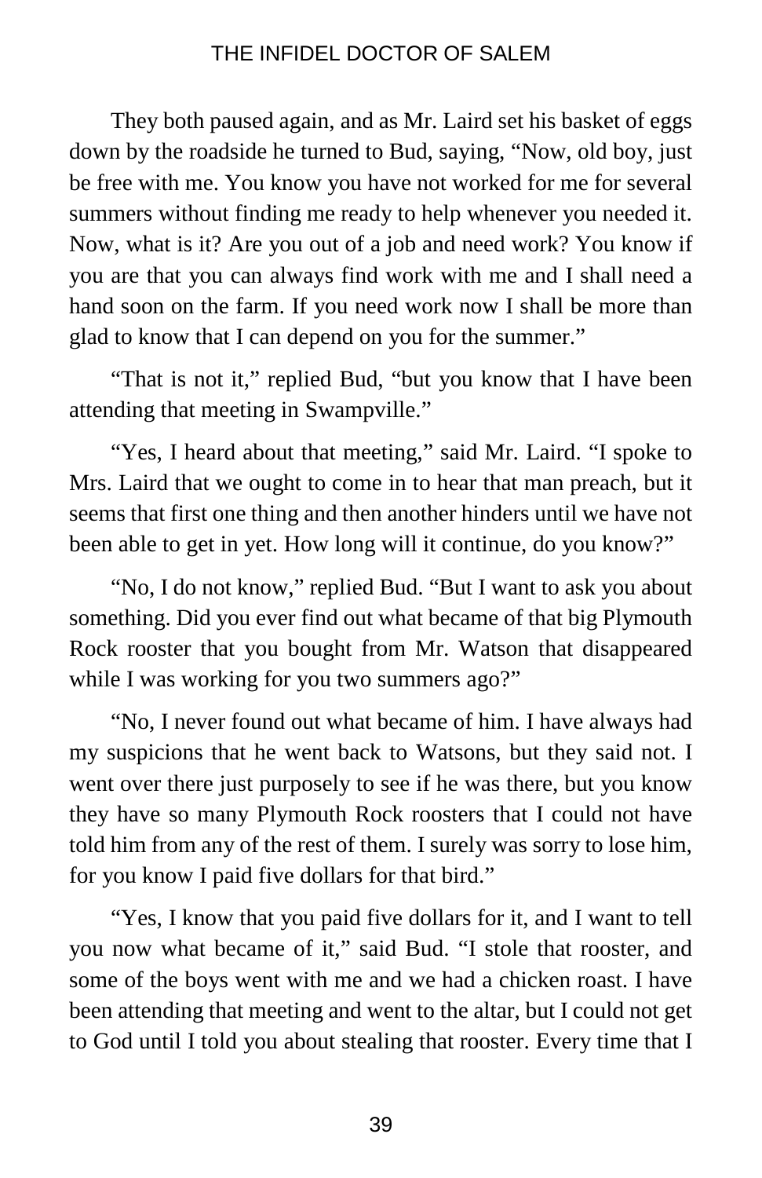They both paused again, and as Mr. Laird set his basket of eggs down by the roadside he turned to Bud, saying, “Now, old boy, just be free with me. You know you have not worked for me for several summers without finding me ready to help whenever you needed it. Now, what is it? Are you out of a job and need work? You know if you are that you can always find work with me and I shall need a hand soon on the farm. If you need work now I shall be more than glad to know that I can depend on you for the summer.”

“That is not it,” replied Bud, “but you know that I have been attending that meeting in Swampville.”

“Yes, I heard about that meeting,” said Mr. Laird. “I spoke to Mrs. Laird that we ought to come in to hear that man preach, but it seems that first one thing and then another hinders until we have not been able to get in yet. How long will it continue, do you know?”

“No, I do not know,” replied Bud. “But I want to ask you about something. Did you ever find out what became of that big Plymouth Rock rooster that you bought from Mr. Watson that disappeared while I was working for you two summers ago?”

“No, I never found out what became of him. I have always had my suspicions that he went back to Watsons, but they said not. I went over there just purposely to see if he was there, but you know they have so many Plymouth Rock roosters that I could not have told him from any of the rest of them. I surely was sorry to lose him, for you know I paid five dollars for that bird.”

“Yes, I know that you paid five dollars for it, and I want to tell you now what became of it,” said Bud. “I stole that rooster, and some of the boys went with me and we had a chicken roast. I have been attending that meeting and went to the altar, but I could not get to God until I told you about stealing that rooster. Every time that I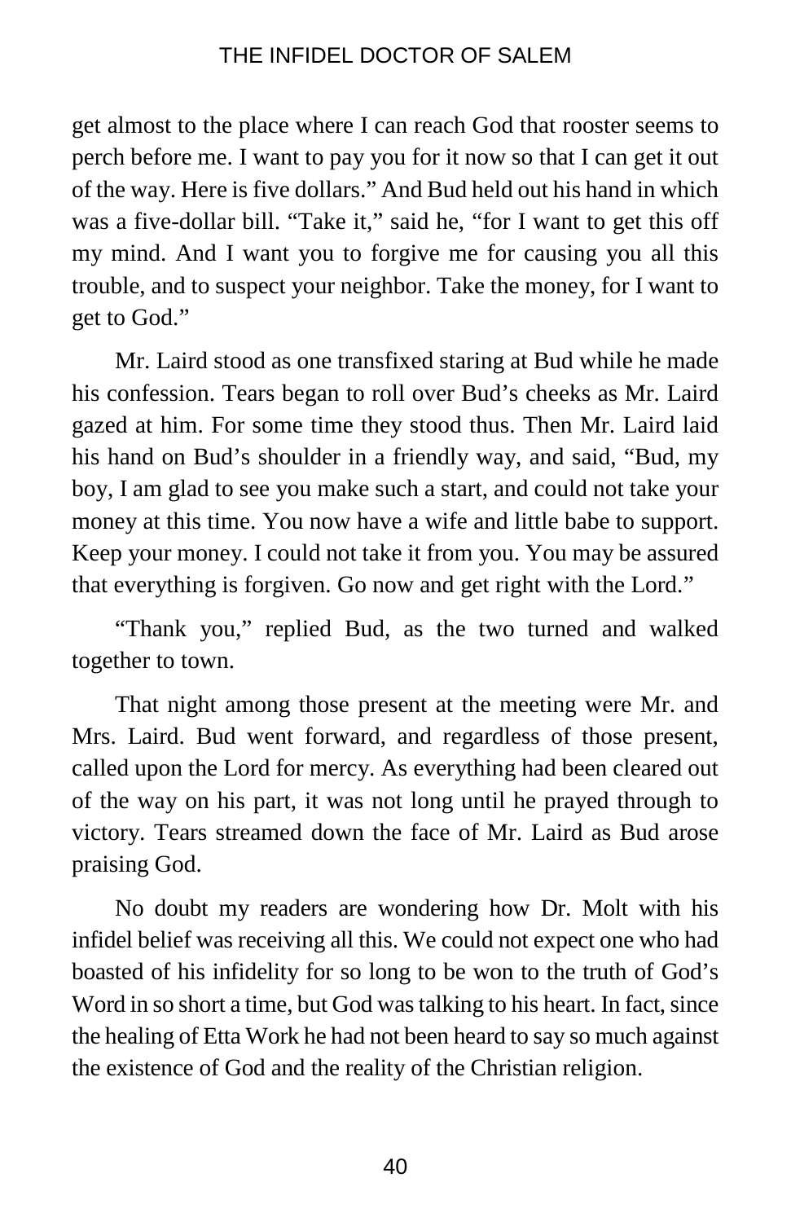get almost to the place where I can reach God that rooster seems to perch before me. I want to pay you for it now so that I can get it out of the way. Here is five dollars." And Bud held out his hand in which was a five-dollar bill. "Take it," said he, "for I want to get this off my mind. And I want you to forgive me for causing you all this trouble, and to suspect your neighbor. Take the money, for I want to get to God."

Mr. Laird stood as one transfixed staring at Bud while he made his confession. Tears began to roll over Bud's cheeks as Mr. Laird gazed at him. For some time they stood thus. Then Mr. Laird laid his hand on Bud's shoulder in a friendly way, and said, "Bud, my boy, I am glad to see you make such a start, and could not take your money at this time. You now have a wife and little babe to support. Keep your money. I could not take it from you. You may be assured that everything is forgiven. Go now and get right with the Lord."

"Thank you," replied Bud, as the two turned and walked together to town.

That night among those present at the meeting were Mr. and Mrs. Laird. Bud went forward, and regardless of those present, called upon the Lord for mercy. As everything had been cleared out of the way on his part, it was not long until he prayed through to victory. Tears streamed down the face of Mr. Laird as Bud arose praising God.

No doubt my readers are wondering how Dr. Molt with his infidel belief was receiving all this. We could not expect one who had boasted of his infidelity for so long to be won to the truth of God's Word in so short a time, but God was talking to his heart. In fact, since the healing of Etta Work he had not been heard to say so much against the existence of God and the reality of the Christian religion.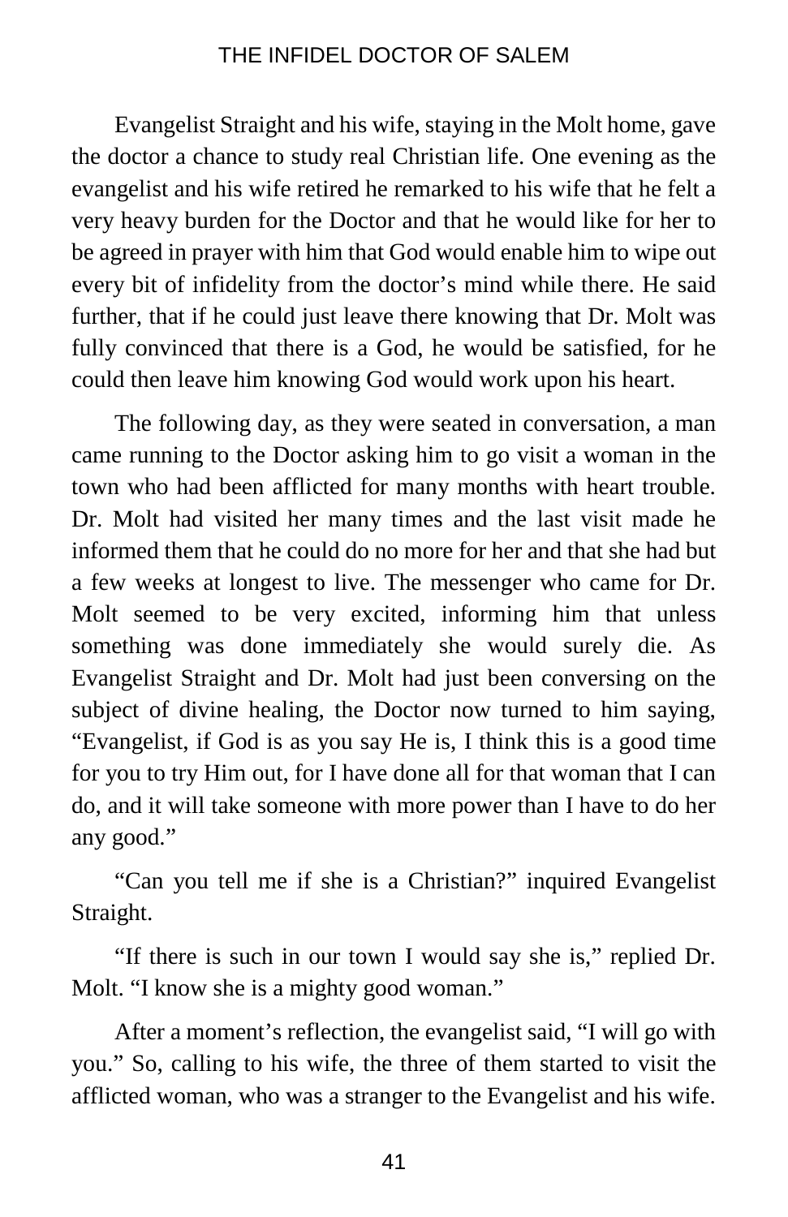Evangelist Straight and his wife, staying in the Molt home, gave the doctor a chance to study real Christian life. One evening as the evangelist and his wife retired he remarked to his wife that he felt a very heavy burden for the Doctor and that he would like for her to be agreed in prayer with him that God would enable him to wipe out every bit of infidelity from the doctor's mind while there. He said further, that if he could just leave there knowing that Dr. Molt was fully convinced that there is a God, he would be satisfied, for he could then leave him knowing God would work upon his heart.

The following day, as they were seated in conversation, a man came running to the Doctor asking him to go visit a woman in the town who had been afflicted for many months with heart trouble. Dr. Molt had visited her many times and the last visit made he informed them that he could do no more for her and that she had but a few weeks at longest to live. The messenger who came for Dr. Molt seemed to be very excited, informing him that unless something was done immediately she would surely die. As Evangelist Straight and Dr. Molt had just been conversing on the subject of divine healing, the Doctor now turned to him saying, "Evangelist, if God is as you say He is, I think this is a good time for you to try Him out, for I have done all for that woman that I can do, and it will take someone with more power than I have to do her any good."

"Can you tell me if she is a Christian?" inquired Evangelist Straight.

"If there is such in our town I would say she is," replied Dr. Molt. "I know she is a mighty good woman."

After a moment's reflection, the evangelist said, "I will go with you." So, calling to his wife, the three of them started to visit the afflicted woman, who was a stranger to the Evangelist and his wife.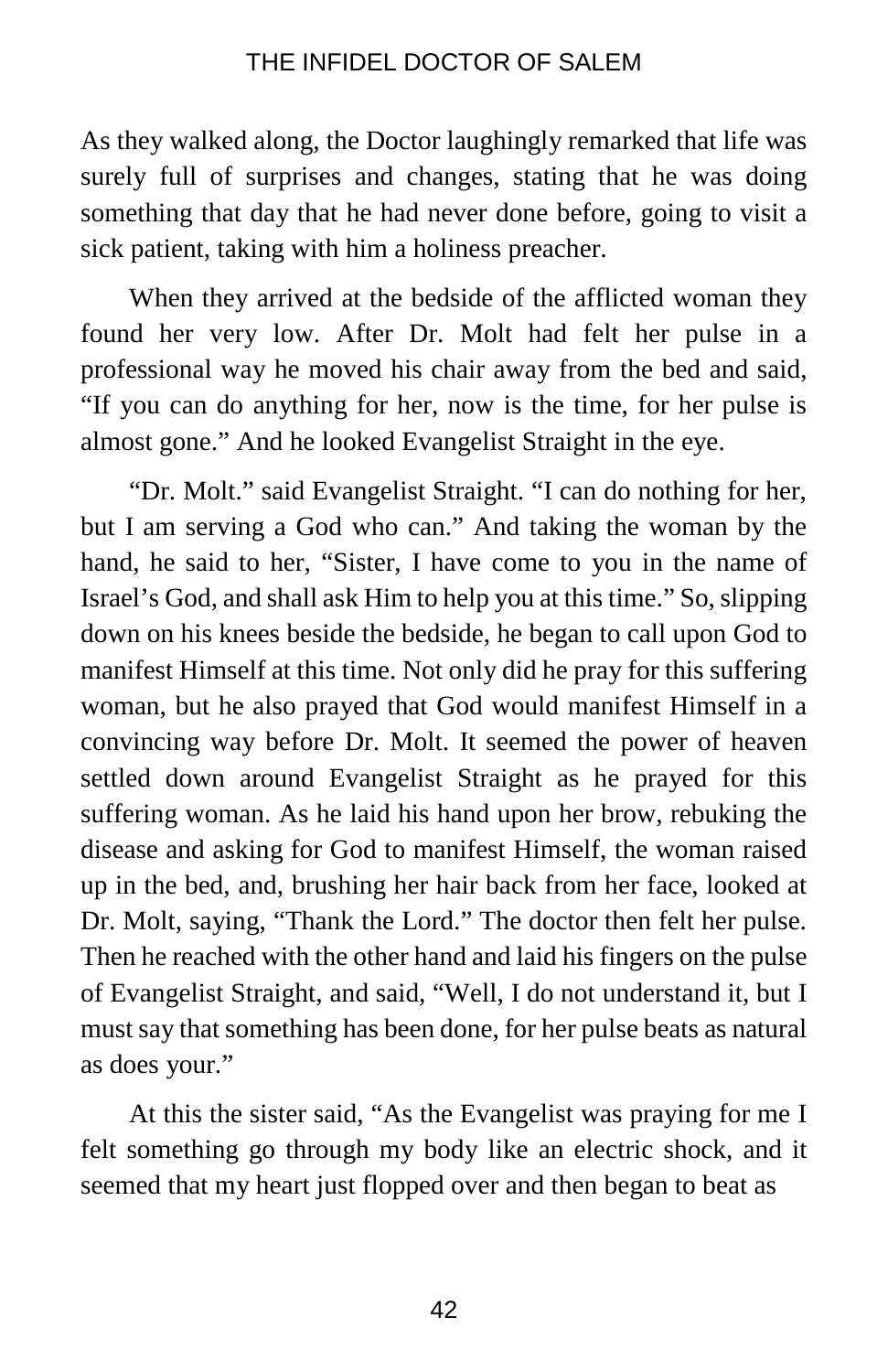As they walked along, the Doctor laughingly remarked that life was surely full of surprises and changes, stating that he was doing something that day that he had never done before, going to visit a sick patient, taking with him a holiness preacher.

When they arrived at the bedside of the afflicted woman they found her very low. After Dr. Molt had felt her pulse in a professional way he moved his chair away from the bed and said, "If you can do anything for her, now is the time, for her pulse is almost gone." And he looked Evangelist Straight in the eye.

"Dr. Molt." said Evangelist Straight. "I can do nothing for her, but I am serving a God who can." And taking the woman by the hand, he said to her, "Sister, I have come to you in the name of Israel's God, and shall ask Him to help you at this time." So, slipping down on his knees beside the bedside, he began to call upon God to manifest Himself at this time. Not only did he pray for this suffering woman, but he also prayed that God would manifest Himself in a convincing way before Dr. Molt. It seemed the power of heaven settled down around Evangelist Straight as he prayed for this suffering woman. As he laid his hand upon her brow, rebuking the disease and asking for God to manifest Himself, the woman raised up in the bed, and, brushing her hair back from her face, looked at Dr. Molt, saying, "Thank the Lord." The doctor then felt her pulse. Then he reached with the other hand and laid his fingers on the pulse of Evangelist Straight, and said, "Well, I do not understand it, but I must say that something has been done, for her pulse beats as natural as does your."

At this the sister said, "As the Evangelist was praying for me I felt something go through my body like an electric shock, and it seemed that my heart just flopped over and then began to beat as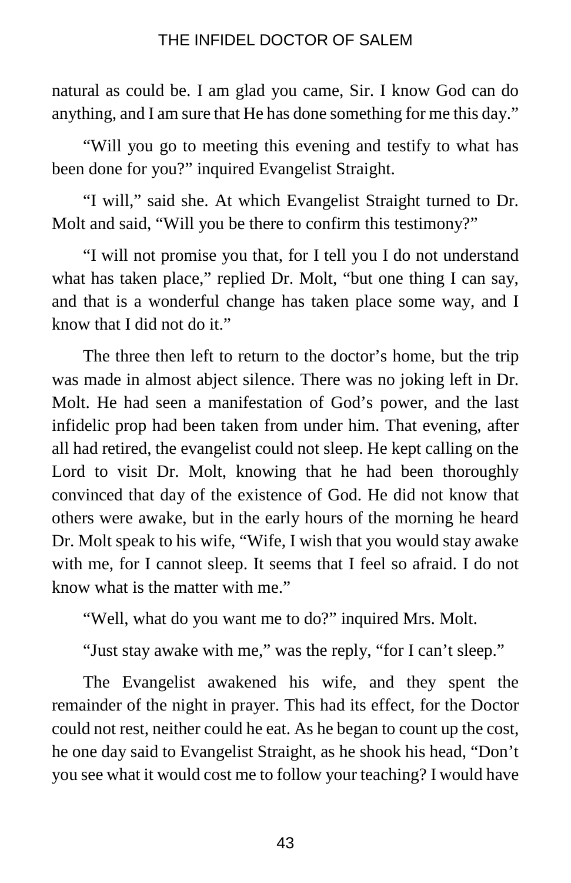natural as could be. I am glad you came, Sir. I know God can do anything, and I am sure that He has done something for me this day."

"Will you go to meeting this evening and testify to what has been done for you?" inquired Evangelist Straight.

"I will," said she. At which Evangelist Straight turned to Dr. Molt and said, "Will you be there to confirm this testimony?"

"I will not promise you that, for I tell you I do not understand what has taken place," replied Dr. Molt, "but one thing I can say, and that is a wonderful change has taken place some way, and I know that I did not do it."

The three then left to return to the doctor's home, but the trip was made in almost abject silence. There was no joking left in Dr. Molt. He had seen a manifestation of God's power, and the last infidelic prop had been taken from under him. That evening, after all had retired, the evangelist could not sleep. He kept calling on the Lord to visit Dr. Molt, knowing that he had been thoroughly convinced that day of the existence of God. He did not know that others were awake, but in the early hours of the morning he heard Dr. Molt speak to his wife, "Wife, I wish that you would stay awake with me, for I cannot sleep. It seems that I feel so afraid. I do not know what is the matter with me."

"Well, what do you want me to do?" inquired Mrs. Molt.

"Just stay awake with me," was the reply, "for I can't sleep."

The Evangelist awakened his wife, and they spent the remainder of the night in prayer. This had its effect, for the Doctor could not rest, neither could he eat. As he began to count up the cost, he one day said to Evangelist Straight, as he shook his head, "Don't you see what it would cost me to follow your teaching? I would have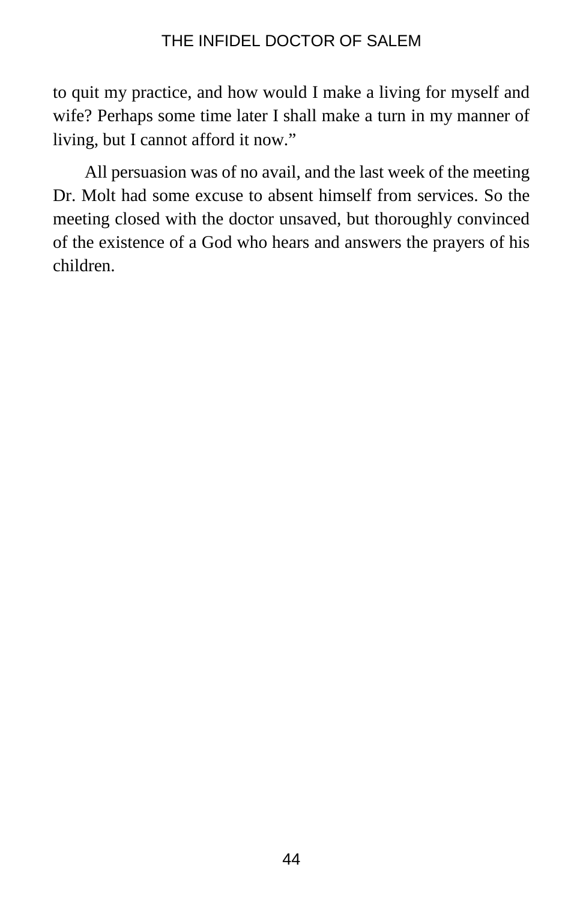to quit my practice, and how would I make a living for myself and wife? Perhaps some time later I shall make a turn in my manner of living, but I cannot afford it now."

All persuasion was of no avail, and the last week of the meeting Dr. Molt had some excuse to absent himself from services. So the meeting closed with the doctor unsaved, but thoroughly convinced of the existence of a God who hears and answers the prayers of his children.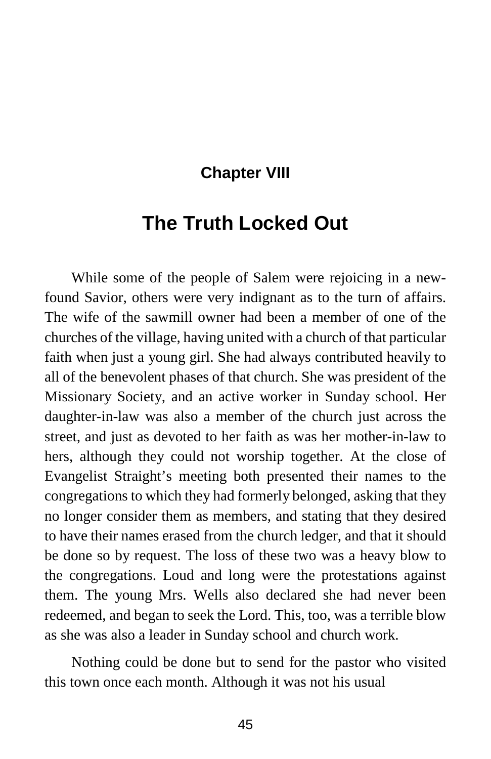## Chapter VIII

# The Truth Locked Out

While some of the people of Salem were rejoicing in a new-found Savior, others were very indignant as to the turn of affairs. The wife of the sawmill owner had been a member of one of the churches of the village, having united with a church of that particular faith when just a young girl. She had always contributed heavily to all of the benevolent phases of that church. She was president of the Missionary Society, and an active worker in Sunday school. Her daughter-in-law was also a member of the church just across the street, and just as devoted to her faith as was her mother-in-law to hers, although they could not worship together. At the close of Evangelist Straight's meeting both presented their names to the congregations to which they had formerly belonged, asking that they no longer consider them as members, and stating that they desired to have their names erased from the church ledger, and that it should be done so by request. The loss of these two was a heavy blow to the congregations. Loud and long were the protestations against them. The young Mrs. Wells also declared she had never been redeemed, and began to seek the Lord. This, too, was a terrible blow as she was also a leader in Sunday school and church work.

Nothing could be done but to send for the pastor who visited this town once each month. Although it was not his usual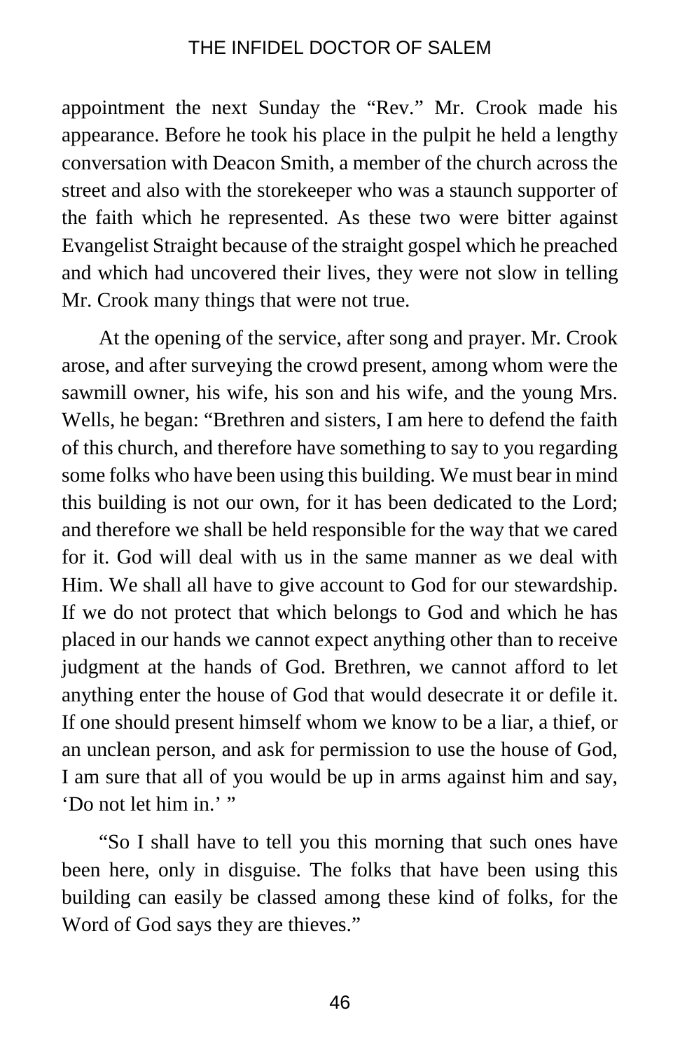appointment the next Sunday the "Rev." Mr. Crook made his appearance. Before he took his place in the pulpit he held a lengthy conversation with Deacon Smith, a member of the church across the street and also with the storekeeper who was a staunch supporter of the faith which he represented. As these two were bitter against Evangelist Straight because of the straight gospel which he preached and which had uncovered their lives, they were not slow in telling Mr. Crook many things that were not true.

At the opening of the service, after song and prayer. Mr. Crook arose, and after surveying the crowd present, among whom were the sawmill owner, his wife, his son and his wife, and the young Mrs. Wells, he began: "Brethren and sisters, I am here to defend the faith of this church, and therefore have something to say to you regarding some folks who have been using this building. We must bear in mind this building is not our own, for it has been dedicated to the Lord; and therefore we shall be held responsible for the way that we cared for it. God will deal with us in the same manner as we deal with Him. We shall all have to give account to God for our stewardship. If we do not protect that which belongs to God and which he has placed in our hands we cannot expect anything other than to receive judgment at the hands of God. Brethren, we cannot afford to let anything enter the house of God that would desecrate it or defile it. If one should present himself whom we know to be a liar, a thief, or an unclean person, and ask for permission to use the house of God, I am sure that all of you would be up in arms against him and say, 'Do not let him in.' "

"So I shall have to tell you this morning that such ones have been here, only in disguise. The folks that have been using this building can easily be classed among these kind of folks, for the Word of God says they are thieves."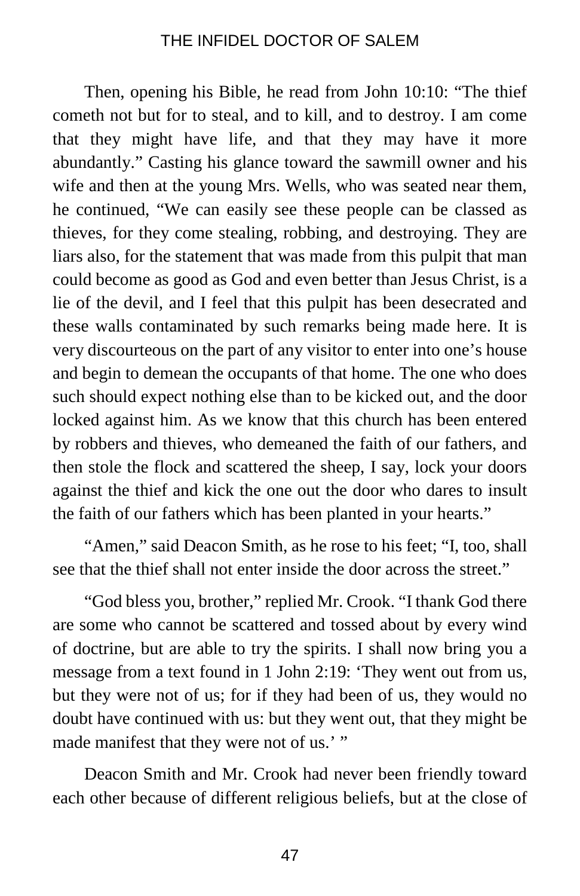Then, opening his Bible, he read from John 10:10: “The thief cometh not but for to steal, and to kill, and to destroy. I am come that they might have life, and that they may have it more abundantly.” Casting his glance toward the sawmill owner and his wife and then at the young Mrs. Wells, who was seated near them, he continued, “We can easily see these people can be classed as thieves, for they come stealing, robbing, and destroying. They are liars also, for the statement that was made from this pulpit that man could become as good as God and even better than Jesus Christ, is a lie of the devil, and I feel that this pulpit has been desecrated and these walls contaminated by such remarks being made here. It is very discourteous on the part of any visitor to enter into one’s house and begin to demean the occupants of that home. The one who does such should expect nothing else than to be kicked out, and the door locked against him. As we know that this church has been entered by robbers and thieves, who demeaned the faith of our fathers, and then stole the flock and scattered the sheep, I say, lock your doors against the thief and kick the one out the door who dares to insult the faith of our fathers which has been planted in your hearts.”

“Amen,” said Deacon Smith, as he rose to his feet; “I, too, shall see that the thief shall not enter inside the door across the street.”

“God bless you, brother,” replied Mr. Crook. “I thank God there are some who cannot be scattered and tossed about by every wind of doctrine, but are able to try the spirits. I shall now bring you a message from a text found in 1 John 2:19: ‘They went out from us, but they were not of us; for if they had been of us, they would no doubt have continued with us: but they went out, that they might be made manifest that they were not of us.’ ”

Deacon Smith and Mr. Crook had never been friendly toward each other because of different religious beliefs, but at the close of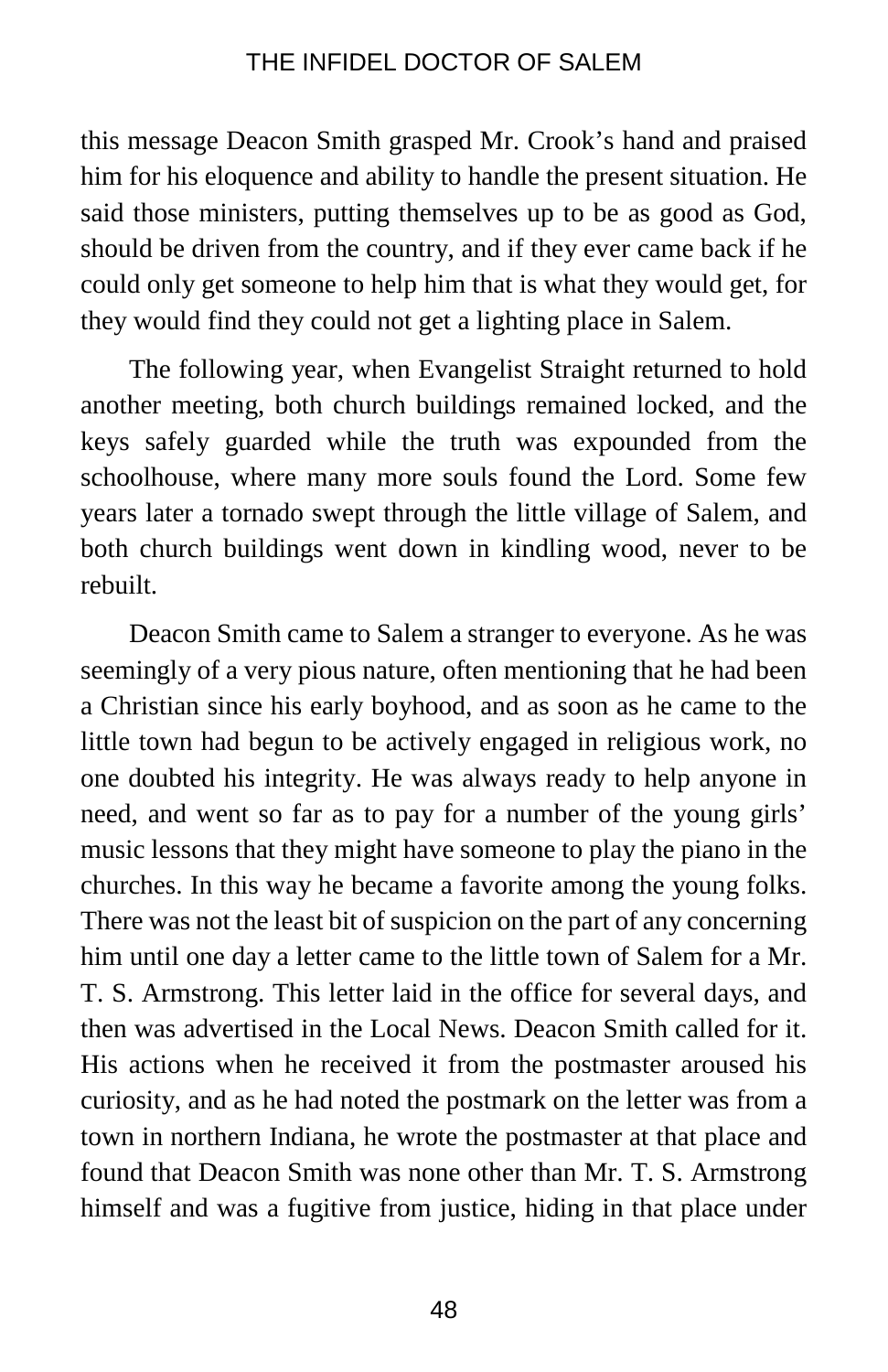this message Deacon Smith grasped Mr. Crook's hand and praised him for his eloquence and ability to handle the present situation. He said those ministers, putting themselves up to be as good as God, should be driven from the country, and if they ever came back if he could only get someone to help him that is what they would get, for they would find they could not get a lighting place in Salem.

The following year, when Evangelist Straight returned to hold another meeting, both church buildings remained locked, and the keys safely guarded while the truth was expounded from the schoolhouse, where many more souls found the Lord. Some few years later a tornado swept through the little village of Salem, and both church buildings went down in kindling wood, never to be rebuilt.

Deacon Smith came to Salem a stranger to everyone. As he was seemingly of a very pious nature, often mentioning that he had been a Christian since his early boyhood, and as soon as he came to the little town had begun to be actively engaged in religious work, no one doubted his integrity. He was always ready to help anyone in need, and went so far as to pay for a number of the young girls' music lessons that they might have someone to play the piano in the churches. In this way he became a favorite among the young folks. There was not the least bit of suspicion on the part of any concerning him until one day a letter came to the little town of Salem for a Mr. T. S. Armstrong. This letter laid in the office for several days, and then was advertised in the Local News. Deacon Smith called for it. His actions when he received it from the postmaster aroused his curiosity, and as he had noted the postmark on the letter was from a town in northern Indiana, he wrote the postmaster at that place and found that Deacon Smith was none other than Mr. T. S. Armstrong himself and was a fugitive from justice, hiding in that place under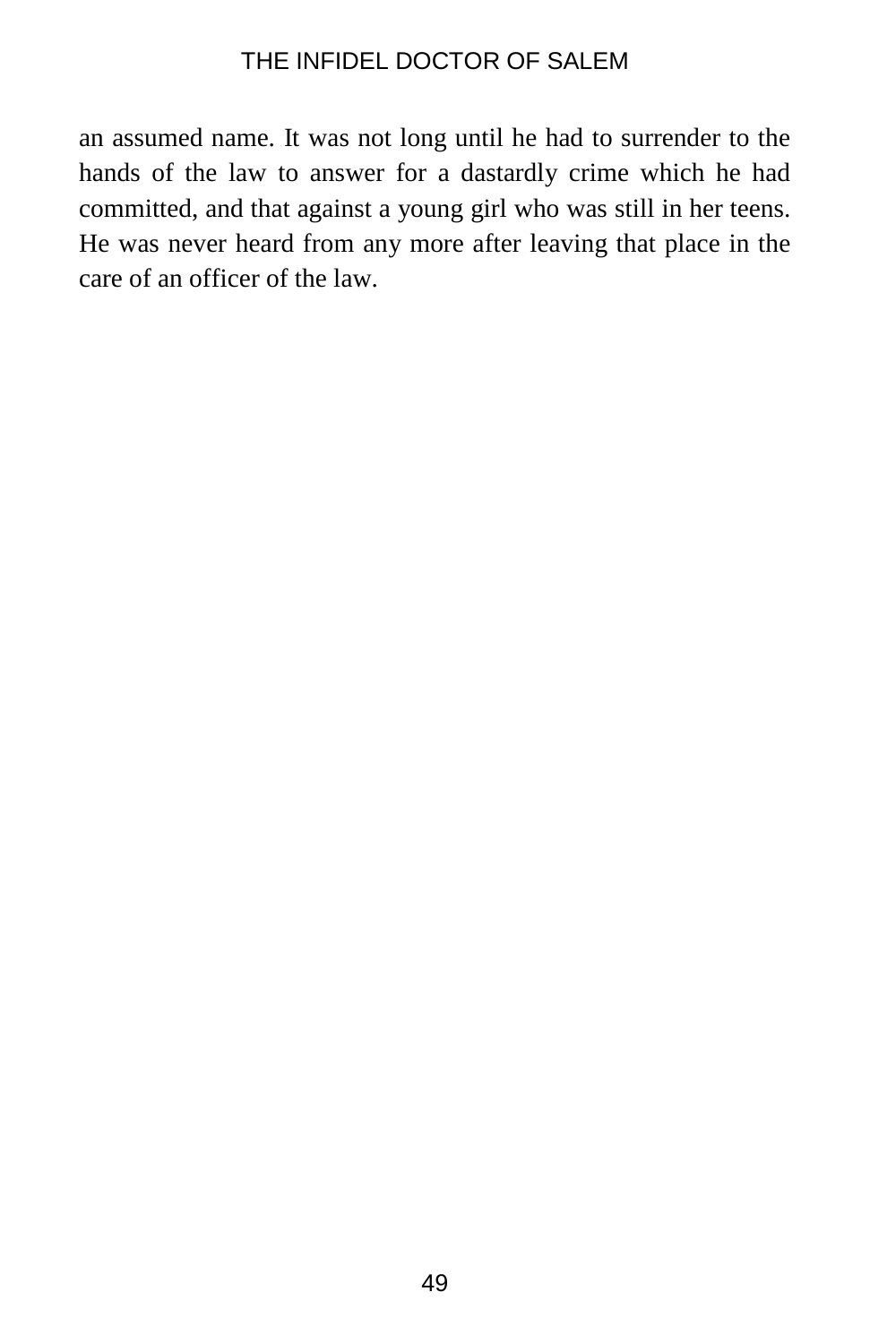an assumed name. It was not long until he had to surrender to the hands of the law to answer for a dastardly crime which he had committed, and that against a young girl who was still in her teens. He was never heard from any more after leaving that place in the care of an officer of the law.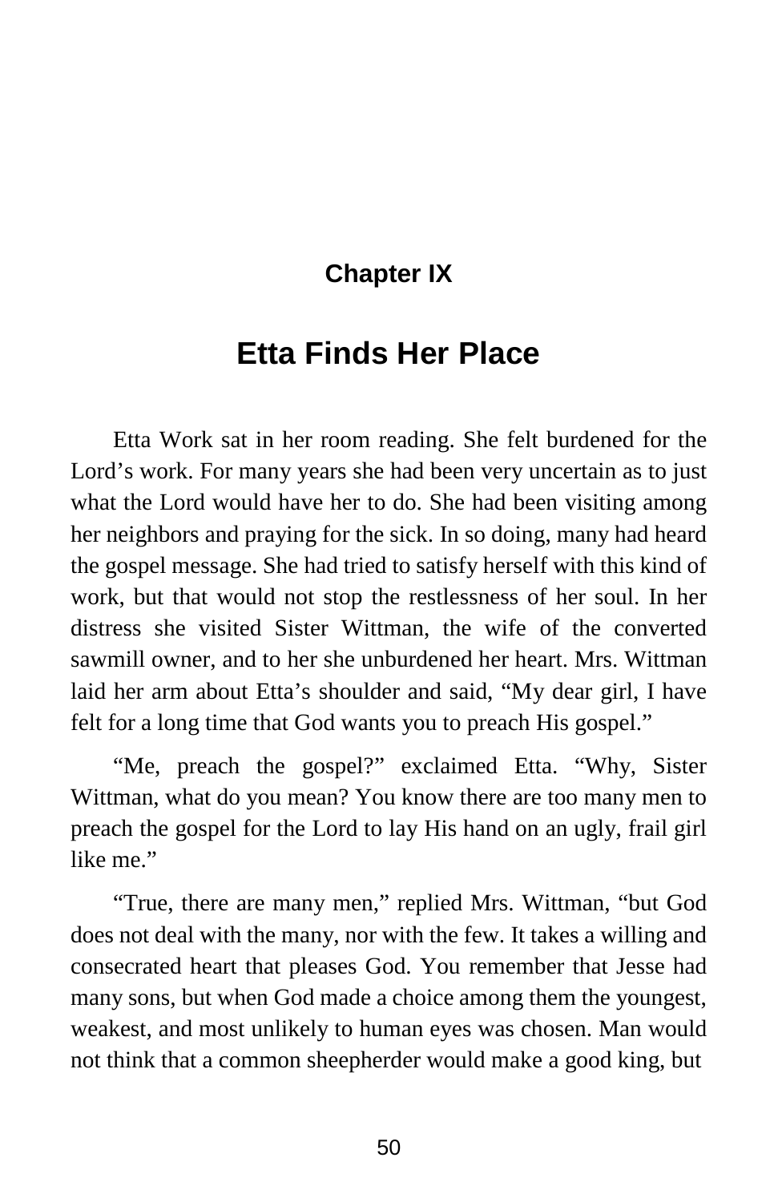## Chapter IX

# Etta Finds Her Place

Etta Work sat in her room reading. She felt burdened for the Lord's work. For many years she had been very uncertain as to just what the Lord would have her to do. She had been visiting among her neighbors and praying for the sick. In so doing, many had heard the gospel message. She had tried to satisfy herself with this kind of work, but that would not stop the restlessness of her soul. In her distress she visited Sister Wittman, the wife of the converted sawmill owner, and to her she unburdened her heart. Mrs. Wittman laid her arm about Etta's shoulder and said, "My dear girl, I have felt for a long time that God wants you to preach His gospel."

"Me, preach the gospel?" exclaimed Etta. "Why, Sister Wittman, what do you mean? You know there are too many men to preach the gospel for the Lord to lay His hand on an ugly, frail girl like me."

"True, there are many men," replied Mrs. Wittman, "but God does not deal with the many, nor with the few. It takes a willing and consecrated heart that pleases God. You remember that Jesse had many sons, but when God made a choice among them the youngest, weakest, and most unlikely to human eyes was chosen. Man would not think that a common sheepherder would make a good king, but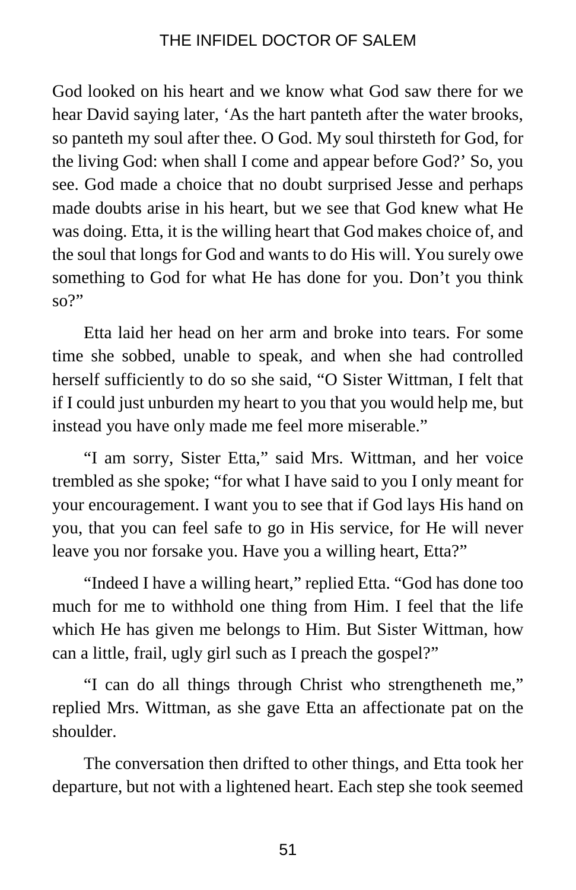God looked on his heart and we know what God saw there for we hear David saying later, 'As the hart panteth after the water brooks, so panteth my soul after thee. O God. My soul thirsteth for God, for the living God: when shall I come and appear before God?' So, you see. God made a choice that no doubt surprised Jesse and perhaps made doubts arise in his heart, but we see that God knew what He was doing. Etta, it is the willing heart that God makes choice of, and the soul that longs for God and wants to do His will. You surely owe something to God for what He has done for you. Don't you think so?"

Etta laid her head on her arm and broke into tears. For some time she sobbed, unable to speak, and when she had controlled herself sufficiently to do so she said, "O Sister Wittman, I felt that if I could just unburden my heart to you that you would help me, but instead you have only made me feel more miserable."

"I am sorry, Sister Etta," said Mrs. Wittman, and her voice trembled as she spoke; "for what I have said to you I only meant for your encouragement. I want you to see that if God lays His hand on you, that you can feel safe to go in His service, for He will never leave you nor forsake you. Have you a willing heart, Etta?"

"Indeed I have a willing heart," replied Etta. "God has done too much for me to withhold one thing from Him. I feel that the life which He has given me belongs to Him. But Sister Wittman, how can a little, frail, ugly girl such as I preach the gospel?"

"I can do all things through Christ who strengtheneth me," replied Mrs. Wittman, as she gave Etta an affectionate pat on the shoulder.

The conversation then drifted to other things, and Etta took her departure, but not with a lightened heart. Each step she took seemed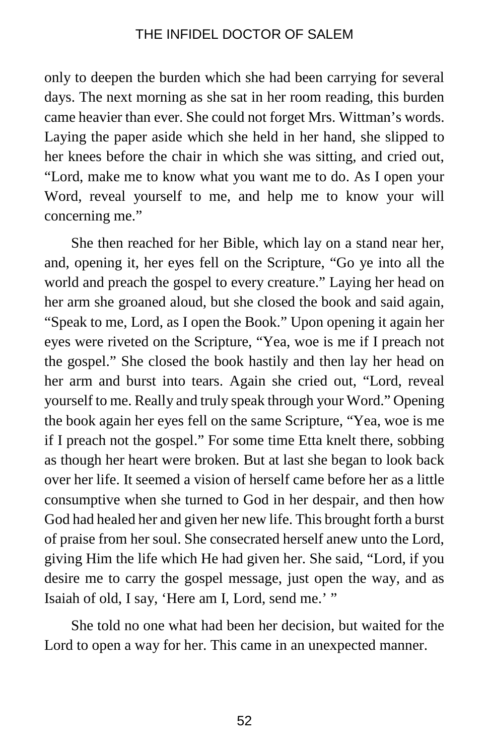only to deepen the burden which she had been carrying for several days. The next morning as she sat in her room reading, this burden came heavier than ever. She could not forget Mrs. Wittman's words. Laying the paper aside which she held in her hand, she slipped to her knees before the chair in which she was sitting, and cried out, "Lord, make me to know what you want me to do. As I open your Word, reveal yourself to me, and help me to know your will concerning me."

She then reached for her Bible, which lay on a stand near her, and, opening it, her eyes fell on the Scripture, "Go ye into all the world and preach the gospel to every creature." Laying her head on her arm she groaned aloud, but she closed the book and said again, "Speak to me, Lord, as I open the Book." Upon opening it again her eyes were riveted on the Scripture, "Yea, woe is me if I preach not the gospel." She closed the book hastily and then lay her head on her arm and burst into tears. Again she cried out, "Lord, reveal yourself to me. Really and truly speak through your Word." Opening the book again her eyes fell on the same Scripture, "Yea, woe is me if I preach not the gospel." For some time Etta knelt there, sobbing as though her heart were broken. But at last she began to look back over her life. It seemed a vision of herself came before her as a little consumptive when she turned to God in her despair, and then how God had healed her and given her new life. This brought forth a burst of praise from her soul. She consecrated herself anew unto the Lord, giving Him the life which He had given her. She said, "Lord, if you desire me to carry the gospel message, just open the way, and as Isaiah of old, I say, 'Here am I, Lord, send me.' "

She told no one what had been her decision, but waited for the Lord to open a way for her. This came in an unexpected manner.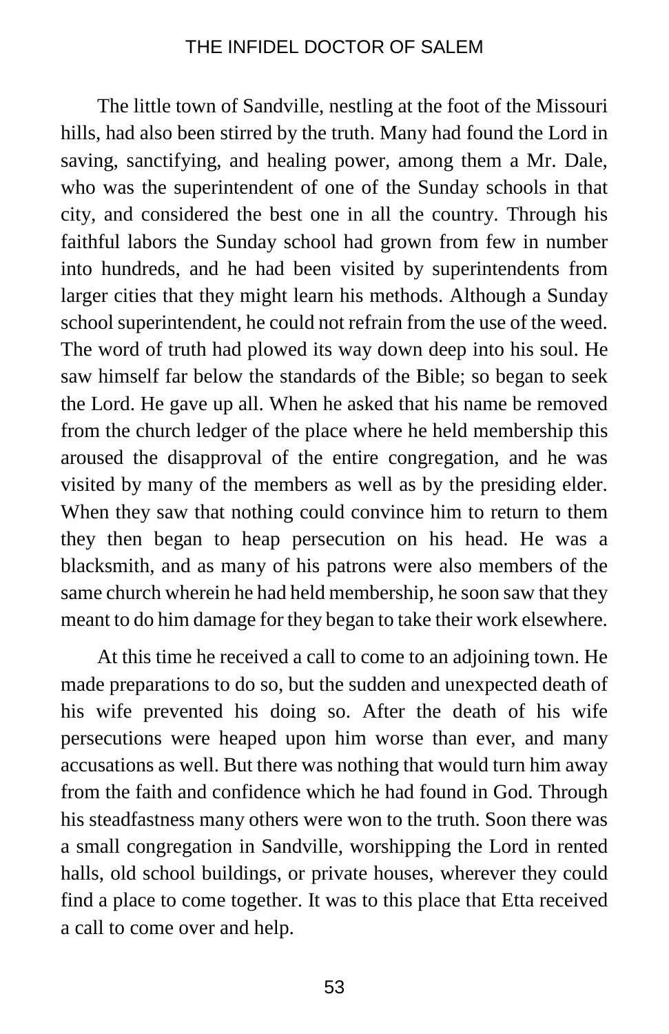The little town of Sandville, nestling at the foot of the Missouri hills, had also been stirred by the truth. Many had found the Lord in saving, sanctifying, and healing power, among them a Mr. Dale, who was the superintendent of one of the Sunday schools in that city, and considered the best one in all the country. Through his faithful labors the Sunday school had grown from few in number into hundreds, and he had been visited by superintendents from larger cities that they might learn his methods. Although a Sunday school superintendent, he could not refrain from the use of the weed. The word of truth had plowed its way down deep into his soul. He saw himself far below the standards of the Bible; so began to seek the Lord. He gave up all. When he asked that his name be removed from the church ledger of the place where he held membership this aroused the disapproval of the entire congregation, and he was visited by many of the members as well as by the presiding elder. When they saw that nothing could convince him to return to them they then began to heap persecution on his head. He was a blacksmith, and as many of his patrons were also members of the same church wherein he had held membership, he soon saw that they meant to do him damage for they began to take their work elsewhere.

At this time he received a call to come to an adjoining town. He made preparations to do so, but the sudden and unexpected death of his wife prevented his doing so. After the death of his wife persecutions were heaped upon him worse than ever, and many accusations as well. But there was nothing that would turn him away from the faith and confidence which he had found in God. Through his steadfastness many others were won to the truth. Soon there was a small congregation in Sandville, worshipping the Lord in rented halls, old school buildings, or private houses, wherever they could find a place to come together. It was to this place that Etta received a call to come over and help.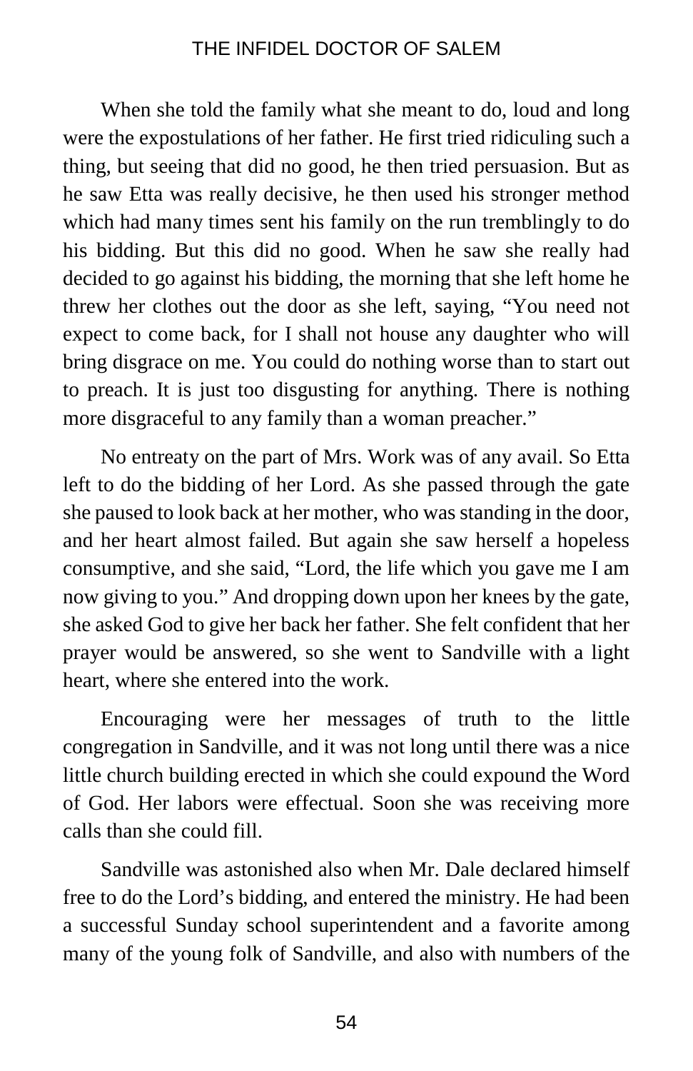When she told the family what she meant to do, loud and long were the expostulations of her father. He first tried ridiculing such a thing, but seeing that did no good, he then tried persuasion. But as he saw Etta was really decisive, he then used his stronger method which had many times sent his family on the run tremblingly to do his bidding. But this did no good. When he saw she really had decided to go against his bidding, the morning that she left home he threw her clothes out the door as she left, saying, "You need not expect to come back, for I shall not house any daughter who will bring disgrace on me. You could do nothing worse than to start out to preach. It is just too disgusting for anything. There is nothing more disgraceful to any family than a woman preacher."

No entreaty on the part of Mrs. Work was of any avail. So Etta left to do the bidding of her Lord. As she passed through the gate she paused to look back at her mother, who was standing in the door, and her heart almost failed. But again she saw herself a hopeless consumptive, and she said, "Lord, the life which you gave me I am now giving to you." And dropping down upon her knees by the gate, she asked God to give her back her father. She felt confident that her prayer would be answered, so she went to Sandville with a light heart, where she entered into the work.

Encouraging were her messages of truth to the little congregation in Sandville, and it was not long until there was a nice little church building erected in which she could expound the Word of God. Her labors were effectual. Soon she was receiving more calls than she could fill.

Sandville was astonished also when Mr. Dale declared himself free to do the Lord's bidding, and entered the ministry. He had been a successful Sunday school superintendent and a favorite among many of the young folk of Sandville, and also with numbers of the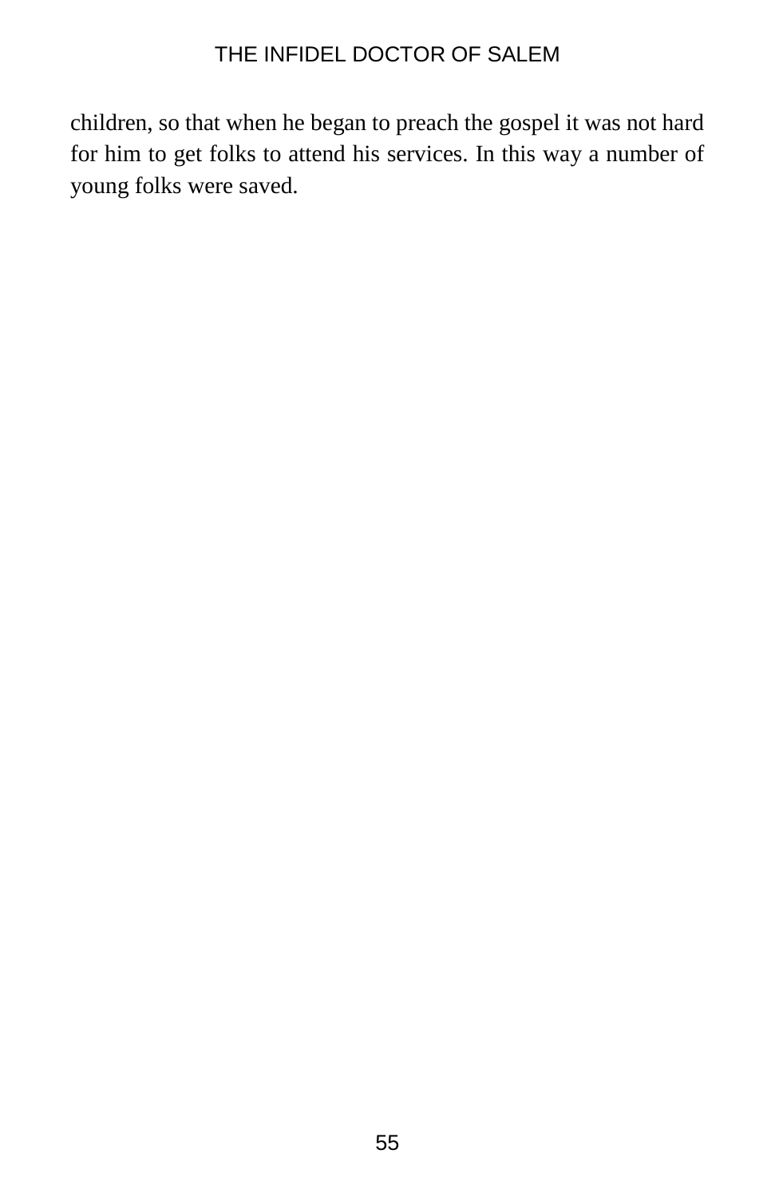children, so that when he began to preach the gospel it was not hard for him to get folks to attend his services. In this way a number of young folks were saved.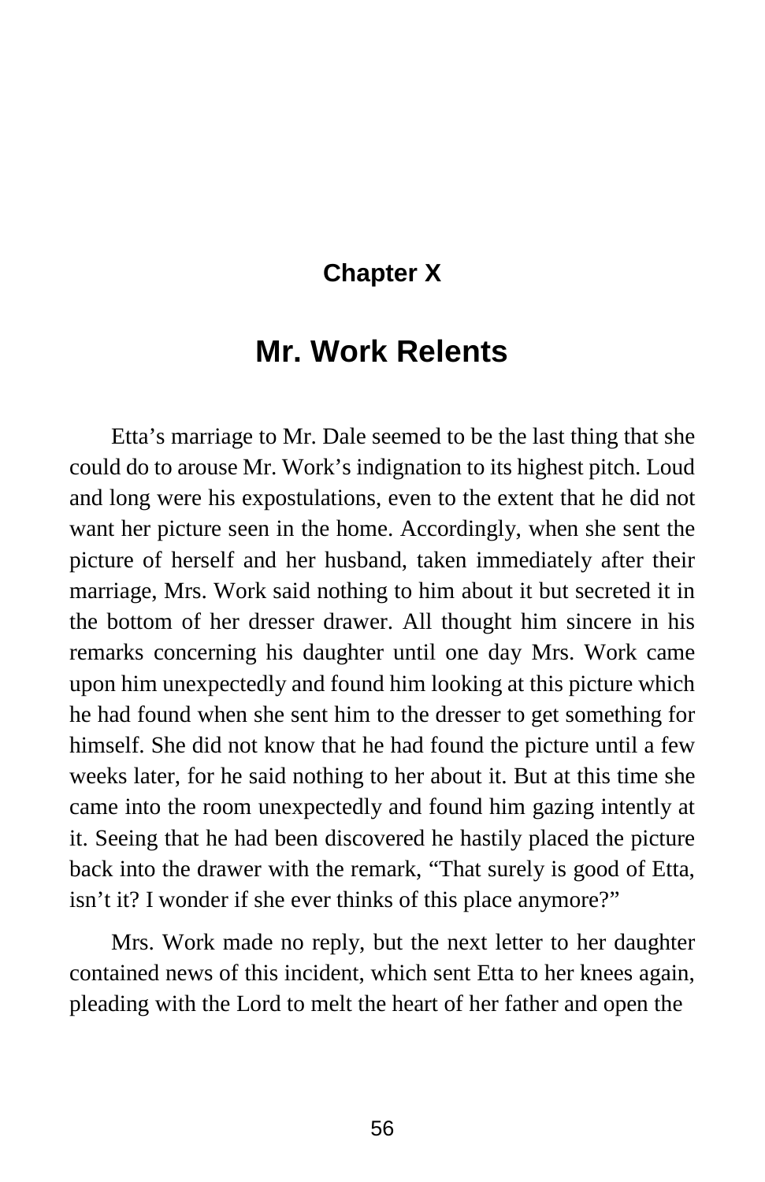## Chapter X

# Mr. Work Relents

Etta’s marriage to Mr. Dale seemed to be the last thing that she could do to arouse Mr. Work’s indignation to its highest pitch. Loud and long were his expostulations, even to the extent that he did not want her picture seen in the home. Accordingly, when she sent the picture of herself and her husband, taken immediately after their marriage, Mrs. Work said nothing to him about it but secreted it in the bottom of her dresser drawer. All thought him sincere in his remarks concerning his daughter until one day Mrs. Work came upon him unexpectedly and found him looking at this picture which he had found when she sent him to the dresser to get something for himself. She did not know that he had found the picture until a few weeks later, for he said nothing to her about it. But at this time she came into the room unexpectedly and found him gazing intently at it. Seeing that he had been discovered he hastily placed the picture back into the drawer with the remark, “That surely is good of Etta, isn’t it? I wonder if she ever thinks of this place anymore?”

Mrs. Work made no reply, but the next letter to her daughter contained news of this incident, which sent Etta to her knees again, pleading with the Lord to melt the heart of her father and open the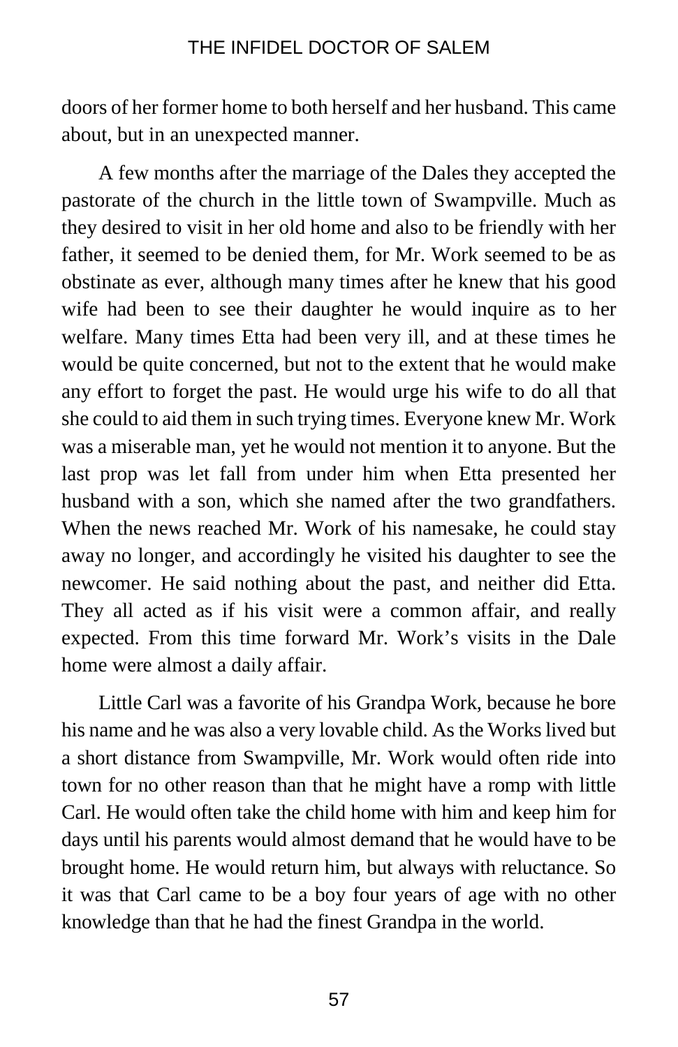doors of her former home to both herself and her husband. This came about, but in an unexpected manner.

A few months after the marriage of the Dales they accepted the pastorate of the church in the little town of Swampville. Much as they desired to visit in her old home and also to be friendly with her father, it seemed to be denied them, for Mr. Work seemed to be as obstinate as ever, although many times after he knew that his good wife had been to see their daughter he would inquire as to her welfare. Many times Etta had been very ill, and at these times he would be quite concerned, but not to the extent that he would make any effort to forget the past. He would urge his wife to do all that she could to aid them in such trying times. Everyone knew Mr. Work was a miserable man, yet he would not mention it to anyone. But the last prop was let fall from under him when Etta presented her husband with a son, which she named after the two grandfathers. When the news reached Mr. Work of his namesake, he could stay away no longer, and accordingly he visited his daughter to see the newcomer. He said nothing about the past, and neither did Etta. They all acted as if his visit were a common affair, and really expected. From this time forward Mr. Work's visits in the Dale home were almost a daily affair.

Little Carl was a favorite of his Grandpa Work, because he bore his name and he was also a very lovable child. As the Works lived but a short distance from Swampville, Mr. Work would often ride into town for no other reason than that he might have a romp with little Carl. He would often take the child home with him and keep him for days until his parents would almost demand that he would have to be brought home. He would return him, but always with reluctance. So it was that Carl came to be a boy four years of age with no other knowledge than that he had the finest Grandpa in the world.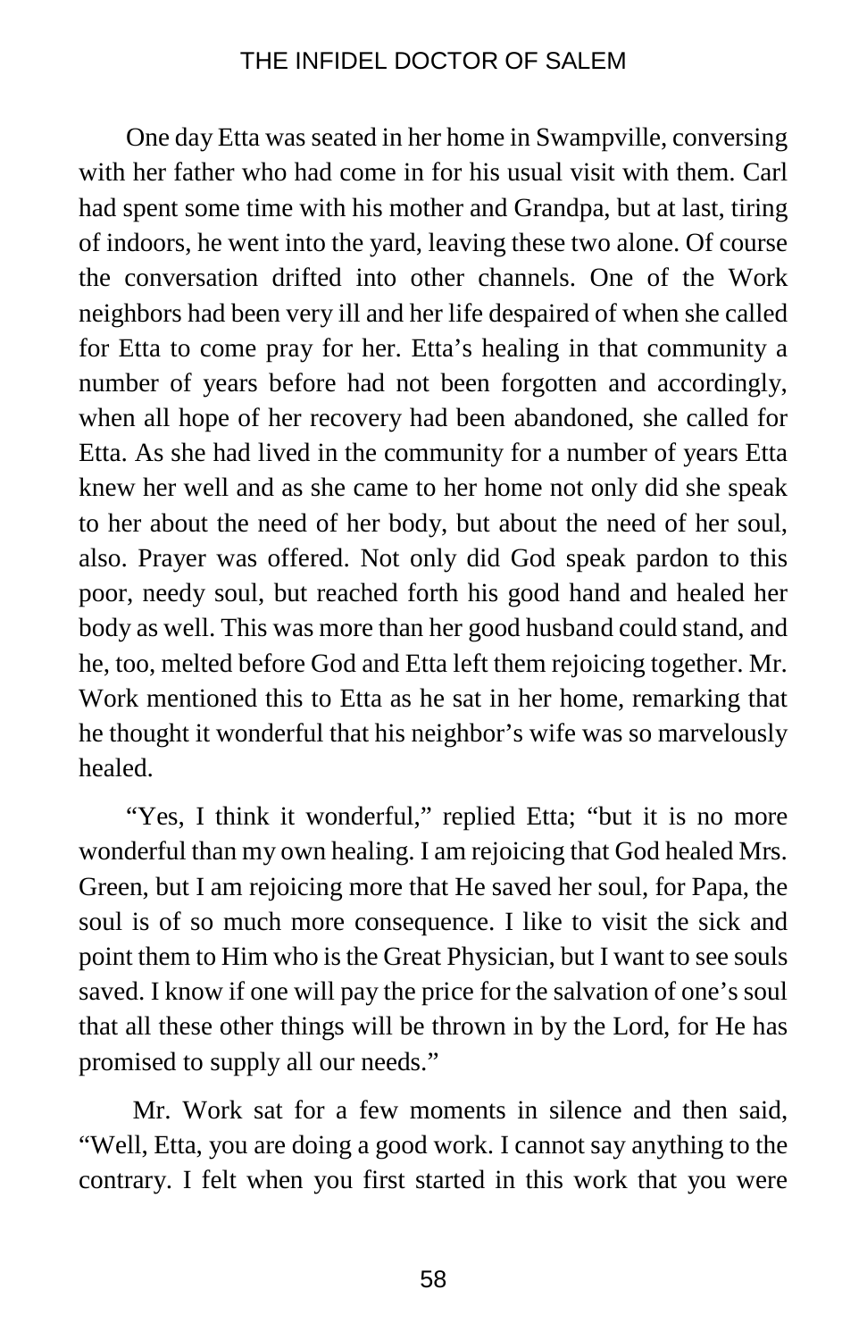One day Etta was seated in her home in Swampville, conversing with her father who had come in for his usual visit with them. Carl had spent some time with his mother and Grandpa, but at last, tiring of indoors, he went into the yard, leaving these two alone. Of course the conversation drifted into other channels. One of the Work neighbors had been very ill and her life despaired of when she called for Etta to come pray for her. Etta's healing in that community a number of years before had not been forgotten and accordingly, when all hope of her recovery had been abandoned, she called for Etta. As she had lived in the community for a number of years Etta knew her well and as she came to her home not only did she speak to her about the need of her body, but about the need of her soul, also. Prayer was offered. Not only did God speak pardon to this poor, needy soul, but reached forth his good hand and healed her body as well. This was more than her good husband could stand, and he, too, melted before God and Etta left them rejoicing together. Mr. Work mentioned this to Etta as he sat in her home, remarking that he thought it wonderful that his neighbor's wife was so marvelously healed.

"Yes, I think it wonderful," replied Etta; "but it is no more wonderful than my own healing. I am rejoicing that God healed Mrs. Green, but I am rejoicing more that He saved her soul, for Papa, the soul is of so much more consequence. I like to visit the sick and point them to Him who is the Great Physician, but I want to see souls saved. I know if one will pay the price for the salvation of one's soul that all these other things will be thrown in by the Lord, for He has promised to supply all our needs."

Mr. Work sat for a few moments in silence and then said, "Well, Etta, you are doing a good work. I cannot say anything to the contrary. I felt when you first started in this work that you were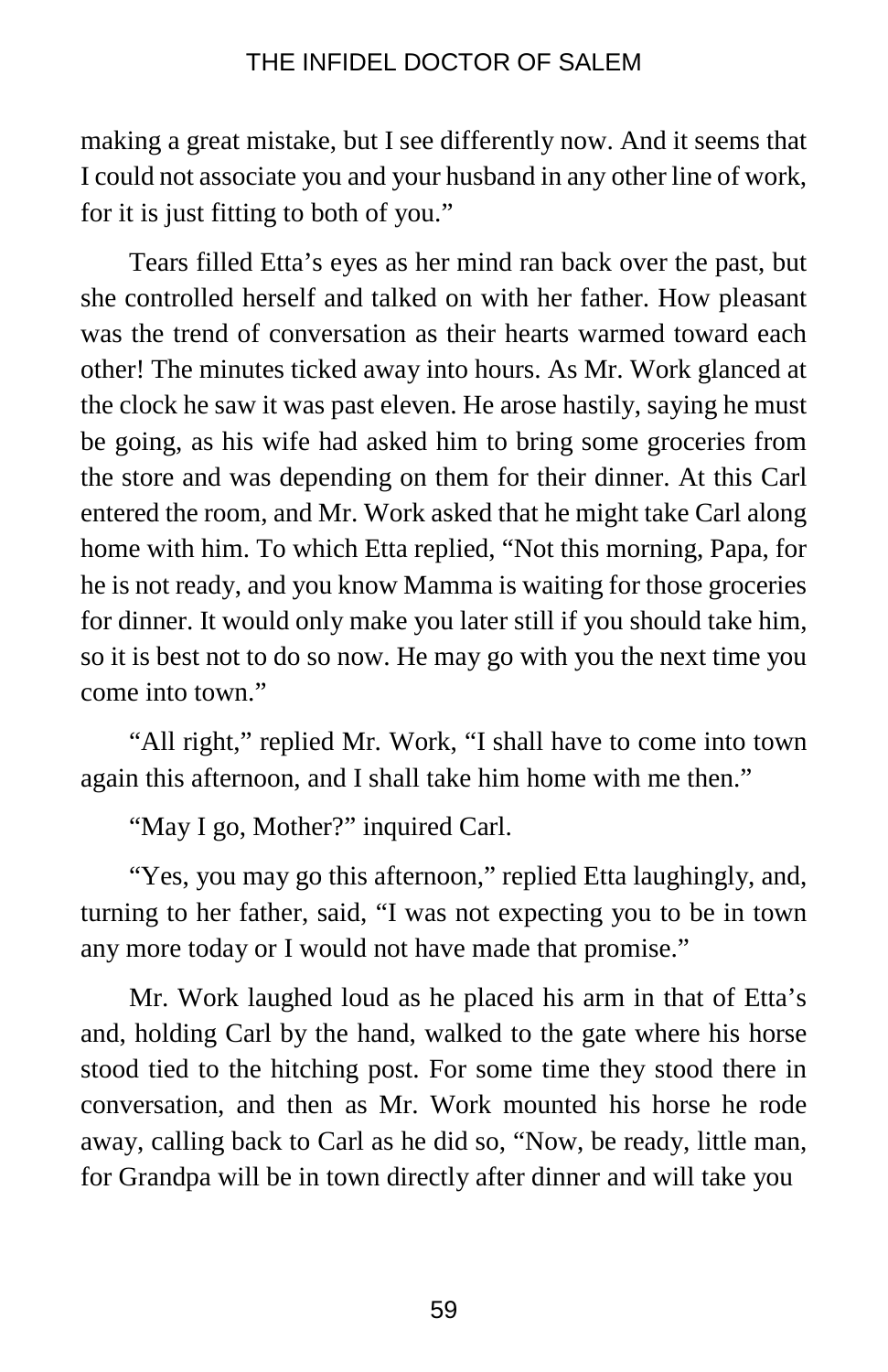making a great mistake, but I see differently now. And it seems that I could not associate you and your husband in any other line of work, for it is just fitting to both of you."

Tears filled Etta's eyes as her mind ran back over the past, but she controlled herself and talked on with her father. How pleasant was the trend of conversation as their hearts warmed toward each other! The minutes ticked away into hours. As Mr. Work glanced at the clock he saw it was past eleven. He arose hastily, saying he must be going, as his wife had asked him to bring some groceries from the store and was depending on them for their dinner. At this Carl entered the room, and Mr. Work asked that he might take Carl along home with him. To which Etta replied, "Not this morning, Papa, for he is not ready, and you know Mamma is waiting for those groceries for dinner. It would only make you later still if you should take him, so it is best not to do so now. He may go with you the next time you come into town."

"All right," replied Mr. Work, "I shall have to come into town again this afternoon, and I shall take him home with me then."

"May I go, Mother?" inquired Carl.

"Yes, you may go this afternoon," replied Etta laughingly, and, turning to her father, said, "I was not expecting you to be in town any more today or I would not have made that promise."

Mr. Work laughed loud as he placed his arm in that of Etta's and, holding Carl by the hand, walked to the gate where his horse stood tied to the hitching post. For some time they stood there in conversation, and then as Mr. Work mounted his horse he rode away, calling back to Carl as he did so, "Now, be ready, little man, for Grandpa will be in town directly after dinner and will take you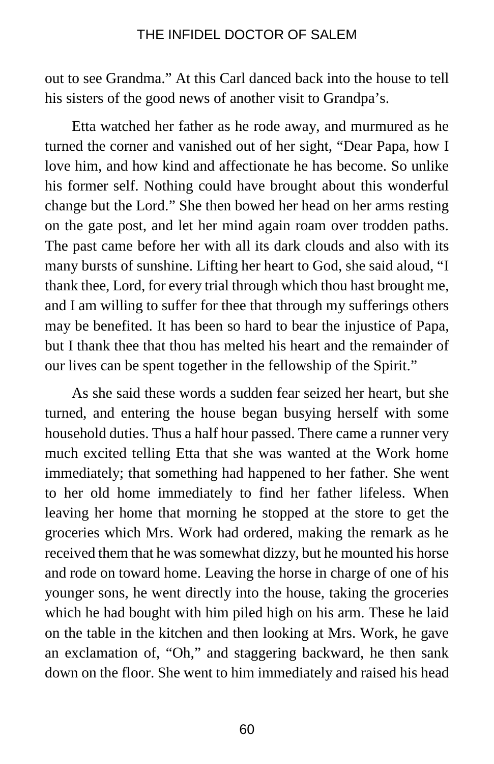out to see Grandma." At this Carl danced back into the house to tell his sisters of the good news of another visit to Grandpa's.

Etta watched her father as he rode away, and murmured as he turned the corner and vanished out of her sight, "Dear Papa, how I love him, and how kind and affectionate he has become. So unlike his former self. Nothing could have brought about this wonderful change but the Lord." She then bowed her head on her arms resting on the gate post, and let her mind again roam over trodden paths. The past came before her with all its dark clouds and also with its many bursts of sunshine. Lifting her heart to God, she said aloud, "I thank thee, Lord, for every trial through which thou hast brought me, and I am willing to suffer for thee that through my sufferings others may be benefited. It has been so hard to bear the injustice of Papa, but I thank thee that thou has melted his heart and the remainder of our lives can be spent together in the fellowship of the Spirit."

As she said these words a sudden fear seized her heart, but she turned, and entering the house began busying herself with some household duties. Thus a half hour passed. There came a runner very much excited telling Etta that she was wanted at the Work home immediately; that something had happened to her father. She went to her old home immediately to find her father lifeless. When leaving her home that morning he stopped at the store to get the groceries which Mrs. Work had ordered, making the remark as he received them that he was somewhat dizzy, but he mounted his horse and rode on toward home. Leaving the horse in charge of one of his younger sons, he went directly into the house, taking the groceries which he had bought with him piled high on his arm. These he laid on the table in the kitchen and then looking at Mrs. Work, he gave an exclamation of, "Oh," and staggering backward, he then sank down on the floor. She went to him immediately and raised his head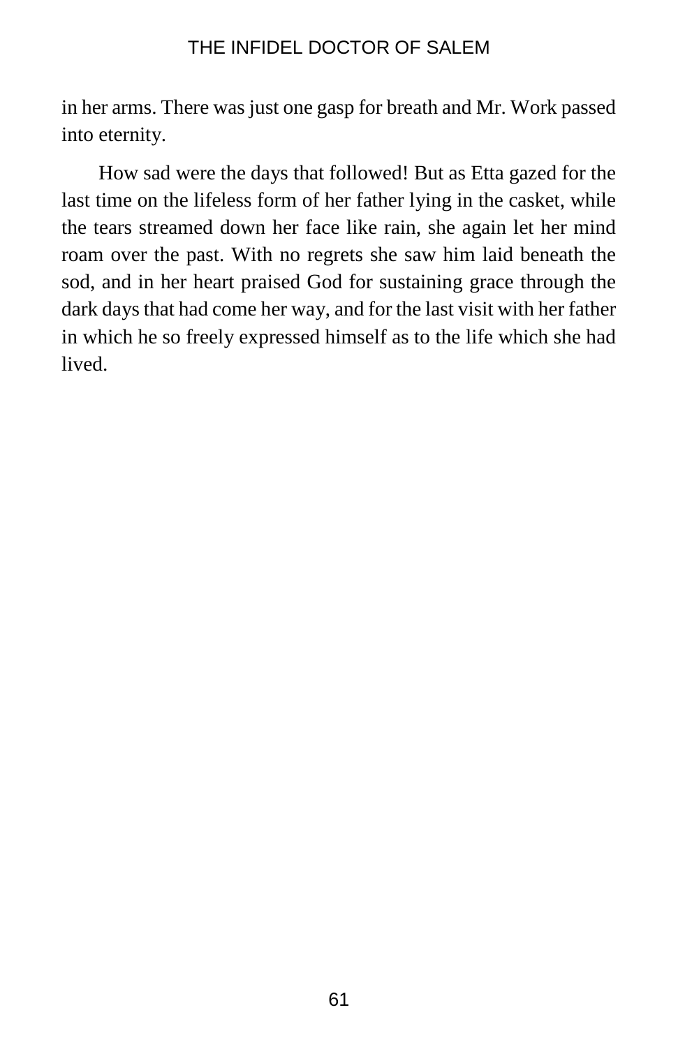in her arms. There was just one gasp for breath and Mr. Work passed into eternity.

How sad were the days that followed! But as Etta gazed for the last time on the lifeless form of her father lying in the casket, while the tears streamed down her face like rain, she again let her mind roam over the past. With no regrets she saw him laid beneath the sod, and in her heart praised God for sustaining grace through the dark days that had come her way, and for the last visit with her father in which he so freely expressed himself as to the life which she had lived.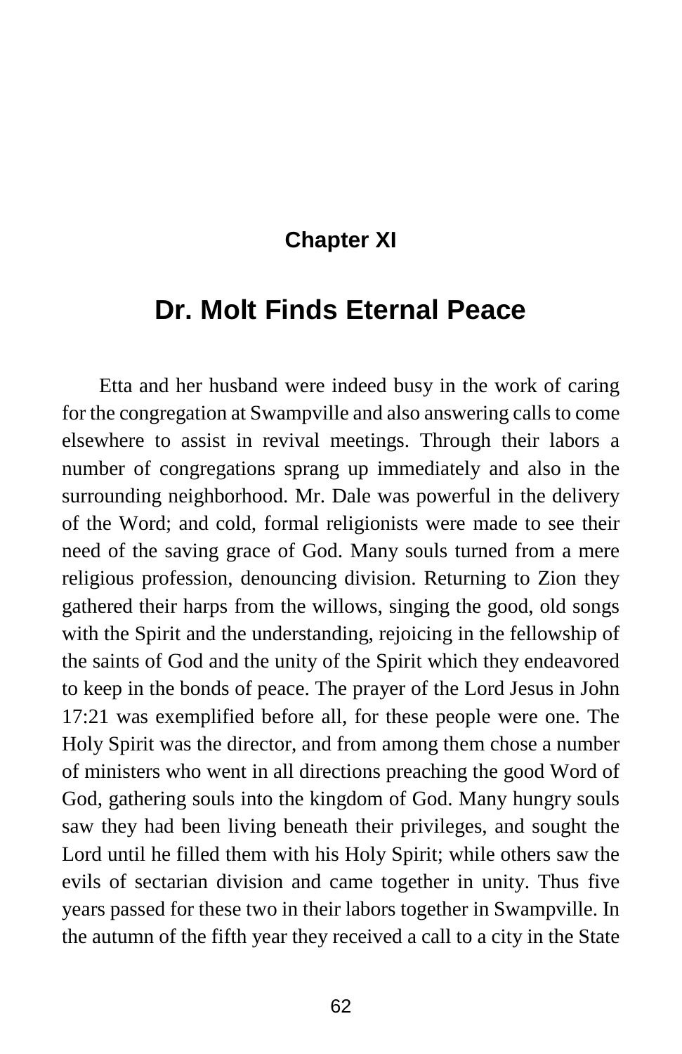## Chapter XI

# Dr. Molt Finds Eternal Peace

Etta and her husband were indeed busy in the work of caring for the congregation at Swampville and also answering calls to come elsewhere to assist in revival meetings. Through their labors a number of congregations sprang up immediately and also in the surrounding neighborhood. Mr. Dale was powerful in the delivery of the Word; and cold, formal religionists were made to see their need of the saving grace of God. Many souls turned from a mere religious profession, denouncing division. Returning to Zion they gathered their harps from the willows, singing the good, old songs with the Spirit and the understanding, rejoicing in the fellowship of the saints of God and the unity of the Spirit which they endeavored to keep in the bonds of peace. The prayer of the Lord Jesus in John 17:21 was exemplified before all, for these people were one. The Holy Spirit was the director, and from among them chose a number of ministers who went in all directions preaching the good Word of God, gathering souls into the kingdom of God. Many hungry souls saw they had been living beneath their privileges, and sought the Lord until he filled them with his Holy Spirit; while others saw the evils of sectarian division and came together in unity. Thus five years passed for these two in their labors together in Swampville. In the autumn of the fifth year they received a call to a city in the State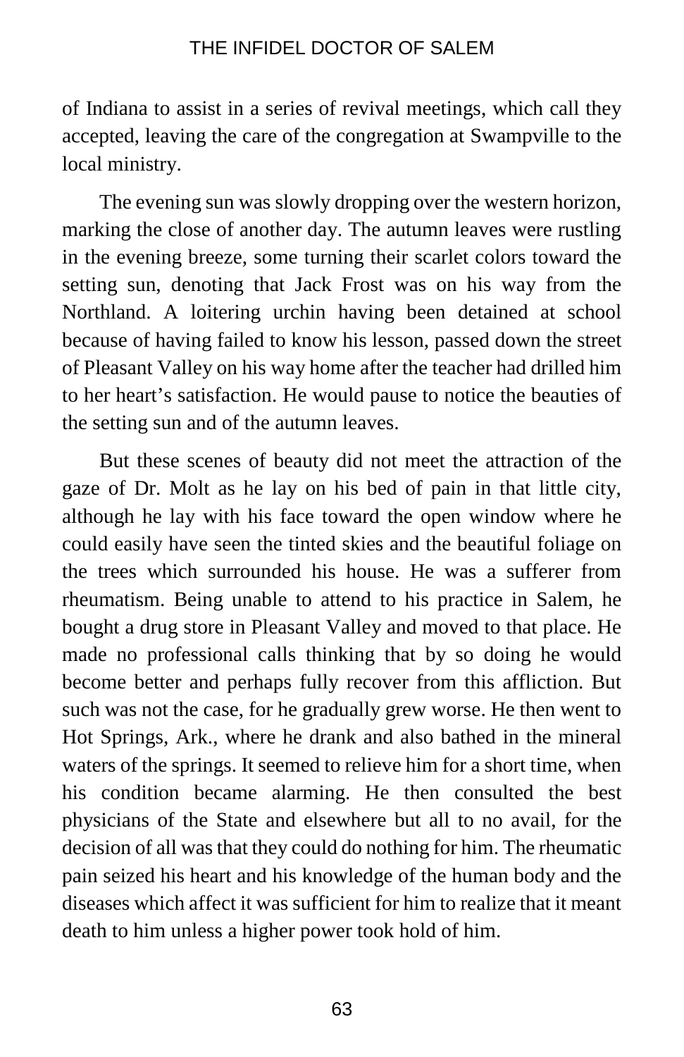of Indiana to assist in a series of revival meetings, which call they accepted, leaving the care of the congregation at Swampville to the local ministry.

The evening sun was slowly dropping over the western horizon, marking the close of another day. The autumn leaves were rustling in the evening breeze, some turning their scarlet colors toward the setting sun, denoting that Jack Frost was on his way from the Northland. A loitering urchin having been detained at school because of having failed to know his lesson, passed down the street of Pleasant Valley on his way home after the teacher had drilled him to her heart's satisfaction. He would pause to notice the beauties of the setting sun and of the autumn leaves.

But these scenes of beauty did not meet the attraction of the gaze of Dr. Molt as he lay on his bed of pain in that little city, although he lay with his face toward the open window where he could easily have seen the tinted skies and the beautiful foliage on the trees which surrounded his house. He was a sufferer from rheumatism. Being unable to attend to his practice in Salem, he bought a drug store in Pleasant Valley and moved to that place. He made no professional calls thinking that by so doing he would become better and perhaps fully recover from this affliction. But such was not the case, for he gradually grew worse. He then went to Hot Springs, Ark., where he drank and also bathed in the mineral waters of the springs. It seemed to relieve him for a short time, when his condition became alarming. He then consulted the best physicians of the State and elsewhere but all to no avail, for the decision of all was that they could do nothing for him. The rheumatic pain seized his heart and his knowledge of the human body and the diseases which affect it was sufficient for him to realize that it meant death to him unless a higher power took hold of him.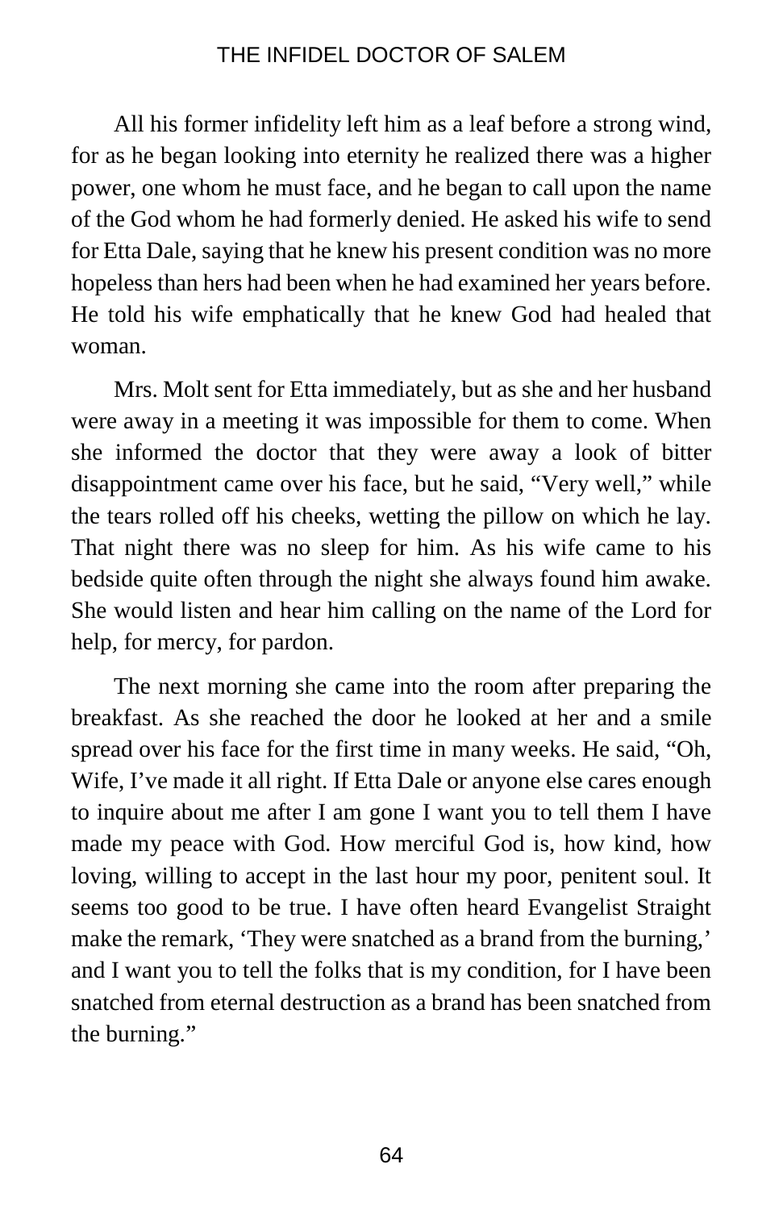All his former infidelity left him as a leaf before a strong wind, for as he began looking into eternity he realized there was a higher power, one whom he must face, and he began to call upon the name of the God whom he had formerly denied. He asked his wife to send for Etta Dale, saying that he knew his present condition was no more hopeless than hers had been when he had examined her years before. He told his wife emphatically that he knew God had healed that woman.

Mrs. Molt sent for Etta immediately, but as she and her husband were away in a meeting it was impossible for them to come. When she informed the doctor that they were away a look of bitter disappointment came over his face, but he said, "Very well," while the tears rolled off his cheeks, wetting the pillow on which he lay. That night there was no sleep for him. As his wife came to his bedside quite often through the night she always found him awake. She would listen and hear him calling on the name of the Lord for help, for mercy, for pardon.

The next morning she came into the room after preparing the breakfast. As she reached the door he looked at her and a smile spread over his face for the first time in many weeks. He said, "Oh, Wife, I've made it all right. If Etta Dale or anyone else cares enough to inquire about me after I am gone I want you to tell them I have made my peace with God. How merciful God is, how kind, how loving, willing to accept in the last hour my poor, penitent soul. It seems too good to be true. I have often heard Evangelist Straight make the remark, 'They were snatched as a brand from the burning,' and I want you to tell the folks that is my condition, for I have been snatched from eternal destruction as a brand has been snatched from the burning."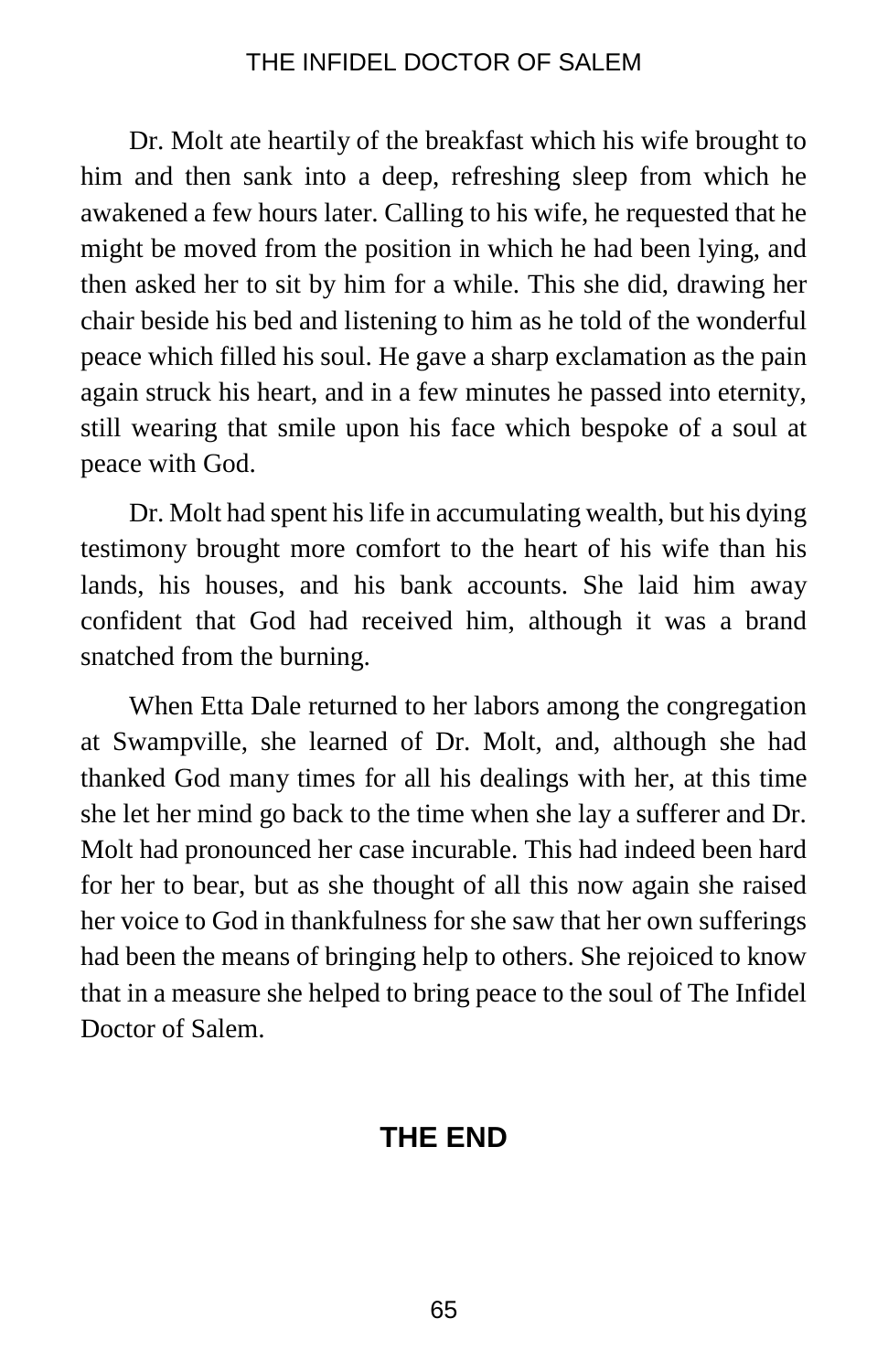Dr. Molt ate heartily of the breakfast which his wife brought to him and then sank into a deep, refreshing sleep from which he awakened a few hours later. Calling to his wife, he requested that he might be moved from the position in which he had been lying, and then asked her to sit by him for a while. This she did, drawing her chair beside his bed and listening to him as he told of the wonderful peace which filled his soul. He gave a sharp exclamation as the pain again struck his heart, and in a few minutes he passed into eternity, still wearing that smile upon his face which bespoke of a soul at peace with God.

Dr. Molt had spent his life in accumulating wealth, but his dying testimony brought more comfort to the heart of his wife than his lands, his houses, and his bank accounts. She laid him away confident that God had received him, although it was a brand snatched from the burning.

When Etta Dale returned to her labors among the congregation at Swampville, she learned of Dr. Molt, and, although she had thanked God many times for all his dealings with her, at this time she let her mind go back to the time when she lay a sufferer and Dr. Molt had pronounced her case incurable. This had indeed been hard for her to bear, but as she thought of all this now again she raised her voice to God in thankfulness for she saw that her own sufferings had been the means of bringing help to others. She rejoiced to know that in a measure she helped to bring peace to the soul of The Infidel Doctor of Salem.

**THE END**